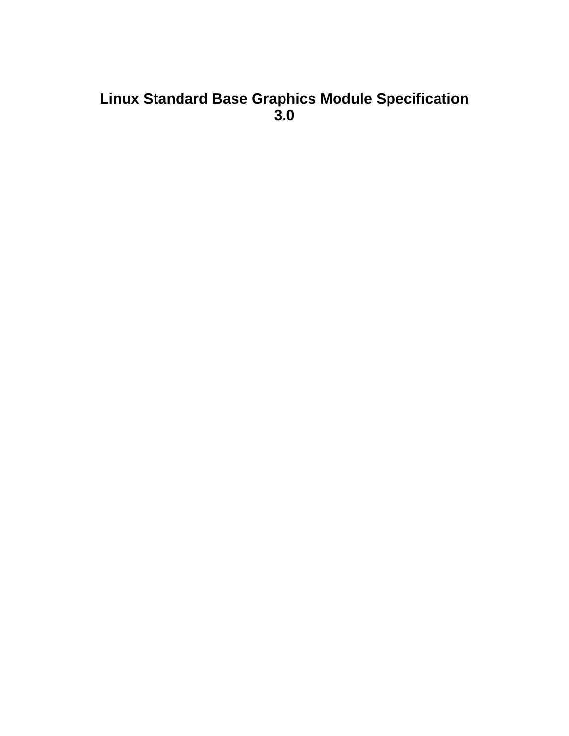# Linux Standard Base Graphics Module Specification 3.0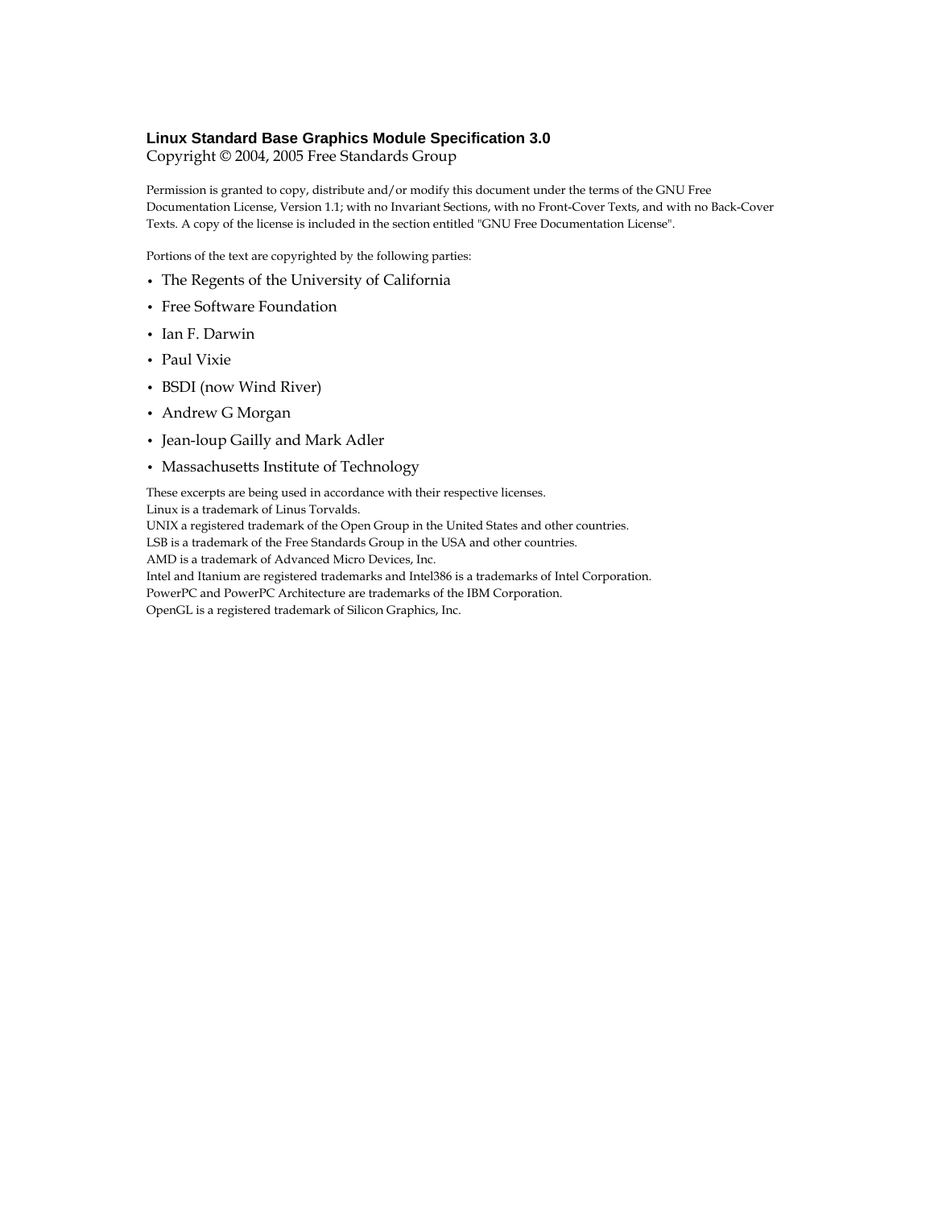**Linux Standard Base Graphics Module Specification 3.0**

Copyright © 2004, 2005 Free Standards Group

Permission is granted to copy, distribute and/or modify this document under the terms of the GNU Free Documentation License, Version 1.1; with no Invariant Sections, with no Front-Cover Texts, and with no Back-Cover Texts. A copy of the license is included in the section entitled "GNU Free Documentation License".

Portions of the text are copyrighted by the following parties:

- The Regents of the University of California
- Free Software Foundation
- Ian F. Darwin
- Paul Vixie
- BSDI (now Wind River)
- Andrew G Morgan
- Jean-loup Gailly and Mark Adler
- Massachusetts Institute of Technology

These excerpts are being used in accordance with their respective licenses.
Linux is a trademark of Linus Torvalds.
UNIX a registered trademark of the Open Group in the United States and other countries.
LSB is a trademark of the Free Standards Group in the USA and other countries.
AMD is a trademark of Advanced Micro Devices, Inc.
Intel and Itanium are registered trademarks and Intel386 is a trademarks of Intel Corporation.
PowerPC and PowerPC Architecture are trademarks of the IBM Corporation.
OpenGL is a registered trademark of Silicon Graphics, Inc.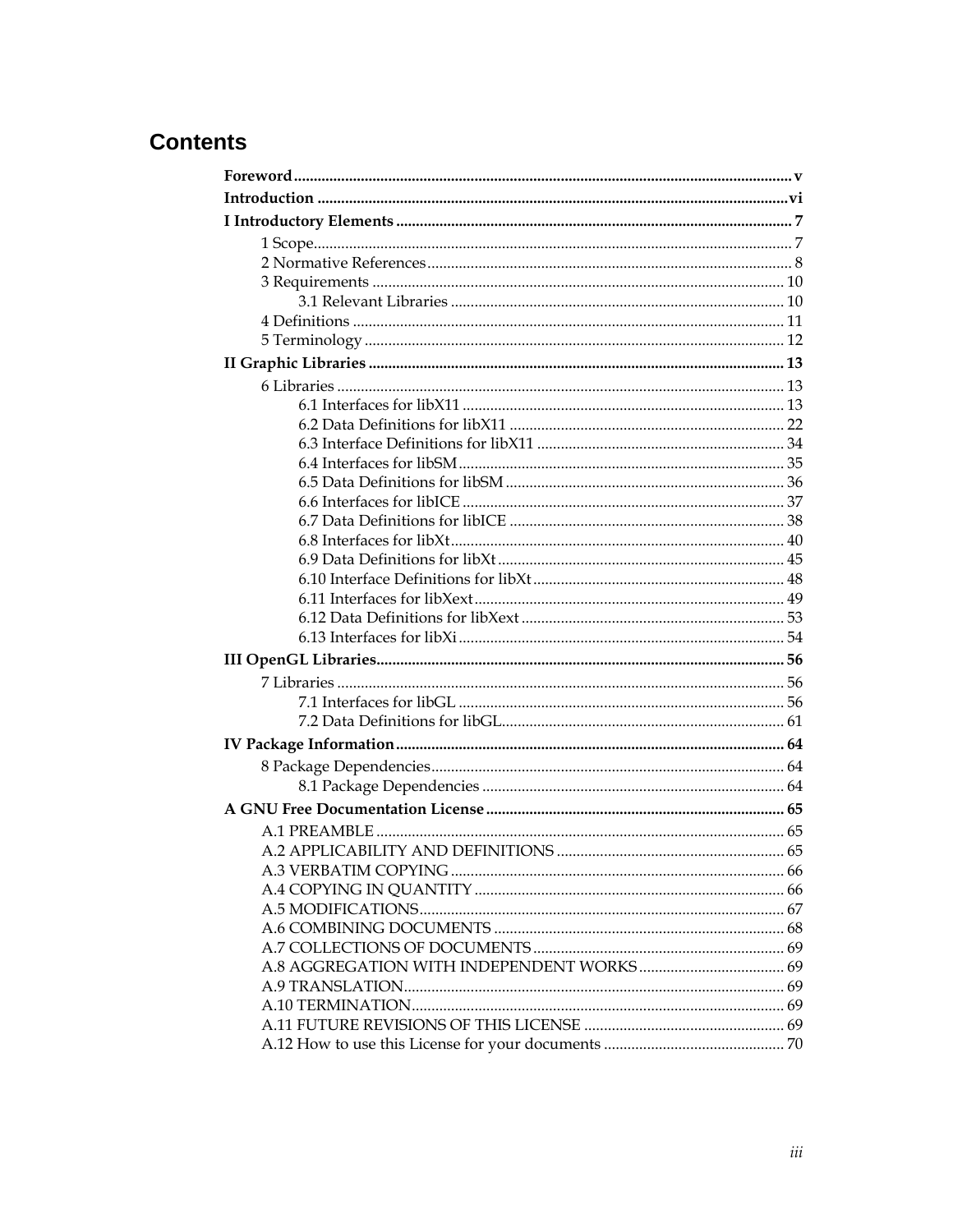# Contents

**Foreword** ........................................................................................................................ v

**Introduction** .................................................................................................................. vi

**I Introductory Elements** ............................................................................................. 7

- 1 Scope........................................................................................................................ 7
- 2 Normative References ........................................................................................... 8
- 3 Requirements ........................................................................................................ 10
  - 3.1 Relevant Libraries ........................................................................................ 10
- 4 Definitions ............................................................................................................ 11
- 5 Terminology ......................................................................................................... 12

**II Graphic Libraries** ..................................................................................................... 13

- 6 Libraries ................................................................................................................ 13
  - 6.1 Interfaces for libX11 ..................................................................................... 13
  - 6.2 Data Definitions for libX11 ......................................................................... 22
  - 6.3 Interface Definitions for libX11 .................................................................. 34
  - 6.4 Interfaces for libSM ...................................................................................... 35
  - 6.5 Data Definitions for libSM .......................................................................... 36
  - 6.6 Interfaces for libICE ..................................................................................... 37
  - 6.7 Data Definitions for libICE ......................................................................... 38
  - 6.8 Interfaces for libXt ........................................................................................ 40
  - 6.9 Data Definitions for libXt ............................................................................ 45
  - 6.10 Interface Definitions for libXt ................................................................... 48
  - 6.11 Interfaces for libXext .................................................................................. 49
  - 6.12 Data Definitions for libXext ...................................................................... 53
  - 6.13 Interfaces for libXi ...................................................................................... 54

**III OpenGL Libraries** .................................................................................................... 56

- 7 Libraries ................................................................................................................ 56
  - 7.1 Interfaces for libGL ...................................................................................... 56
  - 7.2 Data Definitions for libGL ........................................................................... 61

**IV Package Information** ................................................................................................ 64

- 8 Package Dependencies ........................................................................................ 64
  - 8.1 Package Dependencies ................................................................................ 64

**A GNU Free Documentation License** ........................................................................... 65

- A.1 PREAMBLE .......................................................................................................... 65
- A.2 APPLICABILITY AND DEFINITIONS ............................................................. 65
- A.3 VERBATIM COPYING ....................................................................................... 66
- A.4 COPYING IN QUANTITY ................................................................................. 66
- A.5 MODIFICATIONS ............................................................................................... 67
- A.6 COMBINING DOCUMENTS ............................................................................ 68
- A.7 COLLECTIONS OF DOCUMENTS .................................................................. 69
- A.8 AGGREGATION WITH INDEPENDENT WORKS ....................................... 69
- A.9 TRANSLATION ................................................................................................... 69
- A.10 TERMINATION .................................................................................................. 69
- A.11 FUTURE REVISIONS OF THIS LICENSE ...................................................... 69
- A.12 How to use this License for your documents ................................................ 70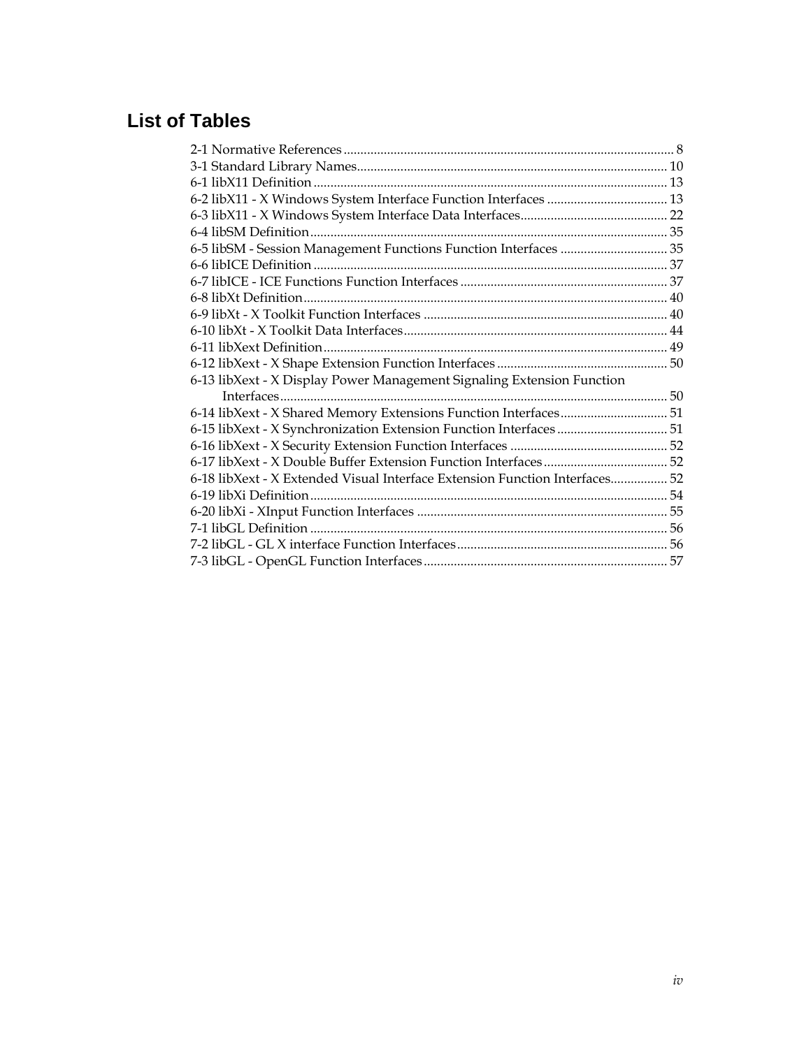# List of Tables

2-1 Normative References ........................................................................................... 8
3-1 Standard Library Names........................................................................................ 10
6-1 libX11 Definition .................................................................................................. 13
6-2 libX11 - X Windows System Interface Function Interfaces .................................... 13
6-3 libX11 - X Windows System Interface Data Interfaces............................................ 22
6-4 libSM Definition.................................................................................................... 35
6-5 libSM - Session Management Functions Function Interfaces ................................ 35
6-6 libICE Definition ................................................................................................... 37
6-7 libICE - ICE Functions Function Interfaces ............................................................ 37
6-8 libXt Definition...................................................................................................... 40
6-9 libXt - X Toolkit Function Interfaces ....................................................................... 40
6-10 libXt - X Toolkit Data Interfaces............................................................................ 44
6-11 libXext Definition................................................................................................. 49
6-12 libXext - X Shape Extension Function Interfaces .................................................. 50
6-13 libXext - X Display Power Management Signaling Extension Function Interfaces..................................................................................................... 50
6-14 libXext - X Shared Memory Extensions Function Interfaces................................ 51
6-15 libXext - X Synchronization Extension Function Interfaces ................................. 51
6-16 libXext - X Security Extension Function Interfaces .............................................. 52
6-17 libXext - X Double Buffer Extension Function Interfaces...................................... 52
6-18 libXext - X Extended Visual Interface Extension Function Interfaces.................. 52
6-19 libXi Definition..................................................................................................... 54
6-20 libXi - XInput Function Interfaces ........................................................................ 55
7-1 libGL Definition .................................................................................................... 56
7-2 libGL - GL X interface Function Interfaces............................................................. 56
7-3 libGL - OpenGL Function Interfaces....................................................................... 57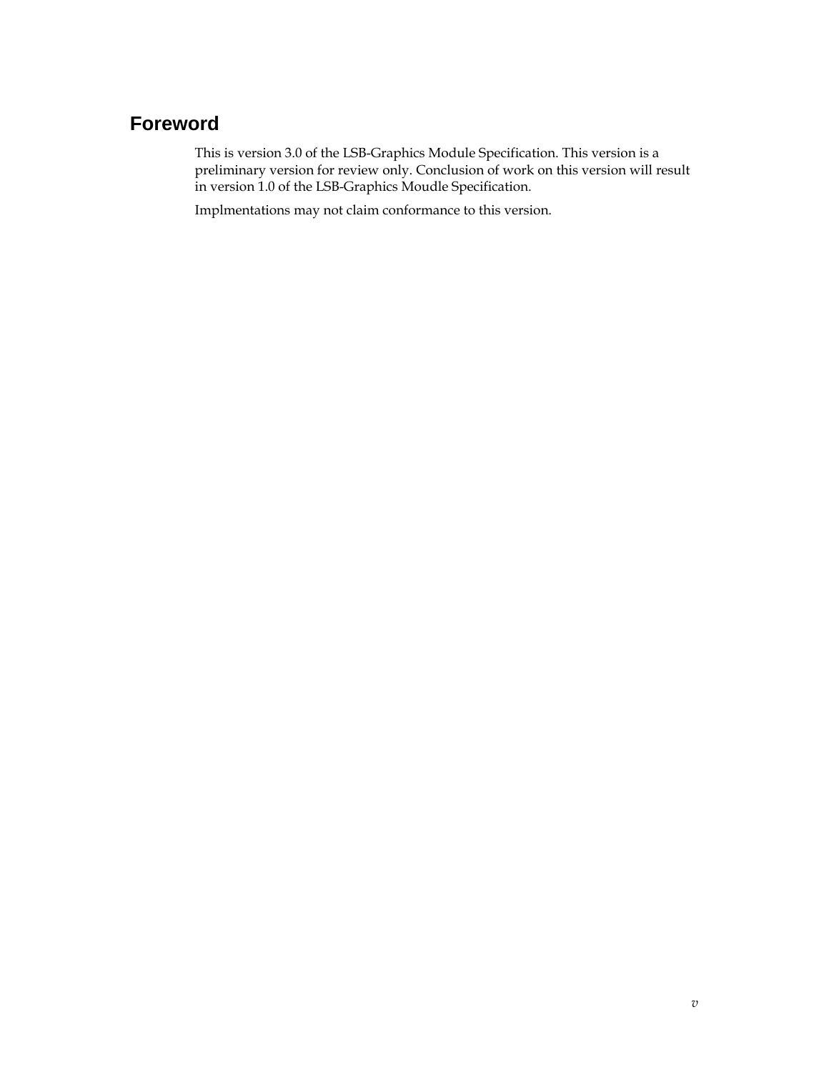# Foreword

This is version 3.0 of the LSB-Graphics Module Specification. This version is a preliminary version for review only. Conclusion of work on this version will result in version 1.0 of the LSB-Graphics Moudle Specification.

Implmentations may not claim conformance to this version.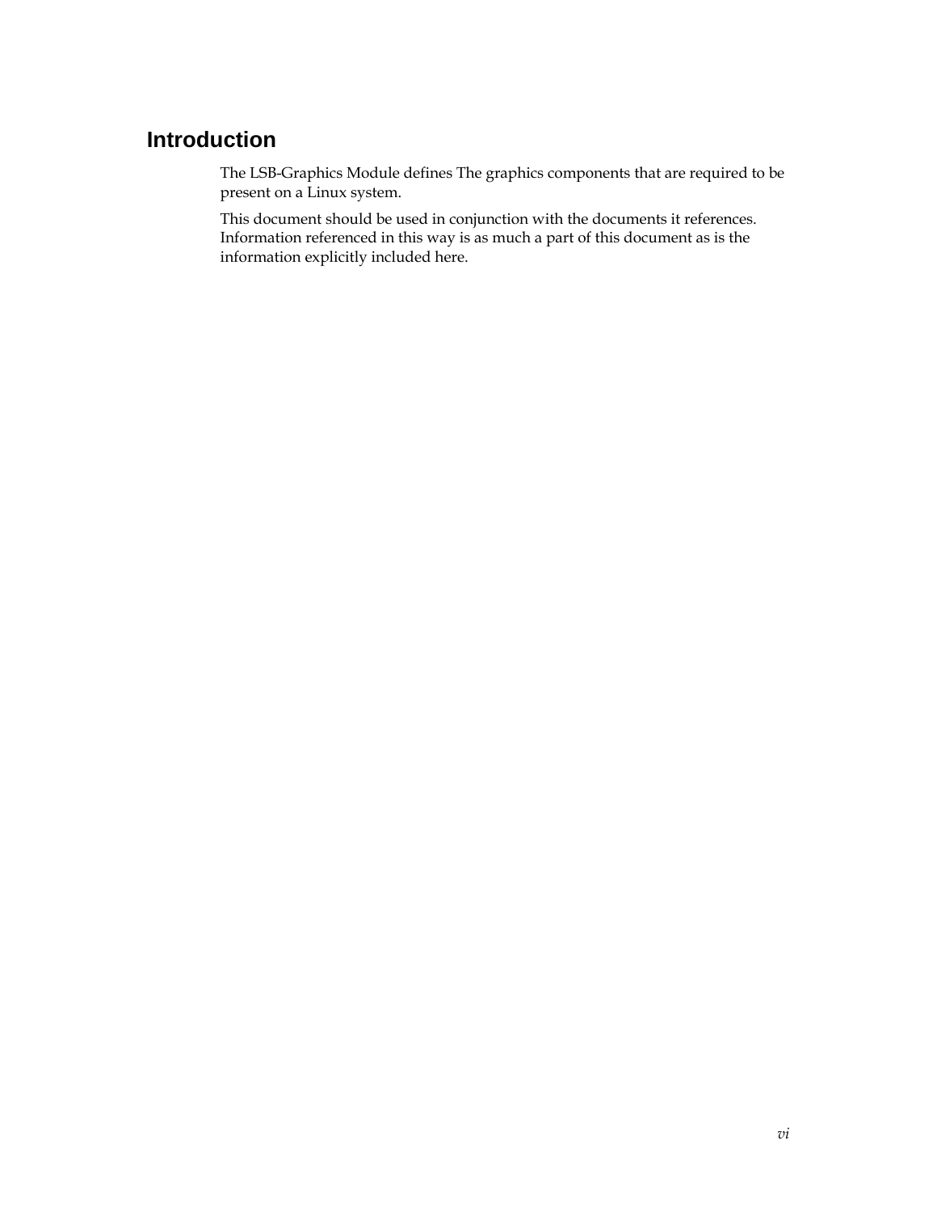# Introduction

The LSB-Graphics Module defines The graphics components that are required to be present on a Linux system.

This document should be used in conjunction with the documents it references. Information referenced in this way is as much a part of this document as is the information explicitly included here.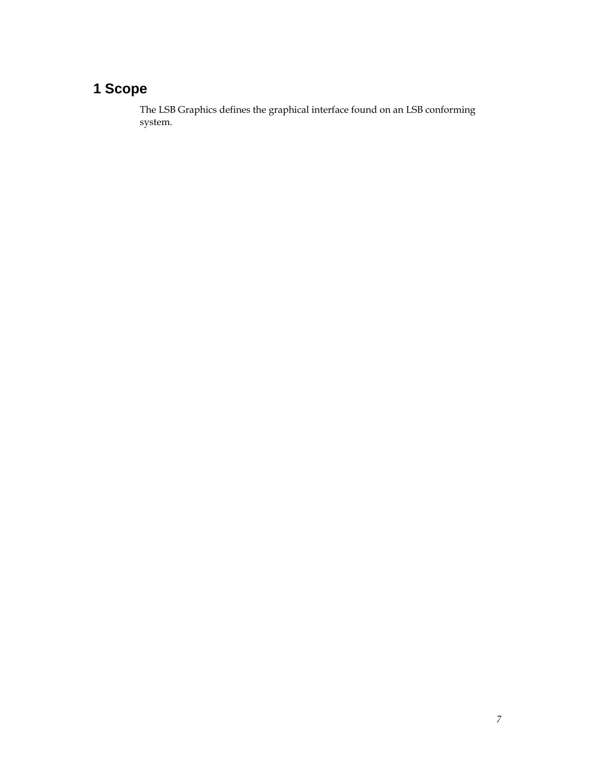# 1 Scope

The LSB Graphics defines the graphical interface found on an LSB conforming system.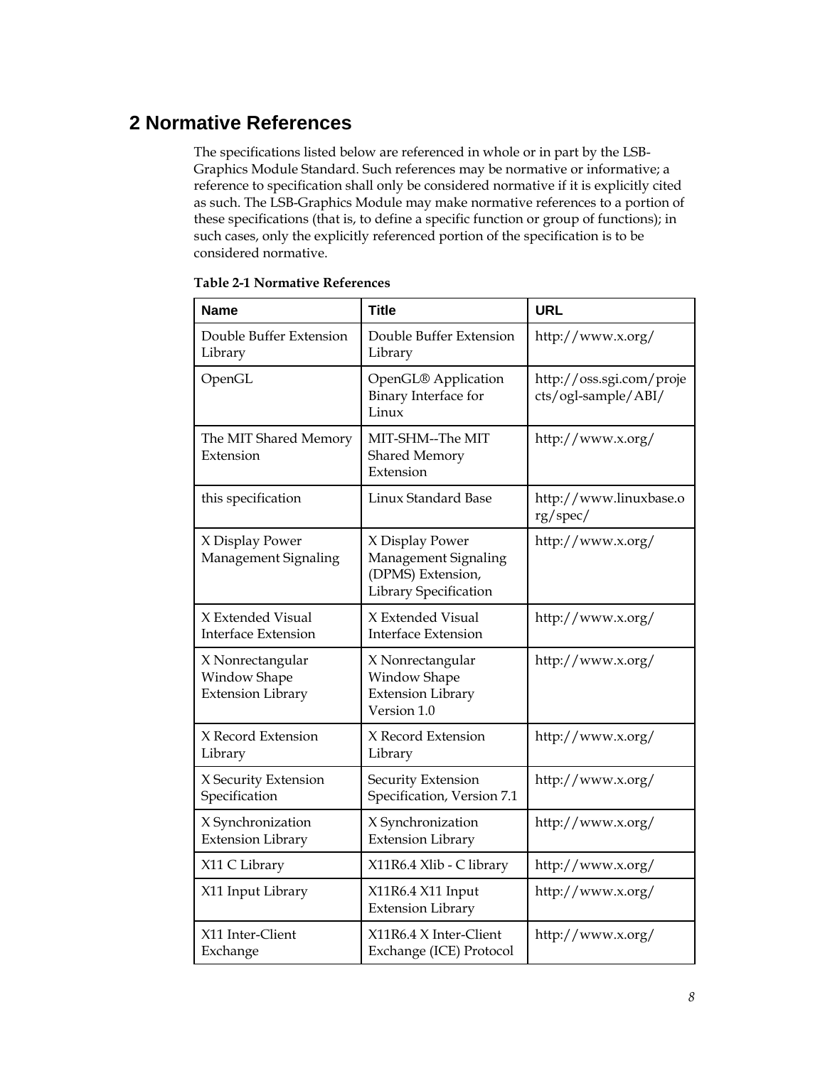# 2 Normative References

The specifications listed below are referenced in whole or in part by the LSB-Graphics Module Standard. Such references may be normative or informative; a reference to specification shall only be considered normative if it is explicitly cited as such. The LSB-Graphics Module may make normative references to a portion of these specifications (that is, to define a specific function or group of functions); in such cases, only the explicitly referenced portion of the specification is to be considered normative.

**Table 2-1 Normative References**

| Name | Title | URL |
|---|---|---|
| Double Buffer Extension Library | Double Buffer Extension Library | http://www.x.org/ |
| OpenGL | OpenGL® Application Binary Interface for Linux | http://oss.sgi.com/projects/ogl-sample/ABI/ |
| The MIT Shared Memory Extension | MIT-SHM--The MIT Shared Memory Extension | http://www.x.org/ |
| this specification | Linux Standard Base | http://www.linuxbase.org/spec/ |
| X Display Power Management Signaling | X Display Power Management Signaling (DPMS) Extension, Library Specification | http://www.x.org/ |
| X Extended Visual Interface Extension | X Extended Visual Interface Extension | http://www.x.org/ |
| X Nonrectangular Window Shape Extension Library | X Nonrectangular Window Shape Extension Library Version 1.0 | http://www.x.org/ |
| X Record Extension Library | X Record Extension Library | http://www.x.org/ |
| X Security Extension Specification | Security Extension Specification, Version 7.1 | http://www.x.org/ |
| X Synchronization Extension Library | X Synchronization Extension Library | http://www.x.org/ |
| X11 C Library | X11R6.4 Xlib - C library | http://www.x.org/ |
| X11 Input Library | X11R6.4 X11 Input Extension Library | http://www.x.org/ |
| X11 Inter-Client Exchange | X11R6.4 X Inter-Client Exchange (ICE) Protocol | http://www.x.org/ |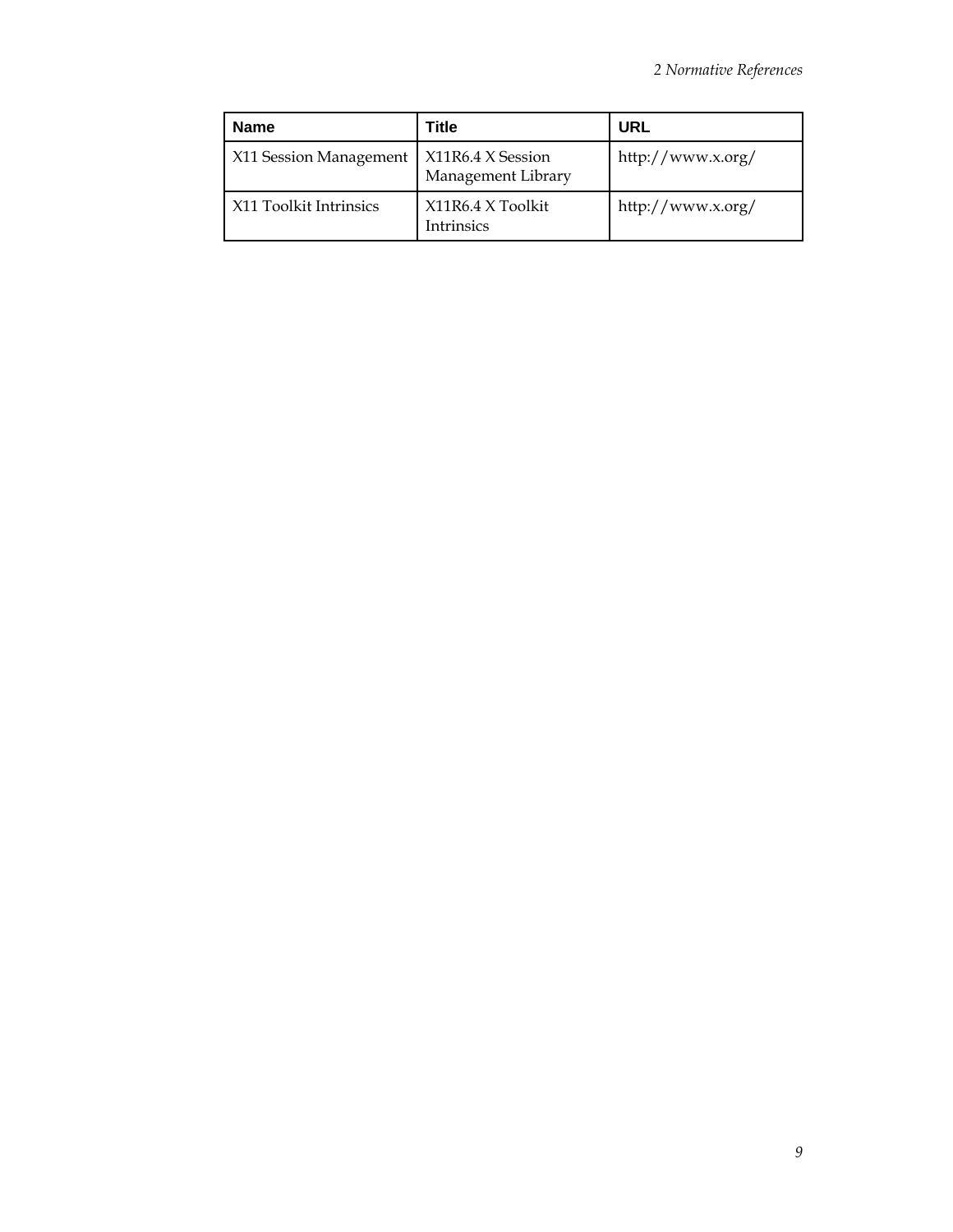| Name | Title | URL |
| --- | --- | --- |
| X11 Session Management | X11R6.4 X Session Management Library | http://www.x.org/ |
| X11 Toolkit Intrinsics | X11R6.4 X Toolkit Intrinsics | http://www.x.org/ |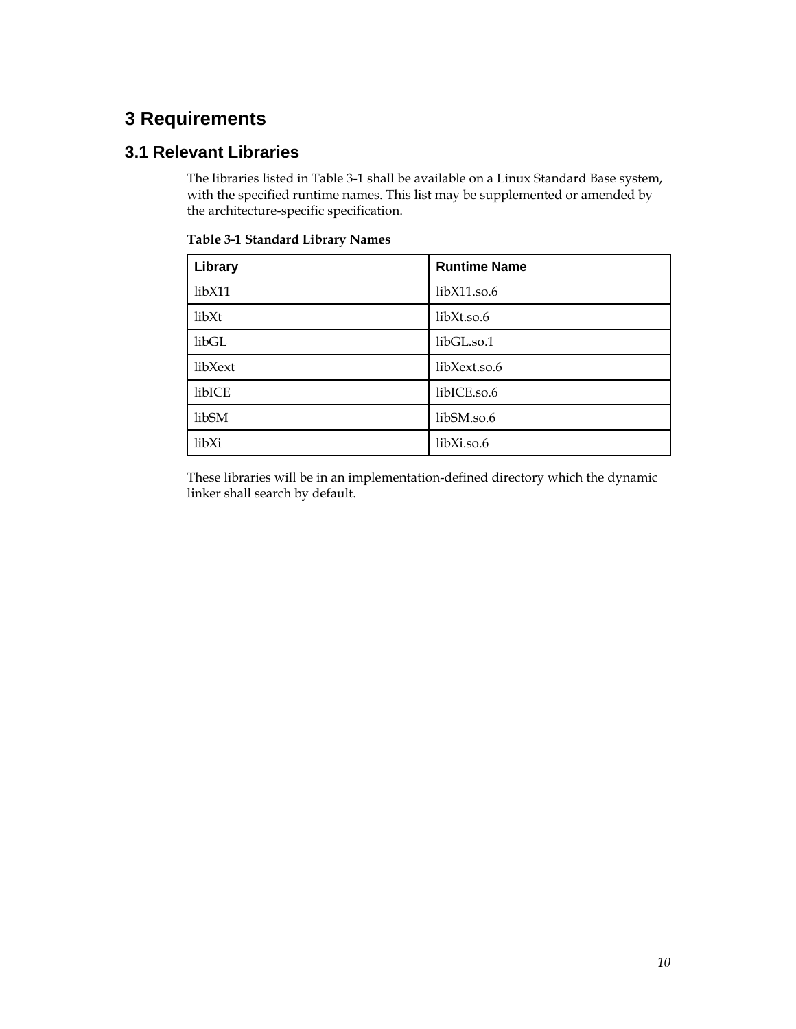# 3 Requirements

## 3.1 Relevant Libraries

The libraries listed in Table 3-1 shall be available on a Linux Standard Base system, with the specified runtime names. This list may be supplemented or amended by the architecture-specific specification.

**Table 3-1 Standard Library Names**

| Library | Runtime Name |
| --- | --- |
| libX11 | libX11.so.6 |
| libXt | libXt.so.6 |
| libGL | libGL.so.1 |
| libXext | libXext.so.6 |
| libICE | libICE.so.6 |
| libSM | libSM.so.6 |
| libXi | libXi.so.6 |

These libraries will be in an implementation-defined directory which the dynamic linker shall search by default.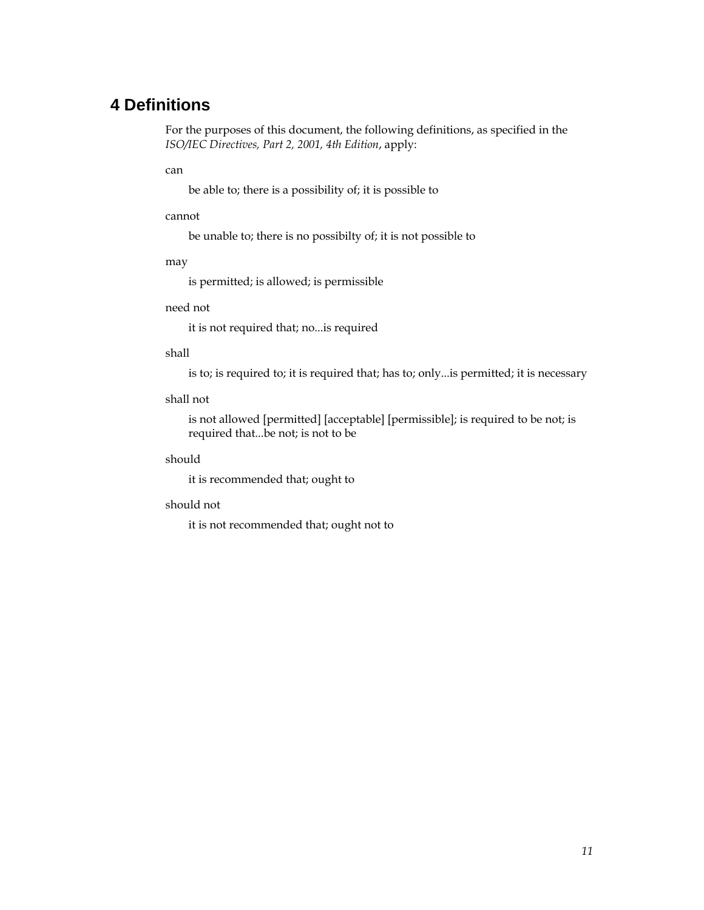# 4 Definitions

For the purposes of this document, the following definitions, as specified in the *ISO/IEC Directives, Part 2, 2001, 4th Edition*, apply:

can

> be able to; there is a possibility of; it is possible to

cannot

> be unable to; there is no possibilty of; it is not possible to

may

> is permitted; is allowed; is permissible

need not

> it is not required that; no...is required

shall

> is to; is required to; it is required that; has to; only...is permitted; it is necessary

shall not

> is not allowed [permitted] [acceptable] [permissible]; is required to be not; is required that...be not; is not to be

should

> it is recommended that; ought to

should not

> it is not recommended that; ought not to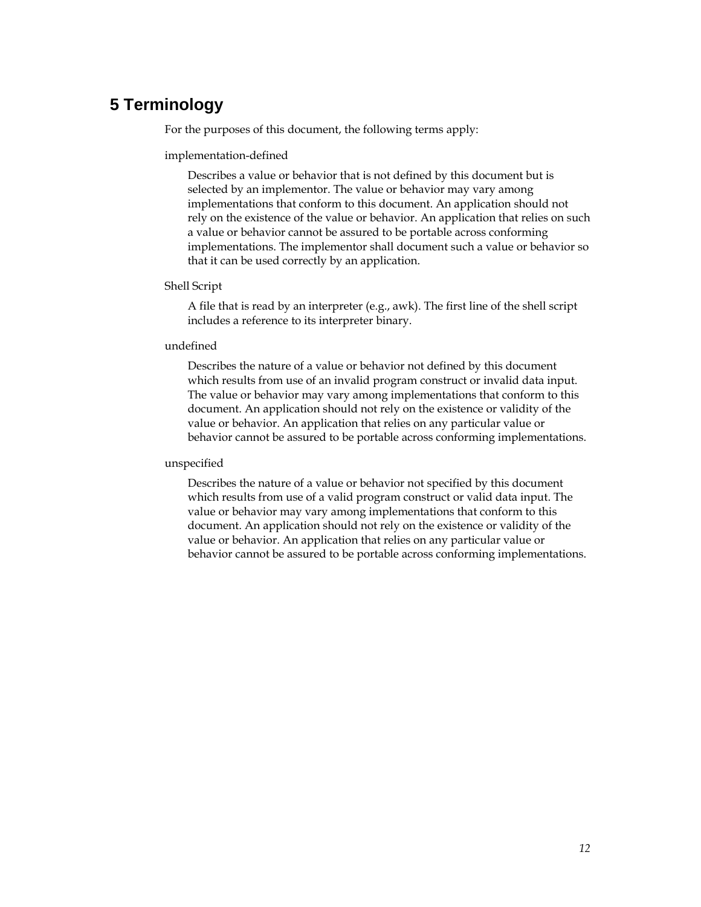# 5 Terminology

For the purposes of this document, the following terms apply:

implementation-defined

> Describes a value or behavior that is not defined by this document but is selected by an implementor. The value or behavior may vary among implementations that conform to this document. An application should not rely on the existence of the value or behavior. An application that relies on such a value or behavior cannot be assured to be portable across conforming implementations. The implementor shall document such a value or behavior so that it can be used correctly by an application.

Shell Script

> A file that is read by an interpreter (e.g., awk). The first line of the shell script includes a reference to its interpreter binary.

undefined

> Describes the nature of a value or behavior not defined by this document which results from use of an invalid program construct or invalid data input. The value or behavior may vary among implementations that conform to this document. An application should not rely on the existence or validity of the value or behavior. An application that relies on any particular value or behavior cannot be assured to be portable across conforming implementations.

unspecified

> Describes the nature of a value or behavior not specified by this document which results from use of a valid program construct or valid data input. The value or behavior may vary among implementations that conform to this document. An application should not rely on the existence or validity of the value or behavior. An application that relies on any particular value or behavior cannot be assured to be portable across conforming implementations.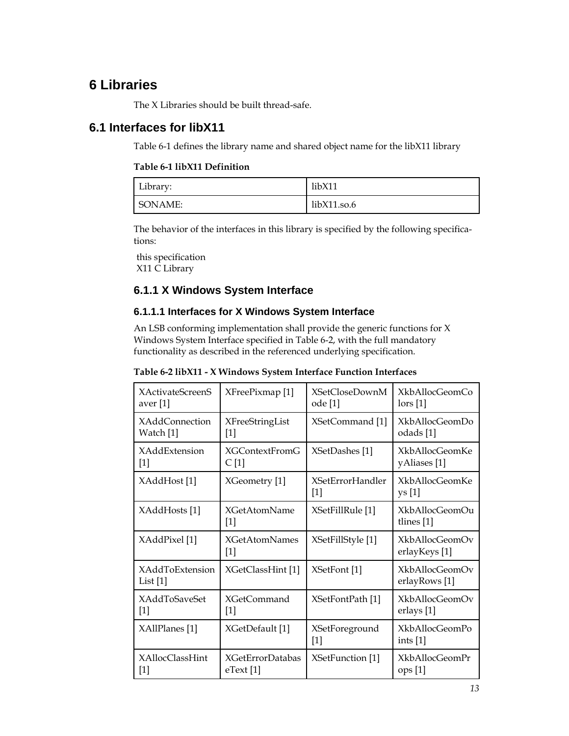# 6 Libraries

The X Libraries should be built thread-safe.

## 6.1 Interfaces for libX11

Table 6-1 defines the library name and shared object name for the libX11 library

**Table 6-1 libX11 Definition**

| Library: | libX11 |
|---|---|
| SONAME: | libX11.so.6 |

The behavior of the interfaces in this library is specified by the following specifications:

this specification
X11 C Library

### 6.1.1 X Windows System Interface

#### 6.1.1.1 Interfaces for X Windows System Interface

An LSB conforming implementation shall provide the generic functions for X Windows System Interface specified in Table 6-2, with the full mandatory functionality as described in the referenced underlying specification.

**Table 6-2 libX11 - X Windows System Interface Function Interfaces**

| | | | |
|---|---|---|---|
| XActivateScreenSaver [1] | XFreePixmap [1] | XSetCloseDownMode [1] | XkbAllocGeomColors [1] |
| XAddConnectionWatch [1] | XFreeStringList [1] | XSetCommand [1] | XkbAllocGeomDoodads [1] |
| XAddExtension [1] | XGContextFromGC [1] | XSetDashes [1] | XkbAllocGeomKeyAliases [1] |
| XAddHost [1] | XGeometry [1] | XSetErrorHandler [1] | XkbAllocGeomKeys [1] |
| XAddHosts [1] | XGetAtomName [1] | XSetFillRule [1] | XkbAllocGeomOutlines [1] |
| XAddPixel [1] | XGetAtomNames [1] | XSetFillStyle [1] | XkbAllocGeomOverlayKeys [1] |
| XAddToExtensionList [1] | XGetClassHint [1] | XSetFont [1] | XkbAllocGeomOverlayRows [1] |
| XAddToSaveSet [1] | XGetCommand [1] | XSetFontPath [1] | XkbAllocGeomOverlays [1] |
| XAllPlanes [1] | XGetDefault [1] | XSetForeground [1] | XkbAllocGeomPoints [1] |
| XAllocClassHint [1] | XGetErrorDatabaseText [1] | XSetFunction [1] | XkbAllocGeomProps [1] |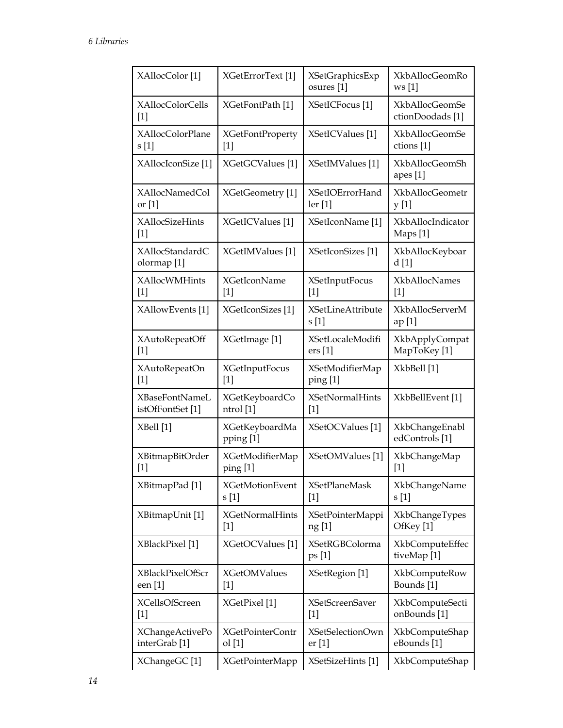| XAllocColor [1] | XGetErrorText [1] | XSetGraphicsExposures [1] | XkbAllocGeomRows [1] |
|---|---|---|---|
| XAllocColorCells [1] | XGetFontPath [1] | XSetICFocus [1] | XkbAllocGeomSectionDoodads [1] |
| XAllocColorPlanes [1] | XGetFontProperty [1] | XSetICValues [1] | XkbAllocGeomSections [1] |
| XAllocIconSize [1] | XGetGCValues [1] | XSetIMValues [1] | XkbAllocGeomShapes [1] |
| XAllocNamedColor [1] | XGetGeometry [1] | XSetIOErrorHandler [1] | XkbAllocGeometry [1] |
| XAllocSizeHints [1] | XGetICValues [1] | XSetIconName [1] | XkbAllocIndicatorMaps [1] |
| XAllocStandardColormap [1] | XGetIMValues [1] | XSetIconSizes [1] | XkbAllocKeyboard [1] |
| XAllocWMHints [1] | XGetIconName [1] | XSetInputFocus [1] | XkbAllocNames [1] |
| XAllowEvents [1] | XGetIconSizes [1] | XSetLineAttributes [1] | XkbAllocServerMap [1] |
| XAutoRepeatOff [1] | XGetImage [1] | XSetLocaleModifiers [1] | XkbApplyCompatMapToKey [1] |
| XAutoRepeatOn [1] | XGetInputFocus [1] | XSetModifierMapping [1] | XkbBell [1] |
| XBaseFontNameListOfFontSet [1] | XGetKeyboardControl [1] | XSetNormalHints [1] | XkbBellEvent [1] |
| XBell [1] | XGetKeyboardMapping [1] | XSetOCValues [1] | XkbChangeEnabledControls [1] |
| XBitmapBitOrder [1] | XGetModifierMapping [1] | XSetOMValues [1] | XkbChangeMap [1] |
| XBitmapPad [1] | XGetMotionEvents [1] | XSetPlaneMask [1] | XkbChangeNames [1] |
| XBitmapUnit [1] | XGetNormalHints [1] | XSetPointerMapping [1] | XkbChangeTypesOfKey [1] |
| XBlackPixel [1] | XGetOCValues [1] | XSetRGBColormaps [1] | XkbComputeEffectiveMap [1] |
| XBlackPixelOfScreen [1] | XGetOMValues [1] | XSetRegion [1] | XkbComputeRowBounds [1] |
| XCellsOfScreen [1] | XGetPixel [1] | XSetScreenSaver [1] | XkbComputeSectionBounds [1] |
| XChangeActivePointerGrab [1] | XGetPointerControl [1] | XSetSelectionOwner [1] | XkbComputeShapeBounds [1] |
| XChangeGC [1] | XGetPointerMapp | XSetSizeHints [1] | XkbComputeShap |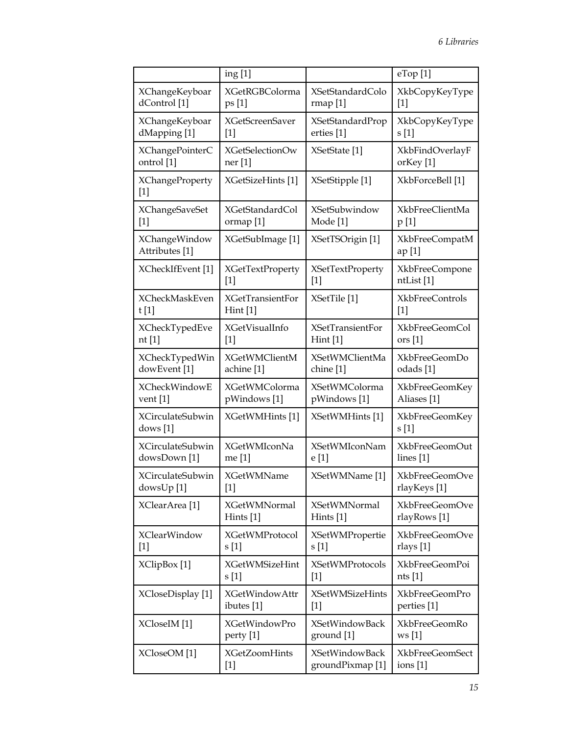| | ing [1] | | eTop [1] |
|---|---|---|---|
| XChangeKeyboardControl [1] | XGetRGBColormaps [1] | XSetStandardColormap [1] | XkbCopyKeyType [1] |
| XChangeKeyboardMapping [1] | XGetScreenSaver [1] | XSetStandardProperties [1] | XkbCopyKeyTypes [1] |
| XChangePointerControl [1] | XGetSelectionOwner [1] | XSetState [1] | XkbFindOverlayForKey [1] |
| XChangeProperty [1] | XGetSizeHints [1] | XSetStipple [1] | XkbForceBell [1] |
| XChangeSaveSet [1] | XGetStandardColormap [1] | XSetSubwindowMode [1] | XkbFreeClientMap [1] |
| XChangeWindowAttributes [1] | XGetSubImage [1] | XSetTSOrigin [1] | XkbFreeCompatMap [1] |
| XCheckIfEvent [1] | XGetTextProperty [1] | XSetTextProperty [1] | XkbFreeComponentList [1] |
| XCheckMaskEvent [1] | XGetTransientForHint [1] | XSetTile [1] | XkbFreeControls [1] |
| XCheckTypedEvent [1] | XGetVisualInfo [1] | XSetTransientForHint [1] | XkbFreeGeomColors [1] |
| XCheckTypedWindowEvent [1] | XGetWMClientMachine [1] | XSetWMClientMachine [1] | XkbFreeGeomDoodads [1] |
| XCheckWindowEvent [1] | XGetWMColormapWindows [1] | XSetWMColormapWindows [1] | XkbFreeGeomKeyAliases [1] |
| XCirculateSubwindows [1] | XGetWMHints [1] | XSetWMHints [1] | XkbFreeGeomKeys [1] |
| XCirculateSubwindowsDown [1] | XGetWMIconName [1] | XSetWMIconName [1] | XkbFreeGeomOutlines [1] |
| XCirculateSubwindowsUp [1] | XGetWMName [1] | XSetWMName [1] | XkbFreeGeomOverlayKeys [1] |
| XClearArea [1] | XGetWMNormalHints [1] | XSetWMNormalHints [1] | XkbFreeGeomOverlayRows [1] |
| XClearWindow [1] | XGetWMProtocols [1] | XSetWMProperties [1] | XkbFreeGeomOverlays [1] |
| XClipBox [1] | XGetWMSizeHints [1] | XSetWMProtocols [1] | XkbFreeGeomPoints [1] |
| XCloseDisplay [1] | XGetWindowAttributes [1] | XSetWMSizeHints [1] | XkbFreeGeomProperties [1] |
| XCloseIM [1] | XGetWindowProperty [1] | XSetWindowBackground [1] | XkbFreeGeomRows [1] |
| XCloseOM [1] | XGetZoomHints [1] | XSetWindowBackgroundPixmap [1] | XkbFreeGeomSections [1] |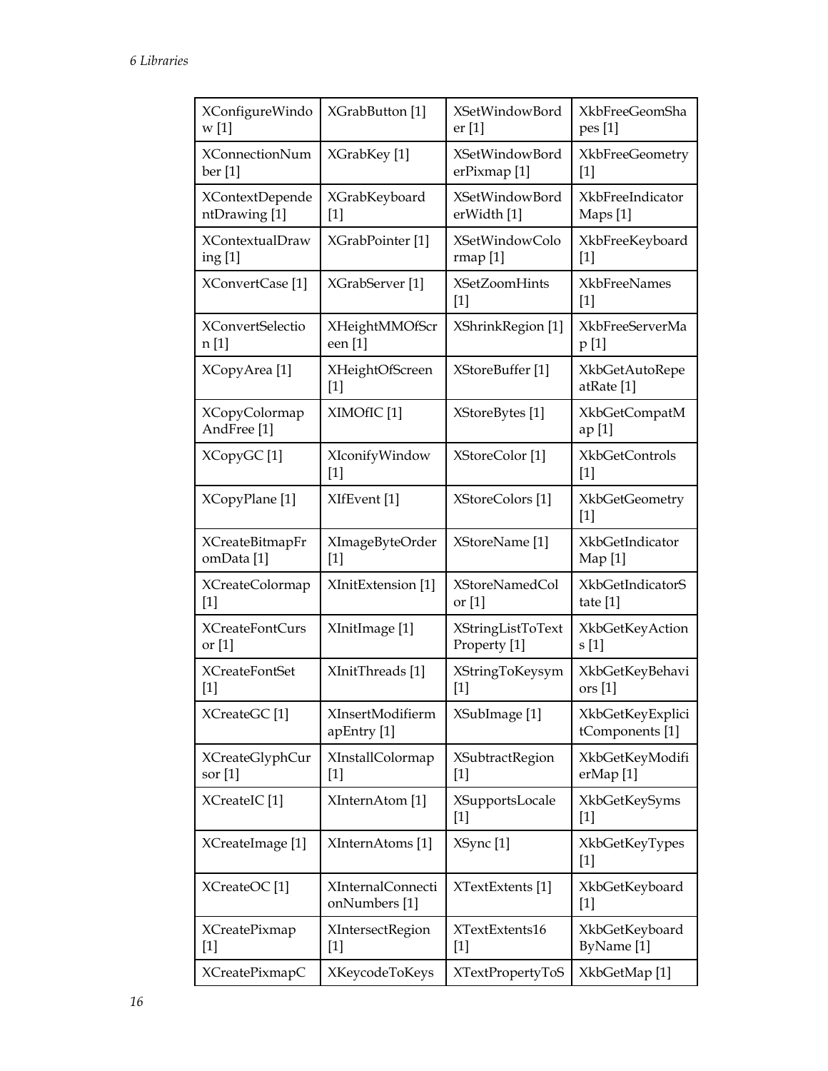| XConfigureWindow [1] | XGrabButton [1] | XSetWindowBorder [1] | XkbFreeGeomShapes [1] |
|---|---|---|---|
| XConnectionNumber [1] | XGrabKey [1] | XSetWindowBorderPixmap [1] | XkbFreeGeometry [1] |
| XContextDependentDrawing [1] | XGrabKeyboard [1] | XSetWindowBorderWidth [1] | XkbFreeIndicatorMaps [1] |
| XContextualDrawing [1] | XGrabPointer [1] | XSetWindowColormap [1] | XkbFreeKeyboard [1] |
| XConvertCase [1] | XGrabServer [1] | XSetZoomHints [1] | XkbFreeNames [1] |
| XConvertSelection [1] | XHeightMMOfScreen [1] | XShrinkRegion [1] | XkbFreeServerMap [1] |
| XCopyArea [1] | XHeightOfScreen [1] | XStoreBuffer [1] | XkbGetAutoRepeatRate [1] |
| XCopyColormapAndFree [1] | XIMOfIC [1] | XStoreBytes [1] | XkbGetCompatMap [1] |
| XCopyGC [1] | XIconifyWindow [1] | XStoreColor [1] | XkbGetControls [1] |
| XCopyPlane [1] | XIfEvent [1] | XStoreColors [1] | XkbGetGeometry [1] |
| XCreateBitmapFromData [1] | XImageByteOrder [1] | XStoreName [1] | XkbGetIndicatorMap [1] |
| XCreateColormap [1] | XInitExtension [1] | XStoreNamedColor [1] | XkbGetIndicatorState [1] |
| XCreateFontCursor [1] | XInitImage [1] | XStringListToTextProperty [1] | XkbGetKeyActions [1] |
| XCreateFontSet [1] | XInitThreads [1] | XStringToKeysym [1] | XkbGetKeyBehaviors [1] |
| XCreateGC [1] | XInsertModifiermapEntry [1] | XSubImage [1] | XkbGetKeyExplicitComponents [1] |
| XCreateGlyphCursor [1] | XInstallColormap [1] | XSubtractRegion [1] | XkbGetKeyModifierMap [1] |
| XCreateIC [1] | XInternAtom [1] | XSupportsLocale [1] | XkbGetKeySyms [1] |
| XCreateImage [1] | XInternAtoms [1] | XSync [1] | XkbGetKeyTypes [1] |
| XCreateOC [1] | XInternalConnectionNumbers [1] | XTextExtents [1] | XkbGetKeyboard [1] |
| XCreatePixmap [1] | XIntersectRegion [1] | XTextExtents16 [1] | XkbGetKeyboardByName [1] |
| XCreatePixmapC | XKeycodeToKeys | XTextPropertyToS | XkbGetMap [1] |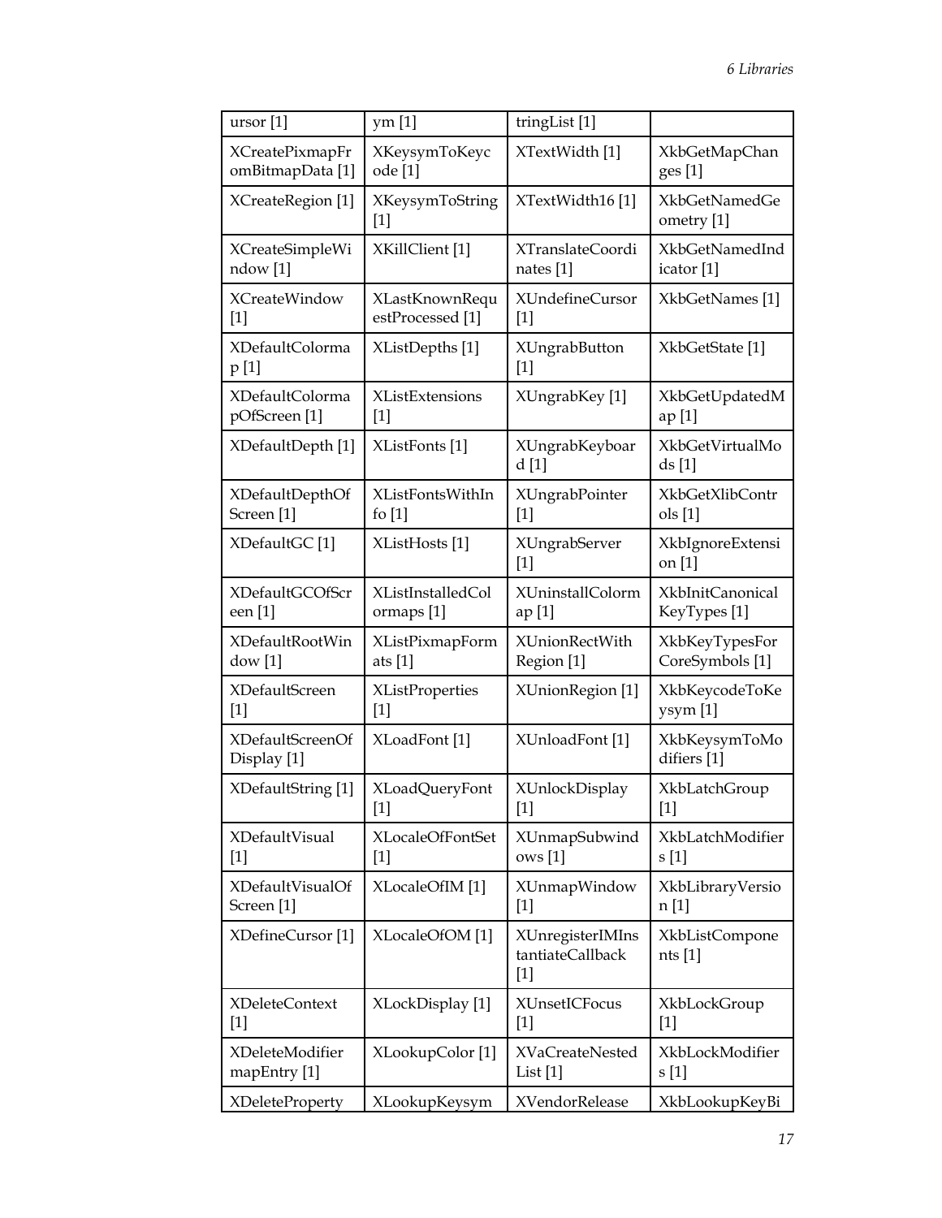| ursor [1] | ym [1] | tringList [1] | |
|---|---|---|---|
| XCreatePixmapFromBitmapData [1] | XKeysymToKeycode [1] | XTextWidth [1] | XkbGetMapChanges [1] |
| XCreateRegion [1] | XKeysymToString [1] | XTextWidth16 [1] | XkbGetNamedGeometry [1] |
| XCreateSimpleWindow [1] | XKillClient [1] | XTranslateCoordinates [1] | XkbGetNamedIndicator [1] |
| XCreateWindow [1] | XLastKnownRequestProcessed [1] | XUndefineCursor [1] | XkbGetNames [1] |
| XDefaultColormap [1] | XListDepths [1] | XUngrabButton [1] | XkbGetState [1] |
| XDefaultColormapOfScreen [1] | XListExtensions [1] | XUngrabKey [1] | XkbGetUpdatedMap [1] |
| XDefaultDepth [1] | XListFonts [1] | XUngrabKeyboard [1] | XkbGetVirtualMods [1] |
| XDefaultDepthOfScreen [1] | XListFontsWithInfo [1] | XUngrabPointer [1] | XkbGetXlibControls [1] |
| XDefaultGC [1] | XListHosts [1] | XUngrabServer [1] | XkbIgnoreExtension [1] |
| XDefaultGCOfScreen [1] | XListInstalledColormaps [1] | XUninstallColormap [1] | XkbInitCanonicalKeyTypes [1] |
| XDefaultRootWindow [1] | XListPixmapFormats [1] | XUnionRectWithRegion [1] | XkbKeyTypesForCoreSymbols [1] |
| XDefaultScreen [1] | XListProperties [1] | XUnionRegion [1] | XkbKeycodeToKeysym [1] |
| XDefaultScreenOfDisplay [1] | XLoadFont [1] | XUnloadFont [1] | XkbKeysymToModifiers [1] |
| XDefaultString [1] | XLoadQueryFont [1] | XUnlockDisplay [1] | XkbLatchGroup [1] |
| XDefaultVisual [1] | XLocaleOfFontSet [1] | XUnmapSubwindows [1] | XkbLatchModifiers [1] |
| XDefaultVisualOfScreen [1] | XLocaleOfIM [1] | XUnmapWindow [1] | XkbLibraryVersion [1] |
| XDefineCursor [1] | XLocaleOfOM [1] | XUnregisterIMInstantiateCallback [1] | XkbListComponents [1] |
| XDeleteContext [1] | XLockDisplay [1] | XUnsetICFocus [1] | XkbLockGroup [1] |
| XDeleteModifiermapEntry [1] | XLookupColor [1] | XVaCreateNestedList [1] | XkbLockModifiers [1] |
| XDeleteProperty | XLookupKeysym | XVendorRelease | XkbLookupKeyBi |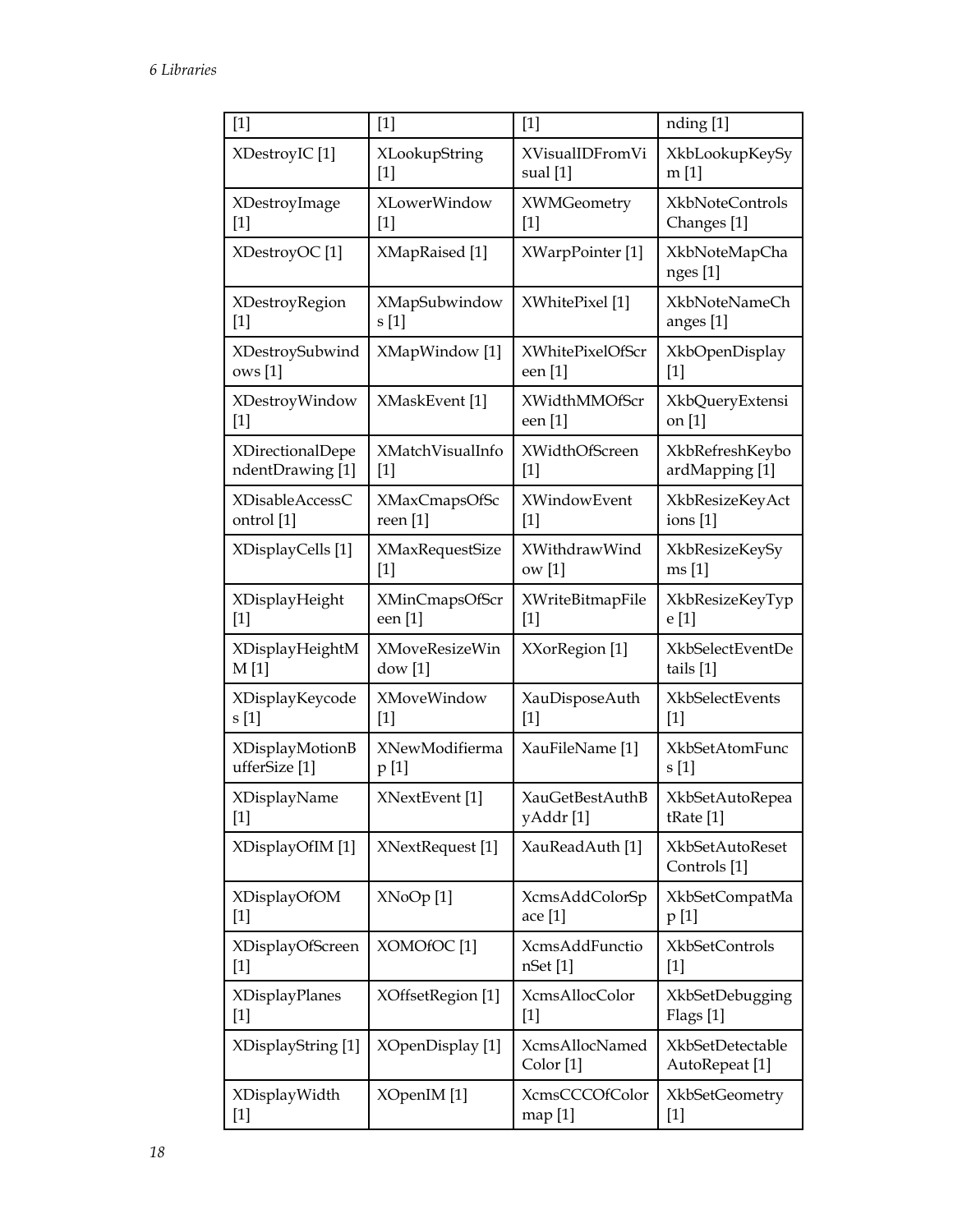| [1] | [1] | [1] | nding [1] |
|---|---|---|---|
| XDestroyIC [1] | XLookupString [1] | XVisualIDFromVisual [1] | XkbLookupKeySym [1] |
| XDestroyImage [1] | XLowerWindow [1] | XWMGeometry [1] | XkbNoteControlsChanges [1] |
| XDestroyOC [1] | XMapRaised [1] | XWarpPointer [1] | XkbNoteMapChanges [1] |
| XDestroyRegion [1] | XMapSubwindows [1] | XWhitePixel [1] | XkbNoteNameChanges [1] |
| XDestroySubwindows [1] | XMapWindow [1] | XWhitePixelOfScreen [1] | XkbOpenDisplay [1] |
| XDestroyWindow [1] | XMaskEvent [1] | XWidthMMOfScreen [1] | XkbQueryExtension [1] |
| XDirectionalDependentDrawing [1] | XMatchVisualInfo [1] | XWidthOfScreen [1] | XkbRefreshKeyboardMapping [1] |
| XDisableAccessControl [1] | XMaxCmapsOfScreen [1] | XWindowEvent [1] | XkbResizeKeyActions [1] |
| XDisplayCells [1] | XMaxRequestSize [1] | XWithdrawWindow [1] | XkbResizeKeySyms [1] |
| XDisplayHeight [1] | XMinCmapsOfScreen [1] | XWriteBitmapFile [1] | XkbResizeKeyType [1] |
| XDisplayHeightMM [1] | XMoveResizeWindow [1] | XXorRegion [1] | XkbSelectEventDetails [1] |
| XDisplayKeycodes [1] | XMoveWindow [1] | XauDisposeAuth [1] | XkbSelectEvents [1] |
| XDisplayMotionBufferSize [1] | XNewModifiermap [1] | XauFileName [1] | XkbSetAtomFuncs [1] |
| XDisplayName [1] | XNextEvent [1] | XauGetBestAuthByAddr [1] | XkbSetAutoRepeatRate [1] |
| XDisplayOfIM [1] | XNextRequest [1] | XauReadAuth [1] | XkbSetAutoResetControls [1] |
| XDisplayOfOM [1] | XNoOp [1] | XcmsAddColorSpace [1] | XkbSetCompatMap [1] |
| XDisplayOfScreen [1] | XOMOfOC [1] | XcmsAddFunctionSet [1] | XkbSetControls [1] |
| XDisplayPlanes [1] | XOffsetRegion [1] | XcmsAllocColor [1] | XkbSetDebuggingFlags [1] |
| XDisplayString [1] | XOpenDisplay [1] | XcmsAllocNamedColor [1] | XkbSetDetectableAutoRepeat [1] |
| XDisplayWidth [1] | XOpenIM [1] | XcmsCCCOfColormap [1] | XkbSetGeometry [1] |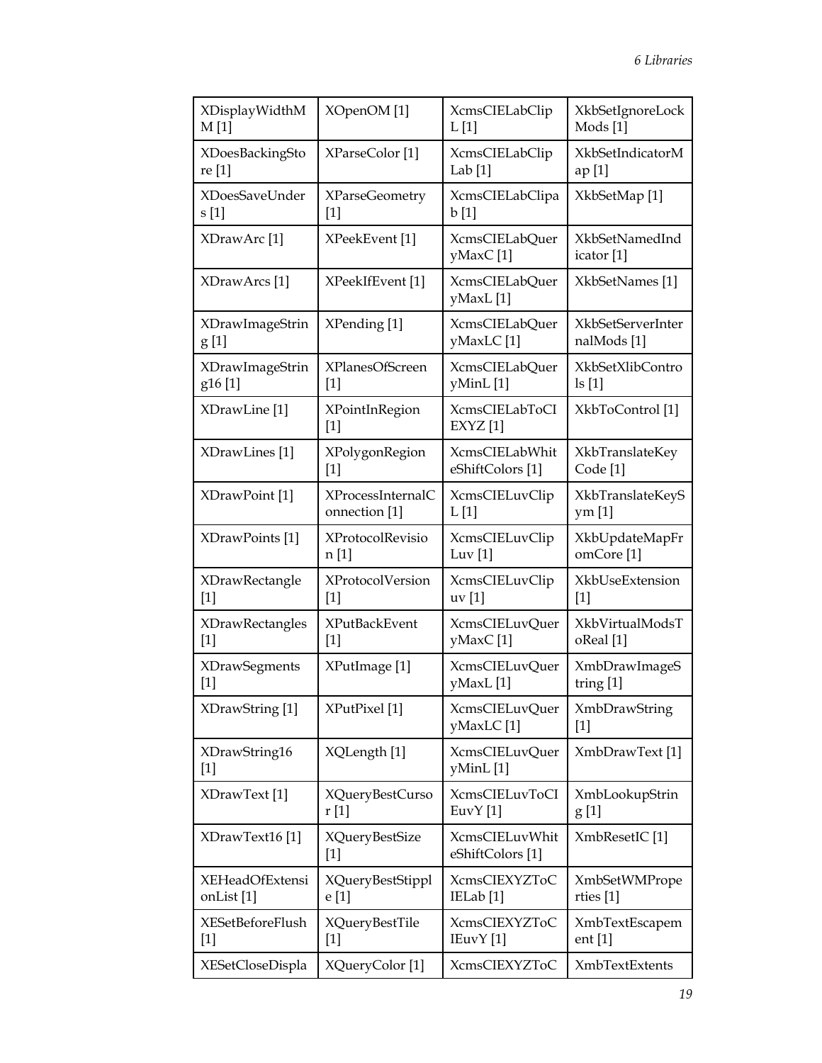| XDisplayWidthMM [1] | XOpenOM [1] | XcmsCIELabClipL [1] | XkbSetIgnoreLockMods [1] |
|---|---|---|---|
| XDoesBackingStore [1] | XParseColor [1] | XcmsCIELabClipLab [1] | XkbSetIndicatorMap [1] |
| XDoesSaveUnders [1] | XParseGeometry [1] | XcmsCIELabClipab [1] | XkbSetMap [1] |
| XDrawArc [1] | XPeekEvent [1] | XcmsCIELabQueryMaxC [1] | XkbSetNamedIndicator [1] |
| XDrawArcs [1] | XPeekIfEvent [1] | XcmsCIELabQueryMaxL [1] | XkbSetNames [1] |
| XDrawImageString [1] | XPending [1] | XcmsCIELabQueryMaxLC [1] | XkbSetServerInternalMods [1] |
| XDrawImageString16 [1] | XPlanesOfScreen [1] | XcmsCIELabQueryMinL [1] | XkbSetXlibControls [1] |
| XDrawLine [1] | XPointInRegion [1] | XcmsCIELabToCIEXYZ [1] | XkbToControl [1] |
| XDrawLines [1] | XPolygonRegion [1] | XcmsCIELabWhiteShiftColors [1] | XkbTranslateKeyCode [1] |
| XDrawPoint [1] | XProcessInternalConnection [1] | XcmsCIELuvClipL [1] | XkbTranslateKeySym [1] |
| XDrawPoints [1] | XProtocolRevision [1] | XcmsCIELuvClipLuv [1] | XkbUpdateMapFromCore [1] |
| XDrawRectangle [1] | XProtocolVersion [1] | XcmsCIELuvClipuv [1] | XkbUseExtension [1] |
| XDrawRectangles [1] | XPutBackEvent [1] | XcmsCIELuvQueryMaxC [1] | XkbVirtualModsToReal [1] |
| XDrawSegments [1] | XPutImage [1] | XcmsCIELuvQueryMaxL [1] | XmbDrawImageString [1] |
| XDrawString [1] | XPutPixel [1] | XcmsCIELuvQueryMaxLC [1] | XmbDrawString [1] |
| XDrawString16 [1] | XQLength [1] | XcmsCIELuvQueryMinL [1] | XmbDrawText [1] |
| XDrawText [1] | XQueryBestCursor [1] | XcmsCIELuvToCIEuvY [1] | XmbLookupString [1] |
| XDrawText16 [1] | XQueryBestSize [1] | XcmsCIELuvWhiteShiftColors [1] | XmbResetIC [1] |
| XEHeadOfExtensionList [1] | XQueryBestStipple [1] | XcmsCIEXYZToCIELab [1] | XmbSetWMProperties [1] |
| XESetBeforeFlush [1] | XQueryBestTile [1] | XcmsCIEXYZToCIEuvY [1] | XmbTextEscapement [1] |
| XESetCloseDispla | XQueryColor [1] | XcmsCIEXYZToC | XmbTextExtents |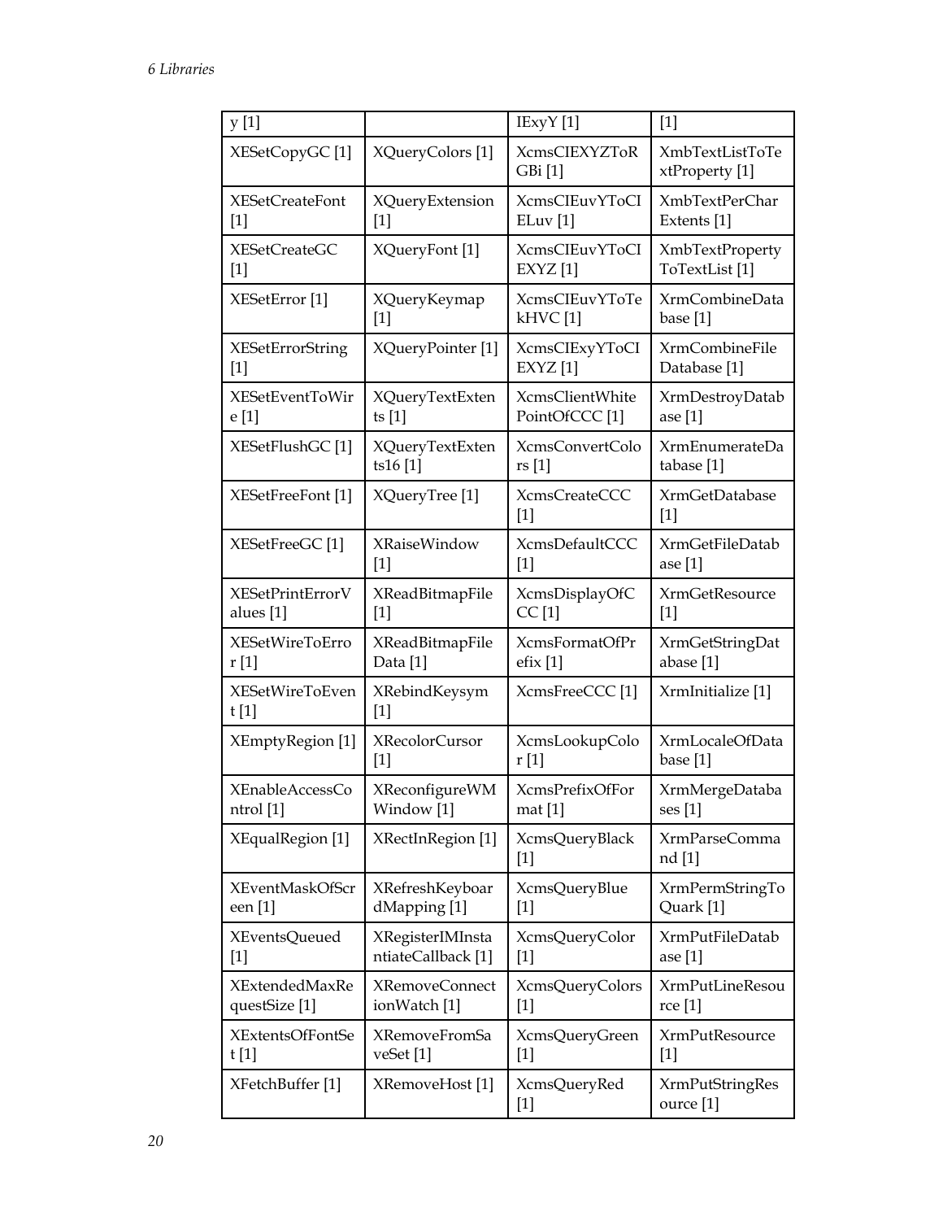| y [1] | | IExyY [1] | [1] |
|---|---|---|---|
| XESetCopyGC [1] | XQueryColors [1] | XcmsCIEXYZToRGBi [1] | XmbTextListToTextProperty [1] |
| XESetCreateFont [1] | XQueryExtension [1] | XcmsCIEuvYToCIELuv [1] | XmbTextPerCharExtents [1] |
| XESetCreateGC [1] | XQueryFont [1] | XcmsCIEuvYToCIEXYZ [1] | XmbTextPropertyToTextList [1] |
| XESetError [1] | XQueryKeymap [1] | XcmsCIEuvYToTekHVC [1] | XrmCombineDatabase [1] |
| XESetErrorString [1] | XQueryPointer [1] | XcmsCIExyYToCIEXYZ [1] | XrmCombineFileDatabase [1] |
| XESetEventToWire [1] | XQueryTextExtents [1] | XcmsClientWhitePointOfCCC [1] | XrmDestroyDatabase [1] |
| XESetFlushGC [1] | XQueryTextExtents16 [1] | XcmsConvertColors [1] | XrmEnumerateDatabase [1] |
| XESetFreeFont [1] | XQueryTree [1] | XcmsCreateCCC [1] | XrmGetDatabase [1] |
| XESetFreeGC [1] | XRaiseWindow [1] | XcmsDefaultCCC [1] | XrmGetFileDatabase [1] |
| XESetPrintErrorValues [1] | XReadBitmapFile [1] | XcmsDisplayOfCCC [1] | XrmGetResource [1] |
| XESetWireToError [1] | XReadBitmapFileData [1] | XcmsFormatOfPrefix [1] | XrmGetStringDatabase [1] |
| XESetWireToEvent [1] | XRebindKeysym [1] | XcmsFreeCCC [1] | XrmInitialize [1] |
| XEmptyRegion [1] | XRecolorCursor [1] | XcmsLookupColor [1] | XrmLocaleOfDatabase [1] |
| XEnableAccessControl [1] | XReconfigureWMWindow [1] | XcmsPrefixOfFormat [1] | XrmMergeDatabases [1] |
| XEqualRegion [1] | XRectInRegion [1] | XcmsQueryBlack [1] | XrmParseCommand [1] |
| XEventMaskOfScreen [1] | XRefreshKeyboardMapping [1] | XcmsQueryBlue [1] | XrmPermStringToQuark [1] |
| XEventsQueued [1] | XRegisterIMInstantiateCallback [1] | XcmsQueryColor [1] | XrmPutFileDatabase [1] |
| XExtendedMaxRequestSize [1] | XRemoveConnectionWatch [1] | XcmsQueryColors [1] | XrmPutLineResource [1] |
| XExtentsOfFontSet [1] | XRemoveFromSaveSet [1] | XcmsQueryGreen [1] | XrmPutResource [1] |
| XFetchBuffer [1] | XRemoveHost [1] | XcmsQueryRed [1] | XrmPutStringResource [1] |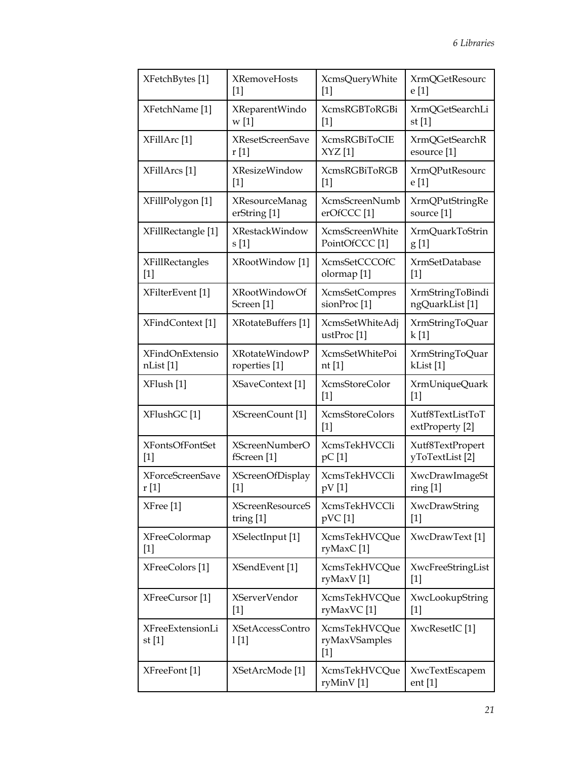| XFetchBytes [1] | XRemoveHosts [1] | XcmsQueryWhite [1] | XrmQGetResource [1] |
|---|---|---|---|
| XFetchName [1] | XReparentWindow [1] | XcmsRGBToRGBi [1] | XrmQGetSearchList [1] |
| XFillArc [1] | XResetScreenSaver [1] | XcmsRGBiToCIEXYZ [1] | XrmQGetSearchResource [1] |
| XFillArcs [1] | XResizeWindow [1] | XcmsRGBiToRGB [1] | XrmQPutResource [1] |
| XFillPolygon [1] | XResourceManagerString [1] | XcmsScreenNumberOfCCC [1] | XrmQPutStringResource [1] |
| XFillRectangle [1] | XRestackWindows [1] | XcmsScreenWhitePointOfCCC [1] | XrmQuarkToString [1] |
| XFillRectangles [1] | XRootWindow [1] | XcmsSetCCCOfColormap [1] | XrmSetDatabase [1] |
| XFilterEvent [1] | XRootWindowOfScreen [1] | XcmsSetCompressionProc [1] | XrmStringToBindingQuarkList [1] |
| XFindContext [1] | XRotateBuffers [1] | XcmsSetWhiteAdjustProc [1] | XrmStringToQuark [1] |
| XFindOnExtensionList [1] | XRotateWindowProperties [1] | XcmsSetWhitePoint [1] | XrmStringToQuarkList [1] |
| XFlush [1] | XSaveContext [1] | XcmsStoreColor [1] | XrmUniqueQuark [1] |
| XFlushGC [1] | XScreenCount [1] | XcmsStoreColors [1] | Xutf8TextListToTextProperty [2] |
| XFontsOfFontSet [1] | XScreenNumberOfScreen [1] | XcmsTekHVCClipC [1] | Xutf8TextPropertyToTextList [2] |
| XForceScreenSaver [1] | XScreenOfDisplay [1] | XcmsTekHVCClipV [1] | XwcDrawImageString [1] |
| XFree [1] | XScreenResourceString [1] | XcmsTekHVCClipVC [1] | XwcDrawString [1] |
| XFreeColormap [1] | XSelectInput [1] | XcmsTekHVCQueryMaxC [1] | XwcDrawText [1] |
| XFreeColors [1] | XSendEvent [1] | XcmsTekHVCQueryMaxV [1] | XwcFreeStringList [1] |
| XFreeCursor [1] | XServerVendor [1] | XcmsTekHVCQueryMaxVC [1] | XwcLookupString [1] |
| XFreeExtensionList [1] | XSetAccessControl [1] | XcmsTekHVCQueryMaxVSamples [1] | XwcResetIC [1] |
| XFreeFont [1] | XSetArcMode [1] | XcmsTekHVCQueryMinV [1] | XwcTextEscapement [1] |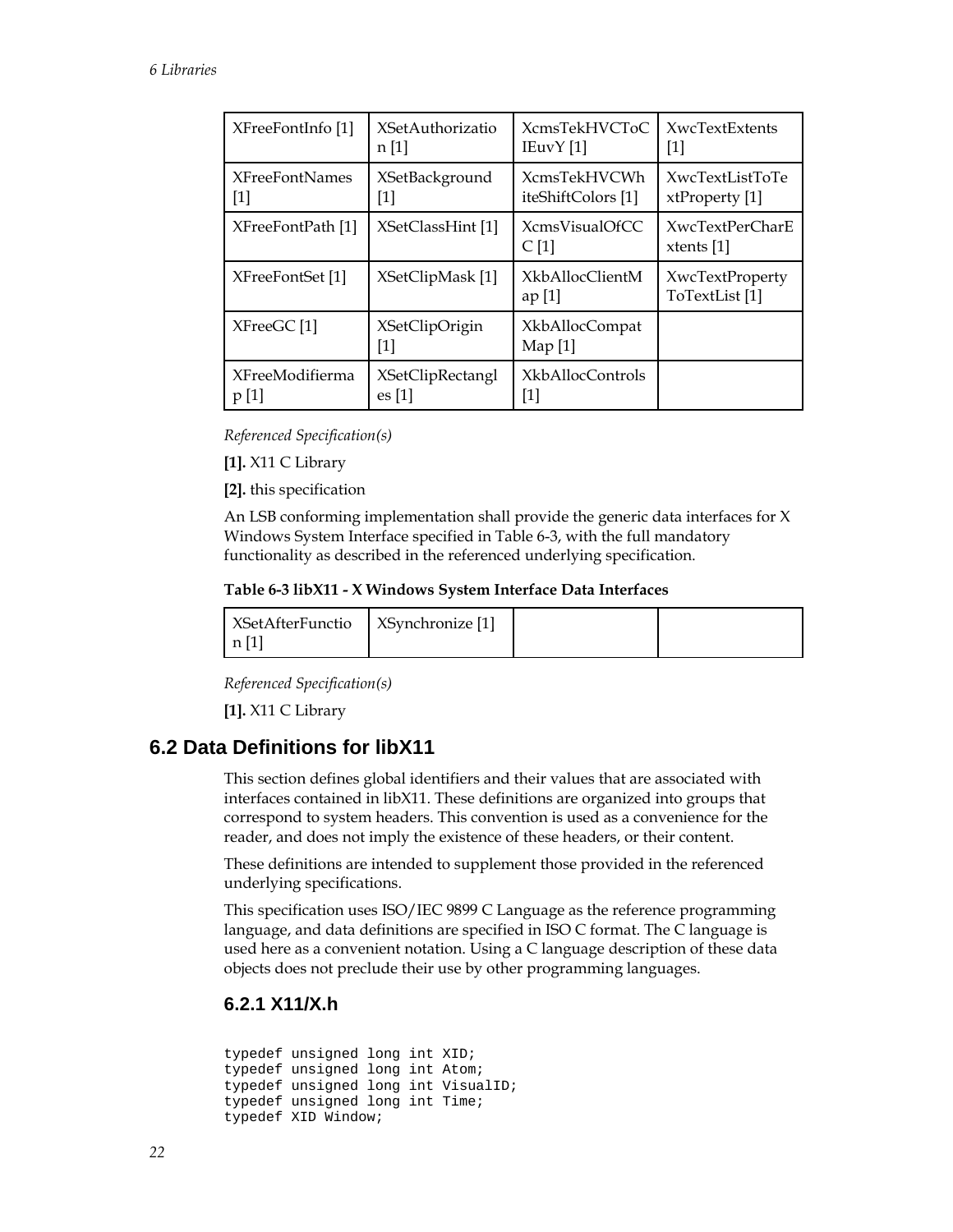| XFreeFontInfo [1] | XSetAuthorization [1] | XcmsTekHVCToCIEuvY [1] | XwcTextExtents [1] |
|---|---|---|---|
| XFreeFontNames [1] | XSetBackground [1] | XcmsTekHVCWhiteShiftColors [1] | XwcTextListToTextProperty [1] |
| XFreeFontPath [1] | XSetClassHint [1] | XcmsVisualOfCCC [1] | XwcTextPerCharExtents [1] |
| XFreeFontSet [1] | XSetClipMask [1] | XkbAllocClientMap [1] | XwcTextPropertyToTextList [1] |
| XFreeGC [1] | XSetClipOrigin [1] | XkbAllocCompatMap [1] | |
| XFreeModifiermap [1] | XSetClipRectangles [1] | XkbAllocControls [1] | |

*Referenced Specification(s)*

**[1].** X11 C Library

**[2].** this specification

An LSB conforming implementation shall provide the generic data interfaces for X Windows System Interface specified in Table 6-3, with the full mandatory functionality as described in the referenced underlying specification.

**Table 6-3 libX11 - X Windows System Interface Data Interfaces**

| XSetAfterFunction [1] | XSynchronize [1] | | |
|---|---|---|---|

*Referenced Specification(s)*

**[1].** X11 C Library

## 6.2 Data Definitions for libX11

This section defines global identifiers and their values that are associated with interfaces contained in libX11. These definitions are organized into groups that correspond to system headers. This convention is used as a convenience for the reader, and does not imply the existence of these headers, or their content.

These definitions are intended to supplement those provided in the referenced underlying specifications.

This specification uses ISO/IEC 9899 C Language as the reference programming language, and data definitions are specified in ISO C format. The C language is used here as a convenient notation. Using a C language description of these data objects does not preclude their use by other programming languages.

### 6.2.1 X11/X.h

```
typedef unsigned long int XID;
typedef unsigned long int Atom;
typedef unsigned long int VisualID;
typedef unsigned long int Time;
typedef XID Window;
```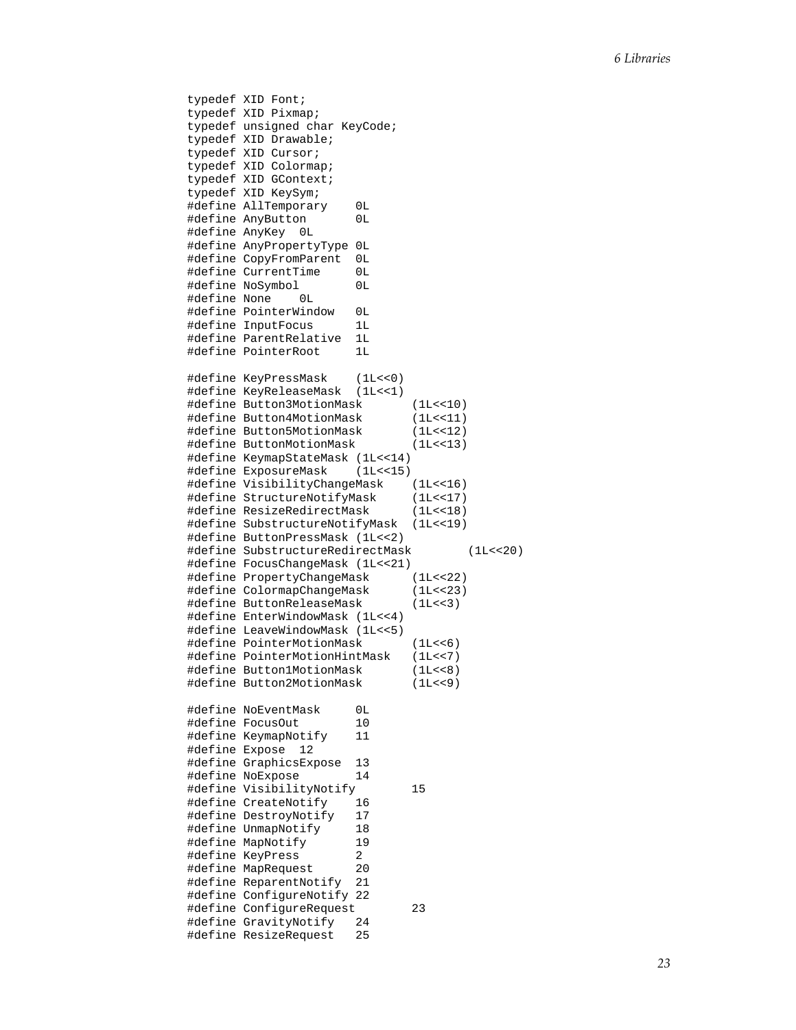```
typedef XID Font;
typedef XID Pixmap;
typedef unsigned char KeyCode;
typedef XID Drawable;
typedef XID Cursor;
typedef XID Colormap;
typedef XID GContext;
typedef XID KeySym;
#define AllTemporary    0L
#define AnyButton       0L
#define AnyKey  0L
#define AnyPropertyType 0L
#define CopyFromParent  0L
#define CurrentTime     0L
#define NoSymbol        0L
#define None    0L
#define PointerWindow   0L
#define InputFocus      1L
#define ParentRelative  1L
#define PointerRoot     1L

#define KeyPressMask    (1L<<0)
#define KeyReleaseMask  (1L<<1)
#define Button3MotionMask       (1L<<10)
#define Button4MotionMask       (1L<<11)
#define Button5MotionMask       (1L<<12)
#define ButtonMotionMask        (1L<<13)
#define KeymapStateMask (1L<<14)
#define ExposureMask    (1L<<15)
#define VisibilityChangeMask    (1L<<16)
#define StructureNotifyMask     (1L<<17)
#define ResizeRedirectMask      (1L<<18)
#define SubstructureNotifyMask  (1L<<19)
#define ButtonPressMask (1L<<2)
#define SubstructureRedirectMask        (1L<<20)
#define FocusChangeMask (1L<<21)
#define PropertyChangeMask      (1L<<22)
#define ColormapChangeMask      (1L<<23)
#define ButtonReleaseMask       (1L<<3)
#define EnterWindowMask (1L<<4)
#define LeaveWindowMask (1L<<5)
#define PointerMotionMask       (1L<<6)
#define PointerMotionHintMask   (1L<<7)
#define Button1MotionMask       (1L<<8)
#define Button2MotionMask       (1L<<9)

#define NoEventMask     0L
#define FocusOut        10
#define KeymapNotify    11
#define Expose  12
#define GraphicsExpose  13
#define NoExpose        14
#define VisibilityNotify        15
#define CreateNotify    16
#define DestroyNotify   17
#define UnmapNotify     18
#define MapNotify       19
#define KeyPress        2
#define MapRequest      20
#define ReparentNotify  21
#define ConfigureNotify 22
#define ConfigureRequest        23
#define GravityNotify   24
#define ResizeRequest   25
```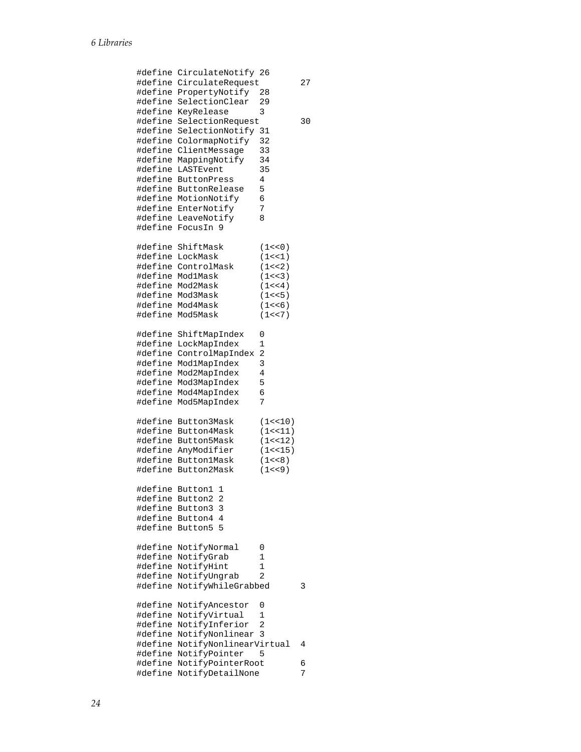```
#define CirculateNotify 26
#define CirculateRequest        27
#define PropertyNotify  28
#define SelectionClear  29
#define KeyRelease      3
#define SelectionRequest        30
#define SelectionNotify 31
#define ColormapNotify  32
#define ClientMessage   33
#define MappingNotify   34
#define LASTEvent       35
#define ButtonPress     4
#define ButtonRelease   5
#define MotionNotify    6
#define EnterNotify     7
#define LeaveNotify     8
#define FocusIn 9

#define ShiftMask       (1<<0)
#define LockMask        (1<<1)
#define ControlMask     (1<<2)
#define Mod1Mask        (1<<3)
#define Mod2Mask        (1<<4)
#define Mod3Mask        (1<<5)
#define Mod4Mask        (1<<6)
#define Mod5Mask        (1<<7)

#define ShiftMapIndex   0
#define LockMapIndex    1
#define ControlMapIndex 2
#define Mod1MapIndex    3
#define Mod2MapIndex    4
#define Mod3MapIndex    5
#define Mod4MapIndex    6
#define Mod5MapIndex    7

#define Button3Mask     (1<<10)
#define Button4Mask     (1<<11)
#define Button5Mask     (1<<12)
#define AnyModifier     (1<<15)
#define Button1Mask     (1<<8)
#define Button2Mask     (1<<9)

#define Button1 1
#define Button2 2
#define Button3 3
#define Button4 4
#define Button5 5

#define NotifyNormal    0
#define NotifyGrab      1
#define NotifyHint      1
#define NotifyUngrab    2
#define NotifyWhileGrabbed      3

#define NotifyAncestor  0
#define NotifyVirtual   1
#define NotifyInferior  2
#define NotifyNonlinear 3
#define NotifyNonlinearVirtual  4
#define NotifyPointer   5
#define NotifyPointerRoot       6
#define NotifyDetailNone        7
```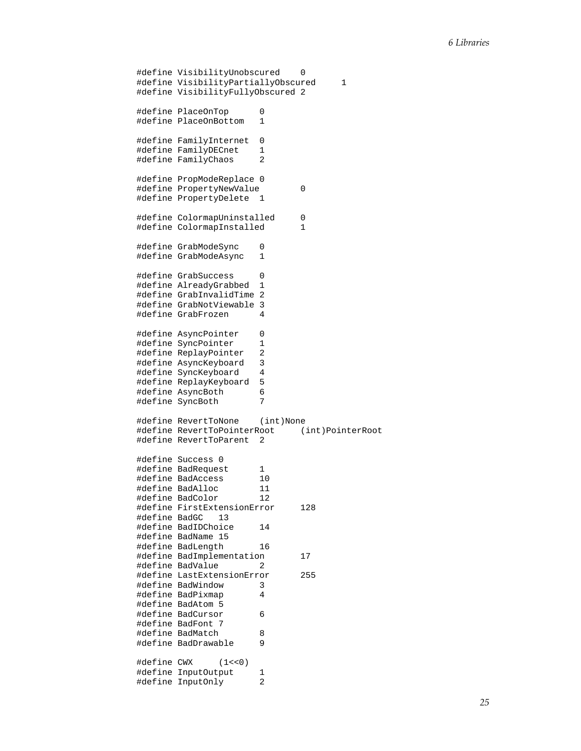```
#define VisibilityUnobscured    0
#define VisibilityPartiallyObscured     1
#define VisibilityFullyObscured 2

#define PlaceOnTop      0
#define PlaceOnBottom   1

#define FamilyInternet  0
#define FamilyDECnet    1
#define FamilyChaos     2

#define PropModeReplace 0
#define PropertyNewValue        0
#define PropertyDelete  1

#define ColormapUninstalled     0
#define ColormapInstalled       1

#define GrabModeSync    0
#define GrabModeAsync   1

#define GrabSuccess     0
#define AlreadyGrabbed  1
#define GrabInvalidTime 2
#define GrabNotViewable 3
#define GrabFrozen      4

#define AsyncPointer    0
#define SyncPointer     1
#define ReplayPointer   2
#define AsyncKeyboard   3
#define SyncKeyboard    4
#define ReplayKeyboard  5
#define AsyncBoth       6
#define SyncBoth        7

#define RevertToNone    (int)None
#define RevertToPointerRoot     (int)PointerRoot
#define RevertToParent  2

#define Success 0
#define BadRequest      1
#define BadAccess       10
#define BadAlloc        11
#define BadColor        12
#define FirstExtensionError     128
#define BadGC   13
#define BadIDChoice     14
#define BadName 15
#define BadLength       16
#define BadImplementation       17
#define BadValue        2
#define LastExtensionError      255
#define BadWindow       3
#define BadPixmap       4
#define BadAtom 5
#define BadCursor       6
#define BadFont 7
#define BadMatch        8
#define BadDrawable     9

#define CWX     (1<<0)
#define InputOutput     1
#define InputOnly       2
```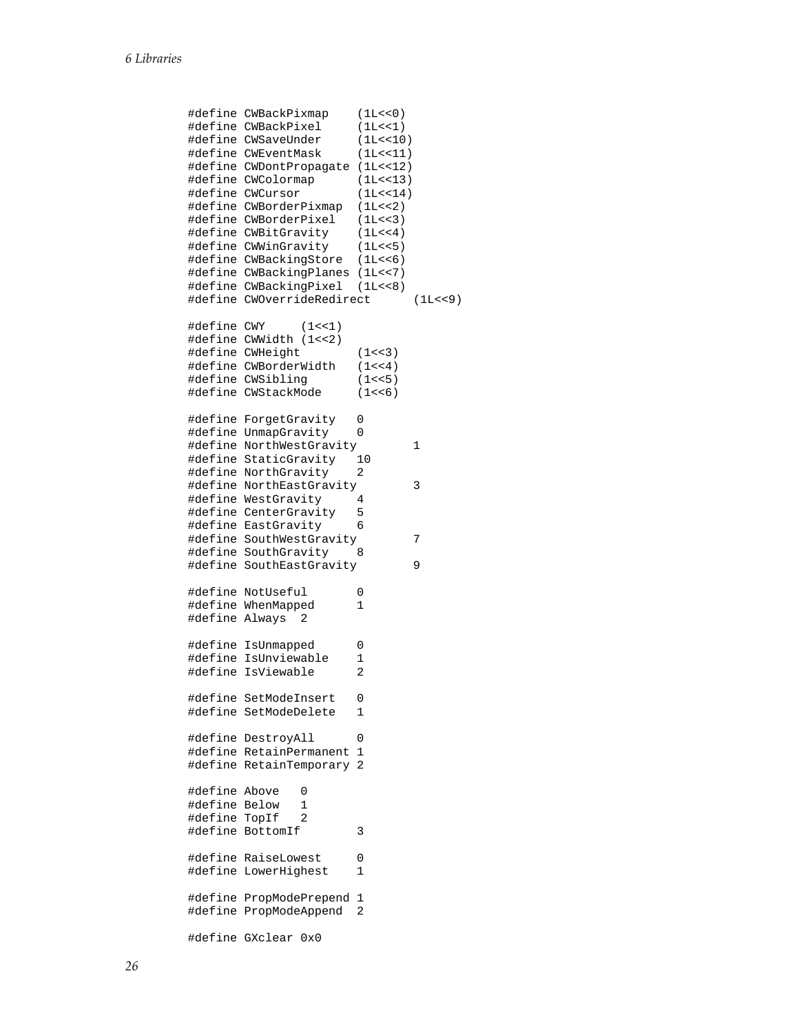```
#define CWBackPixmap    (1L<<0)
#define CWBackPixel     (1L<<1)
#define CWSaveUnder     (1L<<10)
#define CWEventMask     (1L<<11)
#define CWDontPropagate (1L<<12)
#define CWColormap      (1L<<13)
#define CWCursor        (1L<<14)
#define CWBorderPixmap  (1L<<2)
#define CWBorderPixel   (1L<<3)
#define CWBitGravity    (1L<<4)
#define CWWinGravity    (1L<<5)
#define CWBackingStore  (1L<<6)
#define CWBackingPlanes (1L<<7)
#define CWBackingPixel  (1L<<8)
#define CWOverrideRedirect      (1L<<9)

#define CWY     (1<<1)
#define CWWidth (1<<2)
#define CWHeight        (1<<3)
#define CWBorderWidth   (1<<4)
#define CWSibling       (1<<5)
#define CWStackMode     (1<<6)

#define ForgetGravity   0
#define UnmapGravity    0
#define NorthWestGravity        1
#define StaticGravity   10
#define NorthGravity    2
#define NorthEastGravity        3
#define WestGravity     4
#define CenterGravity   5
#define EastGravity     6
#define SouthWestGravity        7
#define SouthGravity    8
#define SouthEastGravity        9

#define NotUseful       0
#define WhenMapped      1
#define Always  2

#define IsUnmapped      0
#define IsUnviewable    1
#define IsViewable      2

#define SetModeInsert   0
#define SetModeDelete   1

#define DestroyAll      0
#define RetainPermanent 1
#define RetainTemporary 2

#define Above   0
#define Below   1
#define TopIf   2
#define BottomIf        3

#define RaiseLowest     0
#define LowerHighest    1

#define PropModePrepend 1
#define PropModeAppend  2

#define GXclear 0x0
```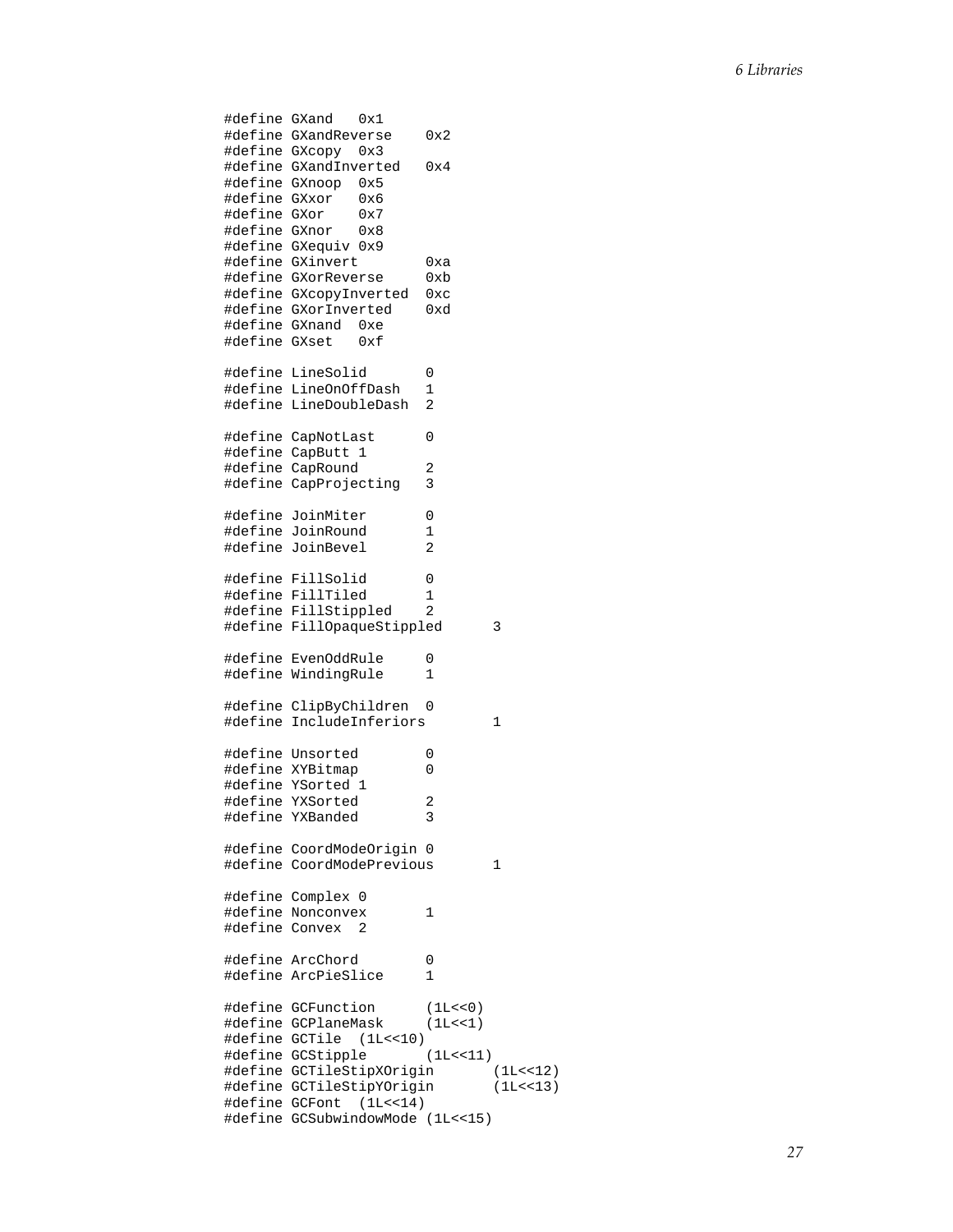```
#define GXand   0x1
#define GXandReverse    0x2
#define GXcopy  0x3
#define GXandInverted   0x4
#define GXnoop  0x5
#define GXxor   0x6
#define GXor    0x7
#define GXnor   0x8
#define GXequiv 0x9
#define GXinvert        0xa
#define GXorReverse     0xb
#define GXcopyInverted  0xc
#define GXorInverted    0xd
#define GXnand  0xe
#define GXset   0xf

#define LineSolid       0
#define LineOnOffDash   1
#define LineDoubleDash  2

#define CapNotLast      0
#define CapButt 1
#define CapRound        2
#define CapProjecting   3

#define JoinMiter       0
#define JoinRound       1
#define JoinBevel       2

#define FillSolid       0
#define FillTiled       1
#define FillStippled    2
#define FillOpaqueStippled      3

#define EvenOddRule     0
#define WindingRule     1

#define ClipByChildren  0
#define IncludeInferiors        1

#define Unsorted        0
#define XYBitmap        0
#define YSorted 1
#define YXSorted        2
#define YXBanded        3

#define CoordModeOrigin 0
#define CoordModePrevious       1

#define Complex 0
#define Nonconvex       1
#define Convex  2

#define ArcChord        0
#define ArcPieSlice     1

#define GCFunction      (1L<<0)
#define GCPlaneMask     (1L<<1)
#define GCTile  (1L<<10)
#define GCStipple       (1L<<11)
#define GCTileStipXOrigin       (1L<<12)
#define GCTileStipYOrigin       (1L<<13)
#define GCFont  (1L<<14)
#define GCSubwindowMode (1L<<15)
```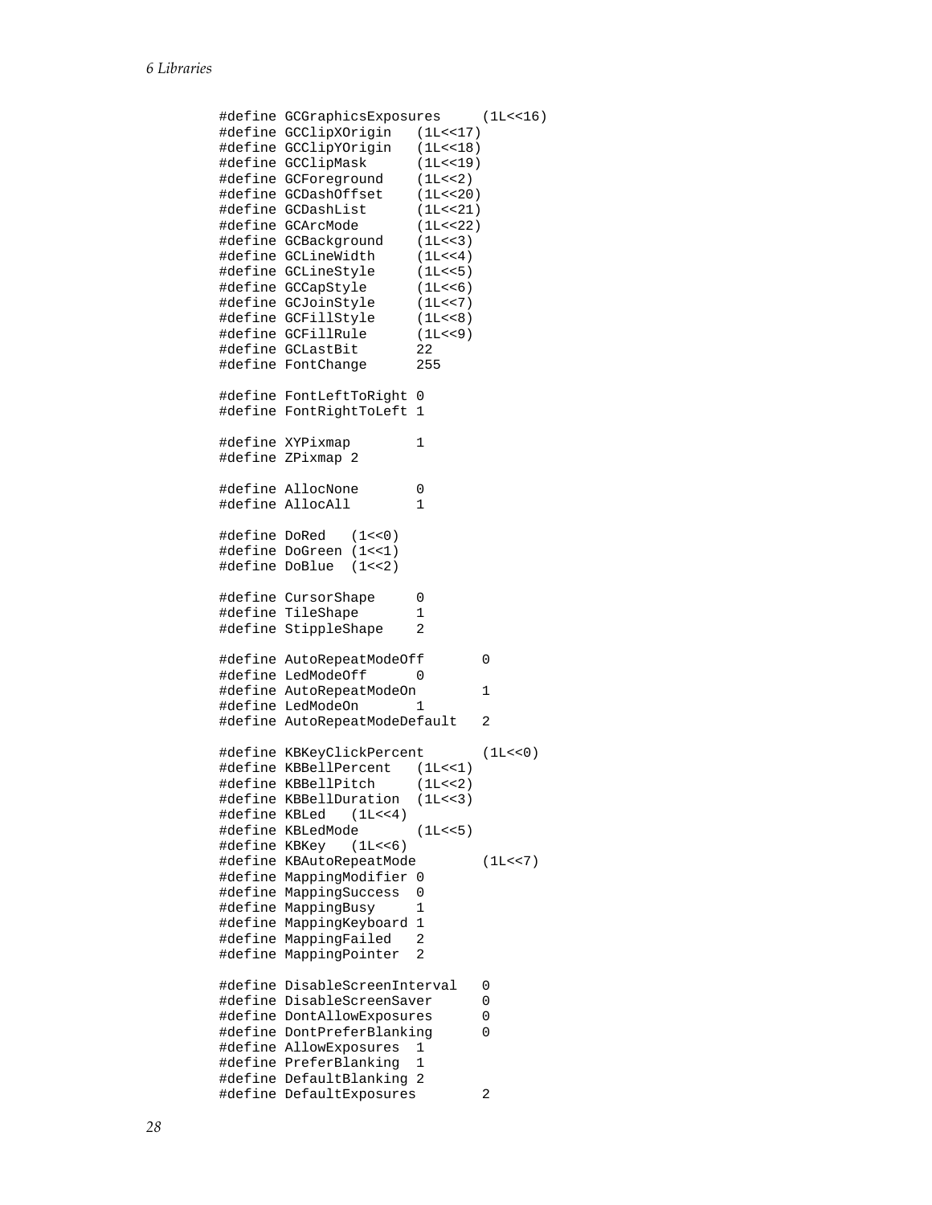```
#define GCGraphicsExposures     (1L<<16)
#define GCClipXOrigin   (1L<<17)
#define GCClipYOrigin   (1L<<18)
#define GCClipMask      (1L<<19)
#define GCForeground    (1L<<2)
#define GCDashOffset    (1L<<20)
#define GCDashList      (1L<<21)
#define GCArcMode       (1L<<22)
#define GCBackground    (1L<<3)
#define GCLineWidth     (1L<<4)
#define GCLineStyle     (1L<<5)
#define GCCapStyle      (1L<<6)
#define GCJoinStyle     (1L<<7)
#define GCFillStyle     (1L<<8)
#define GCFillRule      (1L<<9)
#define GCLastBit       22
#define FontChange      255

#define FontLeftToRight 0
#define FontRightToLeft 1

#define XYPixmap        1
#define ZPixmap 2

#define AllocNone       0
#define AllocAll        1

#define DoRed   (1<<0)
#define DoGreen (1<<1)
#define DoBlue  (1<<2)

#define CursorShape     0
#define TileShape       1
#define StippleShape    2

#define AutoRepeatModeOff       0
#define LedModeOff      0
#define AutoRepeatModeOn        1
#define LedModeOn       1
#define AutoRepeatModeDefault   2

#define KBKeyClickPercent       (1L<<0)
#define KBBellPercent   (1L<<1)
#define KBBellPitch     (1L<<2)
#define KBBellDuration  (1L<<3)
#define KBLed   (1L<<4)
#define KBLedMode       (1L<<5)
#define KBKey   (1L<<6)
#define KBAutoRepeatMode        (1L<<7)
#define MappingModifier 0
#define MappingSuccess  0
#define MappingBusy     1
#define MappingKeyboard 1
#define MappingFailed   2
#define MappingPointer  2

#define DisableScreenInterval   0
#define DisableScreenSaver      0
#define DontAllowExposures      0
#define DontPreferBlanking      0
#define AllowExposures  1
#define PreferBlanking  1
#define DefaultBlanking 2
#define DefaultExposures        2
```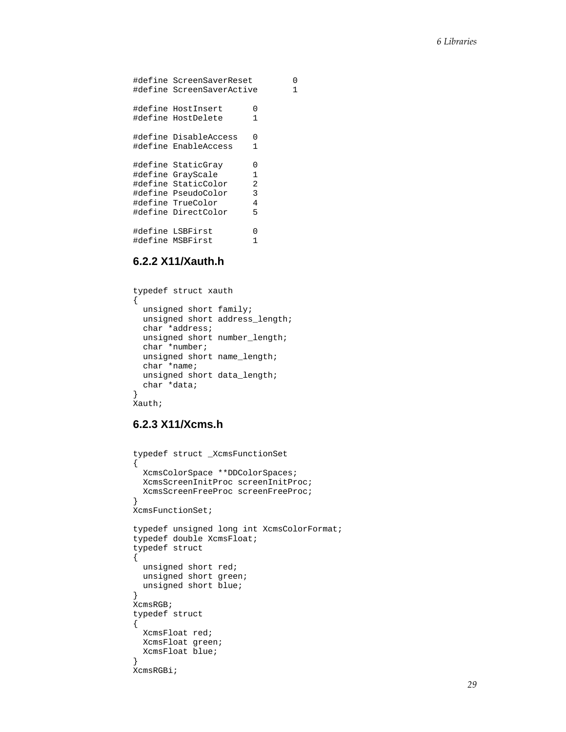```
#define ScreenSaverReset        0
#define ScreenSaverActive       1

#define HostInsert      0
#define HostDelete      1

#define DisableAccess   0
#define EnableAccess    1

#define StaticGray      0
#define GrayScale       1
#define StaticColor     2
#define PseudoColor     3
#define TrueColor       4
#define DirectColor     5

#define LSBFirst        0
#define MSBFirst        1
```

### 6.2.2 X11/Xauth.h

```
typedef struct xauth
{
  unsigned short family;
  unsigned short address_length;
  char *address;
  unsigned short number_length;
  char *number;
  unsigned short name_length;
  char *name;
  unsigned short data_length;
  char *data;
}
Xauth;
```

### 6.2.3 X11/Xcms.h

```
typedef struct _XcmsFunctionSet
{
  XcmsColorSpace **DDColorSpaces;
  XcmsScreenInitProc screenInitProc;
  XcmsScreenFreeProc screenFreeProc;
}
XcmsFunctionSet;

typedef unsigned long int XcmsColorFormat;
typedef double XcmsFloat;
typedef struct
{
  unsigned short red;
  unsigned short green;
  unsigned short blue;
}
XcmsRGB;
typedef struct
{
  XcmsFloat red;
  XcmsFloat green;
  XcmsFloat blue;
}
XcmsRGBi;
```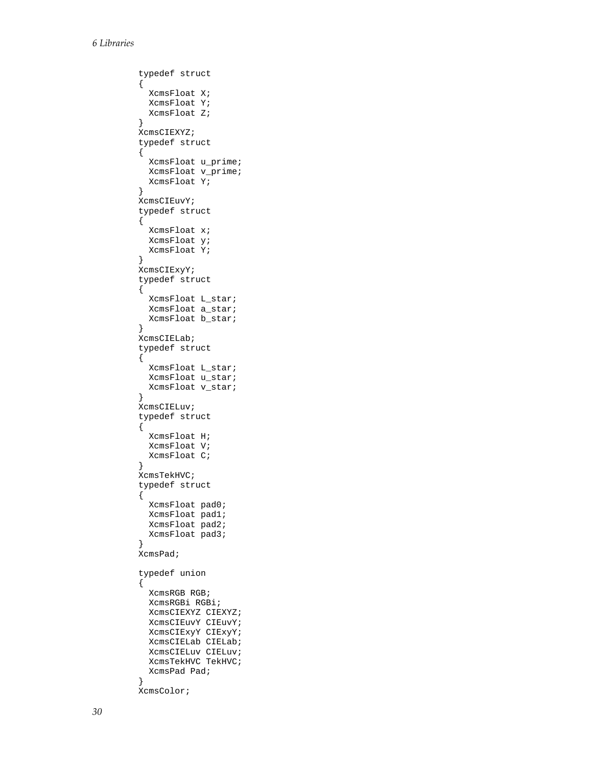```
typedef struct
{
  XcmsFloat X;
  XcmsFloat Y;
  XcmsFloat Z;
}
XcmsCIEXYZ;
typedef struct
{
  XcmsFloat u_prime;
  XcmsFloat v_prime;
  XcmsFloat Y;
}
XcmsCIEuvY;
typedef struct
{
  XcmsFloat x;
  XcmsFloat y;
  XcmsFloat Y;
}
XcmsCIExyY;
typedef struct
{
  XcmsFloat L_star;
  XcmsFloat a_star;
  XcmsFloat b_star;
}
XcmsCIELab;
typedef struct
{
  XcmsFloat L_star;
  XcmsFloat u_star;
  XcmsFloat v_star;
}
XcmsCIELuv;
typedef struct
{
  XcmsFloat H;
  XcmsFloat V;
  XcmsFloat C;
}
XcmsTekHVC;
typedef struct
{
  XcmsFloat pad0;
  XcmsFloat pad1;
  XcmsFloat pad2;
  XcmsFloat pad3;
}
XcmsPad;

typedef union
{
  XcmsRGB RGB;
  XcmsRGBi RGBi;
  XcmsCIEXYZ CIEXYZ;
  XcmsCIEuvY CIEuvY;
  XcmsCIExyY CIExyY;
  XcmsCIELab CIELab;
  XcmsCIELuv CIELuv;
  XcmsTekHVC TekHVC;
  XcmsPad Pad;
}
XcmsColor;
```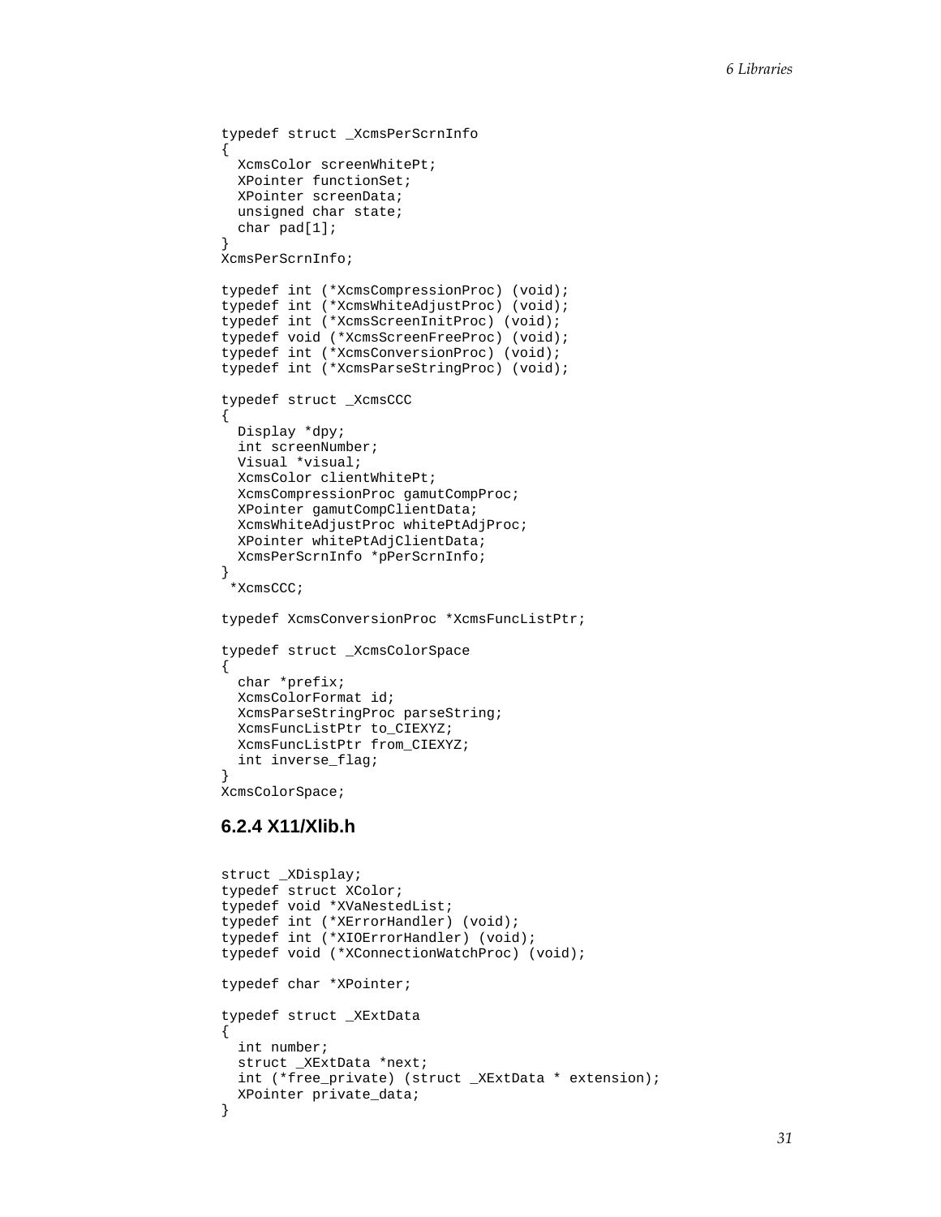```
typedef struct _XcmsPerScrnInfo
{
  XcmsColor screenWhitePt;
  XPointer functionSet;
  XPointer screenData;
  unsigned char state;
  char pad[1];
}
XcmsPerScrnInfo;

typedef int (*XcmsCompressionProc) (void);
typedef int (*XcmsWhiteAdjustProc) (void);
typedef int (*XcmsScreenInitProc) (void);
typedef void (*XcmsScreenFreeProc) (void);
typedef int (*XcmsConversionProc) (void);
typedef int (*XcmsParseStringProc) (void);

typedef struct _XcmsCCC
{
  Display *dpy;
  int screenNumber;
  Visual *visual;
  XcmsColor clientWhitePt;
  XcmsCompressionProc gamutCompProc;
  XPointer gamutCompClientData;
  XcmsWhiteAdjustProc whitePtAdjProc;
  XPointer whitePtAdjClientData;
  XcmsPerScrnInfo *pPerScrnInfo;
}
 *XcmsCCC;

typedef XcmsConversionProc *XcmsFuncListPtr;

typedef struct _XcmsColorSpace
{
  char *prefix;
  XcmsColorFormat id;
  XcmsParseStringProc parseString;
  XcmsFuncListPtr to_CIEXYZ;
  XcmsFuncListPtr from_CIEXYZ;
  int inverse_flag;
}
XcmsColorSpace;
```

### 6.2.4 X11/Xlib.h

```
struct _XDisplay;
typedef struct XColor;
typedef void *XVaNestedList;
typedef int (*XErrorHandler) (void);
typedef int (*XIOErrorHandler) (void);
typedef void (*XConnectionWatchProc) (void);

typedef char *XPointer;

typedef struct _XExtData
{
  int number;
  struct _XExtData *next;
  int (*free_private) (struct _XExtData * extension);
  XPointer private_data;
}
```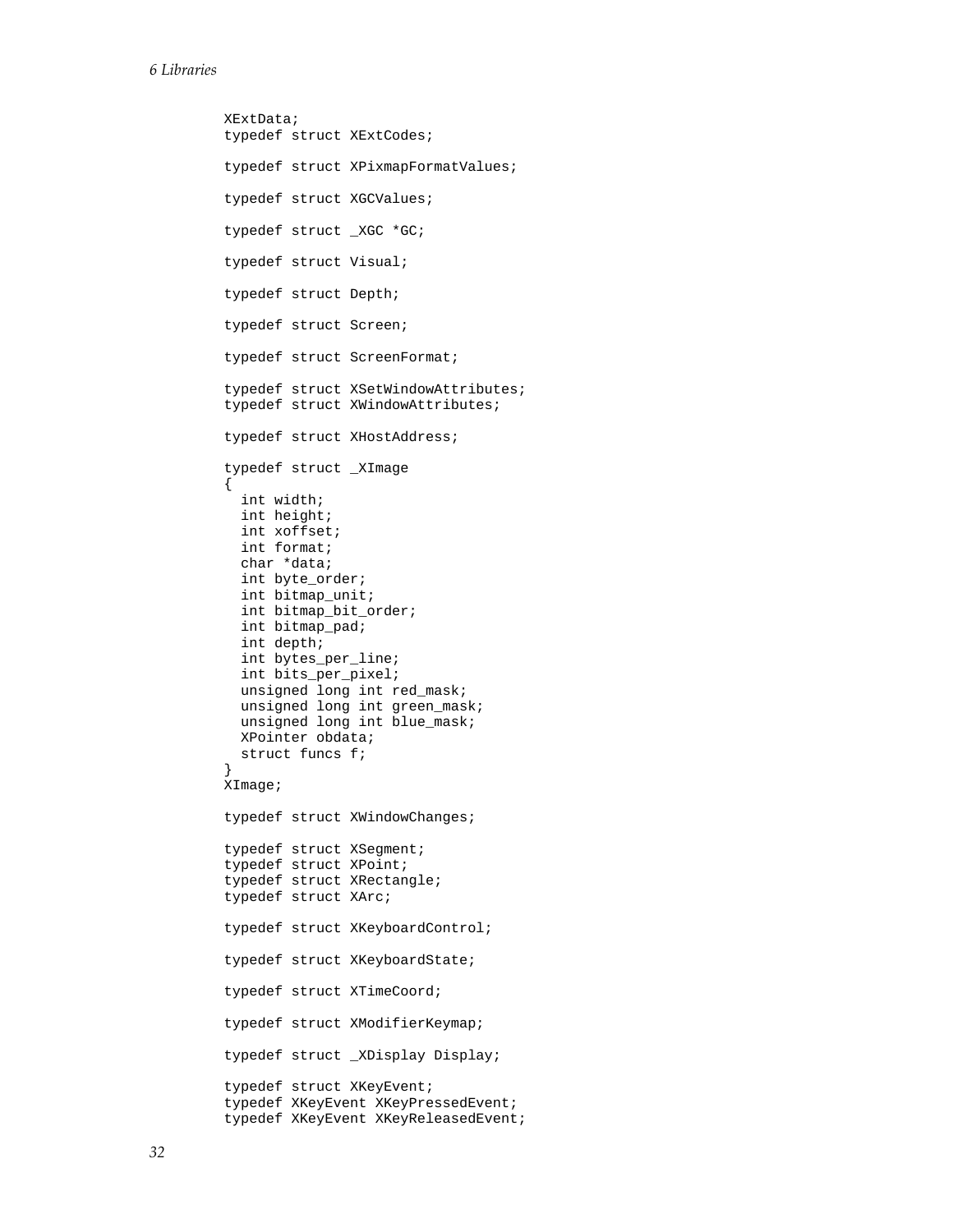```
XExtData;
typedef struct XExtCodes;

typedef struct XPixmapFormatValues;

typedef struct XGCValues;

typedef struct _XGC *GC;

typedef struct Visual;

typedef struct Depth;

typedef struct Screen;

typedef struct ScreenFormat;

typedef struct XSetWindowAttributes;
typedef struct XWindowAttributes;

typedef struct XHostAddress;

typedef struct _XImage
{
  int width;
  int height;
  int xoffset;
  int format;
  char *data;
  int byte_order;
  int bitmap_unit;
  int bitmap_bit_order;
  int bitmap_pad;
  int depth;
  int bytes_per_line;
  int bits_per_pixel;
  unsigned long int red_mask;
  unsigned long int green_mask;
  unsigned long int blue_mask;
  XPointer obdata;
  struct funcs f;
}
XImage;

typedef struct XWindowChanges;

typedef struct XSegment;
typedef struct XPoint;
typedef struct XRectangle;
typedef struct XArc;

typedef struct XKeyboardControl;

typedef struct XKeyboardState;

typedef struct XTimeCoord;

typedef struct XModifierKeymap;

typedef struct _XDisplay Display;

typedef struct XKeyEvent;
typedef XKeyEvent XKeyPressedEvent;
typedef XKeyEvent XKeyReleasedEvent;
```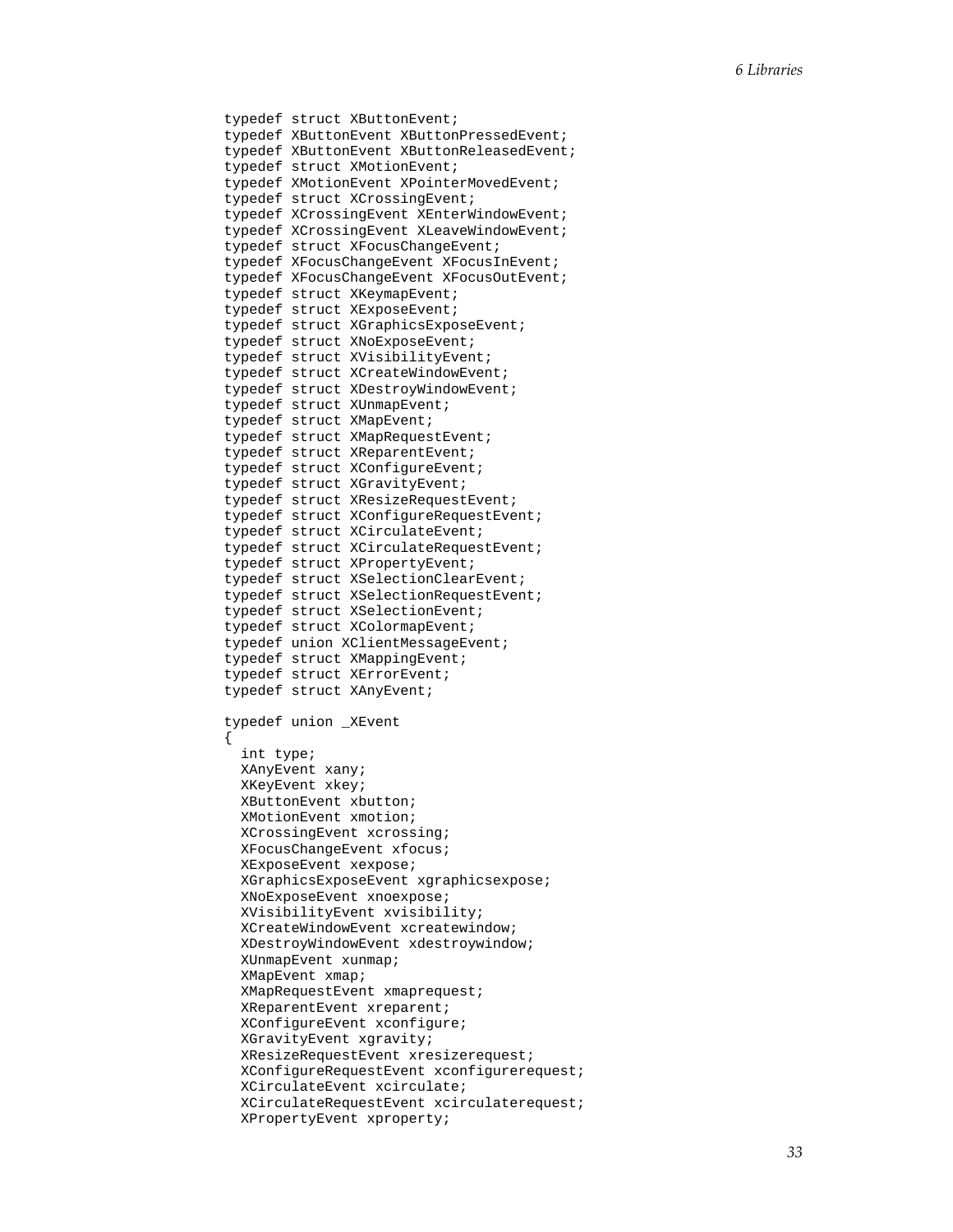```
typedef struct XButtonEvent;
typedef XButtonEvent XButtonPressedEvent;
typedef XButtonEvent XButtonReleasedEvent;
typedef struct XMotionEvent;
typedef XMotionEvent XPointerMovedEvent;
typedef struct XCrossingEvent;
typedef XCrossingEvent XEnterWindowEvent;
typedef XCrossingEvent XLeaveWindowEvent;
typedef struct XFocusChangeEvent;
typedef XFocusChangeEvent XFocusInEvent;
typedef XFocusChangeEvent XFocusOutEvent;
typedef struct XKeymapEvent;
typedef struct XExposeEvent;
typedef struct XGraphicsExposeEvent;
typedef struct XNoExposeEvent;
typedef struct XVisibilityEvent;
typedef struct XCreateWindowEvent;
typedef struct XDestroyWindowEvent;
typedef struct XUnmapEvent;
typedef struct XMapEvent;
typedef struct XMapRequestEvent;
typedef struct XReparentEvent;
typedef struct XConfigureEvent;
typedef struct XGravityEvent;
typedef struct XResizeRequestEvent;
typedef struct XConfigureRequestEvent;
typedef struct XCirculateEvent;
typedef struct XCirculateRequestEvent;
typedef struct XPropertyEvent;
typedef struct XSelectionClearEvent;
typedef struct XSelectionRequestEvent;
typedef struct XSelectionEvent;
typedef struct XColormapEvent;
typedef union XClientMessageEvent;
typedef struct XMappingEvent;
typedef struct XErrorEvent;
typedef struct XAnyEvent;

typedef union _XEvent
{
  int type;
  XAnyEvent xany;
  XKeyEvent xkey;
  XButtonEvent xbutton;
  XMotionEvent xmotion;
  XCrossingEvent xcrossing;
  XFocusChangeEvent xfocus;
  XExposeEvent xexpose;
  XGraphicsExposeEvent xgraphicsexpose;
  XNoExposeEvent xnoexpose;
  XVisibilityEvent xvisibility;
  XCreateWindowEvent xcreatewindow;
  XDestroyWindowEvent xdestroywindow;
  XUnmapEvent xunmap;
  XMapEvent xmap;
  XMapRequestEvent xmaprequest;
  XReparentEvent xreparent;
  XConfigureEvent xconfigure;
  XGravityEvent xgravity;
  XResizeRequestEvent xresizerequest;
  XConfigureRequestEvent xconfigurerequest;
  XCirculateEvent xcirculate;
  XCirculateRequestEvent xcirculaterequest;
  XPropertyEvent xproperty;
```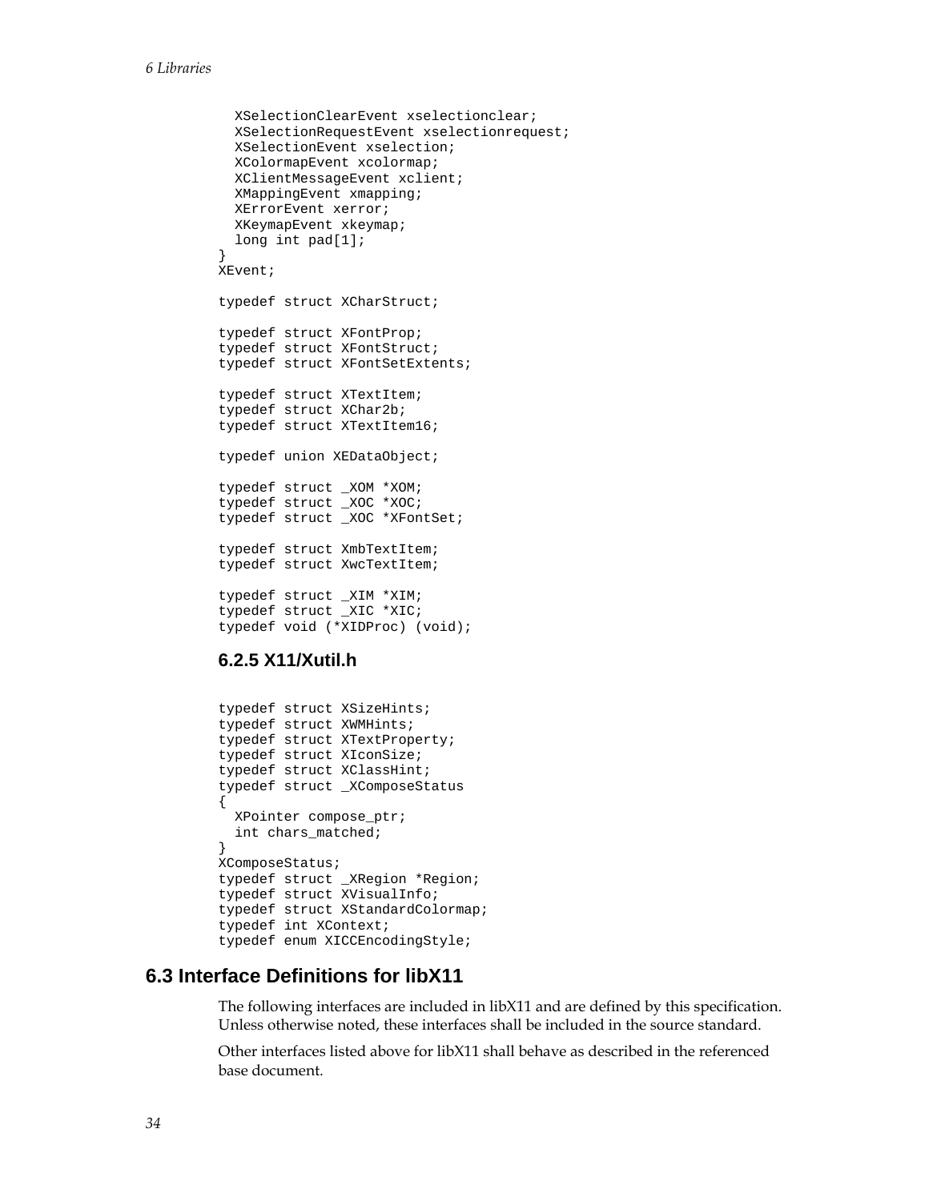```
  XSelectionClearEvent xselectionclear;
  XSelectionRequestEvent xselectionrequest;
  XSelectionEvent xselection;
  XColormapEvent xcolormap;
  XClientMessageEvent xclient;
  XMappingEvent xmapping;
  XErrorEvent xerror;
  XKeymapEvent xkeymap;
  long int pad[1];
}
XEvent;

typedef struct XCharStruct;

typedef struct XFontProp;
typedef struct XFontStruct;
typedef struct XFontSetExtents;

typedef struct XTextItem;
typedef struct XChar2b;
typedef struct XTextItem16;

typedef union XEDataObject;

typedef struct _XOM *XOM;
typedef struct _XOC *XOC;
typedef struct _XOC *XFontSet;

typedef struct XmbTextItem;
typedef struct XwcTextItem;

typedef struct _XIM *XIM;
typedef struct _XIC *XIC;
typedef void (*XIDProc) (void);
```

### 6.2.5 X11/Xutil.h

```
typedef struct XSizeHints;
typedef struct XWMHints;
typedef struct XTextProperty;
typedef struct XIconSize;
typedef struct XClassHint;
typedef struct _XComposeStatus
{
  XPointer compose_ptr;
  int chars_matched;
}
XComposeStatus;
typedef struct _XRegion *Region;
typedef struct XVisualInfo;
typedef struct XStandardColormap;
typedef int XContext;
typedef enum XICCEncodingStyle;
```

## 6.3 Interface Definitions for libX11

The following interfaces are included in libX11 and are defined by this specification. Unless otherwise noted, these interfaces shall be included in the source standard.

Other interfaces listed above for libX11 shall behave as described in the referenced base document.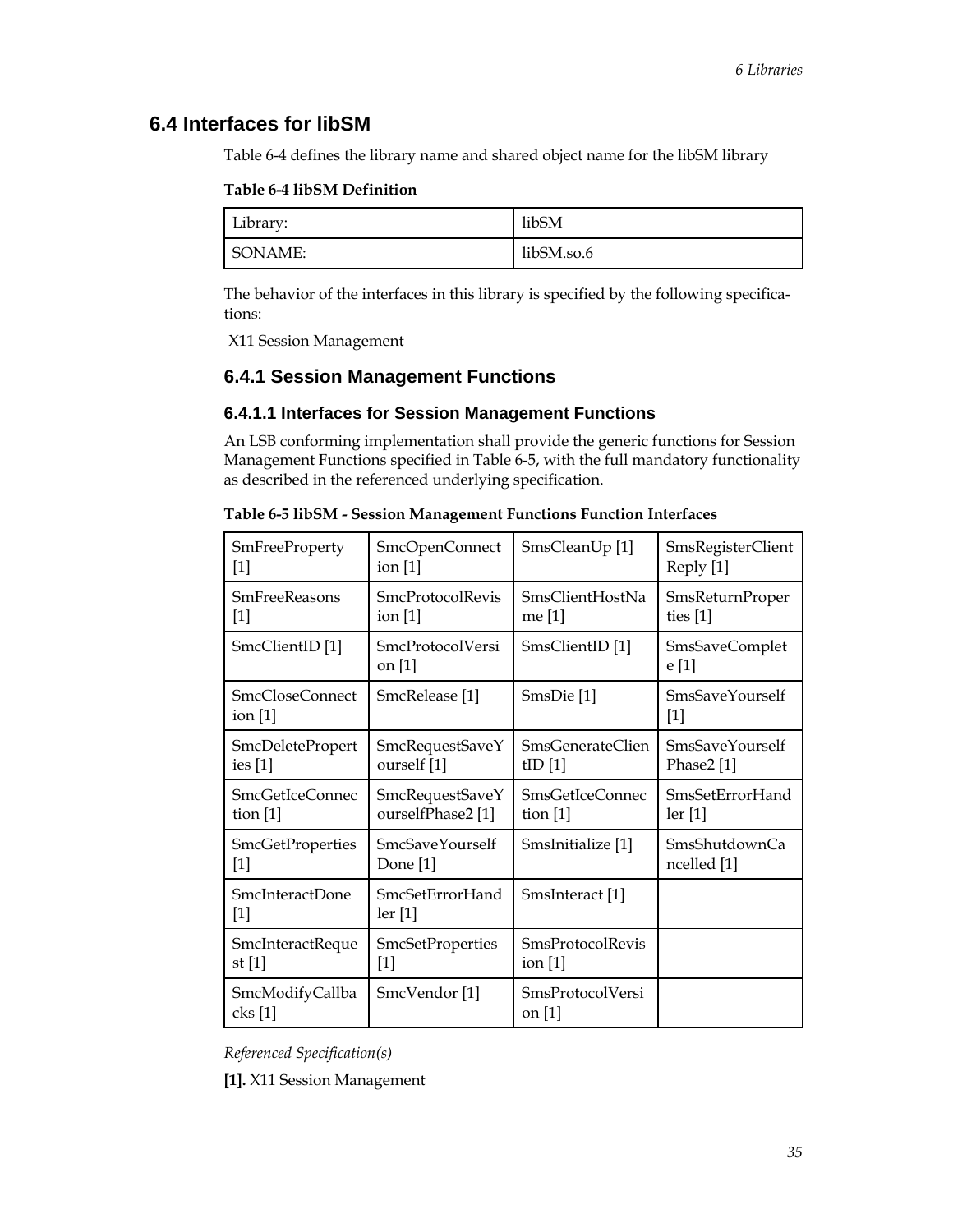## 6.4 Interfaces for libSM

Table 6-4 defines the library name and shared object name for the libSM library

**Table 6-4 libSM Definition**

| | |
|---|---|
| Library: | libSM |
| SONAME: | libSM.so.6 |

The behavior of the interfaces in this library is specified by the following specifications:

X11 Session Management

### 6.4.1 Session Management Functions

#### 6.4.1.1 Interfaces for Session Management Functions

An LSB conforming implementation shall provide the generic functions for Session Management Functions specified in Table 6-5, with the full mandatory functionality as described in the referenced underlying specification.

**Table 6-5 libSM - Session Management Functions Function Interfaces**

| | | | |
|---|---|---|---|
| SmFreeProperty [1] | SmcOpenConnection [1] | SmsCleanUp [1] | SmsRegisterClientReply [1] |
| SmFreeReasons [1] | SmcProtocolRevision [1] | SmsClientHostName [1] | SmsReturnProperties [1] |
| SmcClientID [1] | SmcProtocolVersion [1] | SmsClientID [1] | SmsSaveComplete [1] |
| SmcCloseConnection [1] | SmcRelease [1] | SmsDie [1] | SmsSaveYourself [1] |
| SmcDeleteProperties [1] | SmcRequestSaveYourself [1] | SmsGenerateClientID [1] | SmsSaveYourselfPhase2 [1] |
| SmcGetIceConnection [1] | SmcRequestSaveYourselfPhase2 [1] | SmsGetIceConnection [1] | SmsSetErrorHandler [1] |
| SmcGetProperties [1] | SmcSaveYourselfDone [1] | SmsInitialize [1] | SmsShutdownCancelled [1] |
| SmcInteractDone [1] | SmcSetErrorHandler [1] | SmsInteract [1] | |
| SmcInteractRequest [1] | SmcSetProperties [1] | SmsProtocolRevision [1] | |
| SmcModifyCallbacks [1] | SmcVendor [1] | SmsProtocolVersion [1] | |

*Referenced Specification(s)*

**[1].** X11 Session Management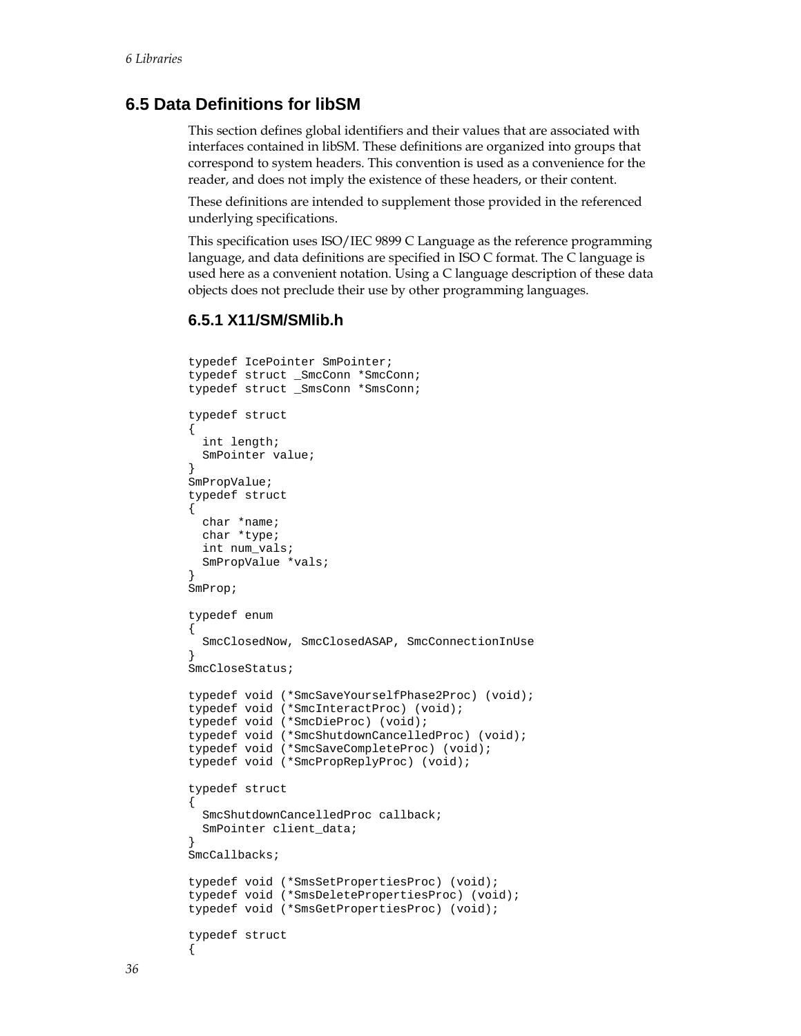## 6.5 Data Definitions for libSM

This section defines global identifiers and their values that are associated with interfaces contained in libSM. These definitions are organized into groups that correspond to system headers. This convention is used as a convenience for the reader, and does not imply the existence of these headers, or their content.

These definitions are intended to supplement those provided in the referenced underlying specifications.

This specification uses ISO/IEC 9899 C Language as the reference programming language, and data definitions are specified in ISO C format. The C language is used here as a convenient notation. Using a C language description of these data objects does not preclude their use by other programming languages.

### 6.5.1 X11/SM/SMlib.h

```
typedef IcePointer SmPointer;
typedef struct _SmcConn *SmcConn;
typedef struct _SmsConn *SmsConn;

typedef struct
{
  int length;
  SmPointer value;
}
SmPropValue;
typedef struct
{
  char *name;
  char *type;
  int num_vals;
  SmPropValue *vals;
}
SmProp;

typedef enum
{
  SmcClosedNow, SmcClosedASAP, SmcConnectionInUse
}
SmcCloseStatus;

typedef void (*SmcSaveYourselfPhase2Proc) (void);
typedef void (*SmcInteractProc) (void);
typedef void (*SmcDieProc) (void);
typedef void (*SmcShutdownCancelledProc) (void);
typedef void (*SmcSaveCompleteProc) (void);
typedef void (*SmcPropReplyProc) (void);

typedef struct
{
  SmcShutdownCancelledProc callback;
  SmPointer client_data;
}
SmcCallbacks;

typedef void (*SmsSetPropertiesProc) (void);
typedef void (*SmsDeletePropertiesProc) (void);
typedef void (*SmsGetPropertiesProc) (void);

typedef struct
{
```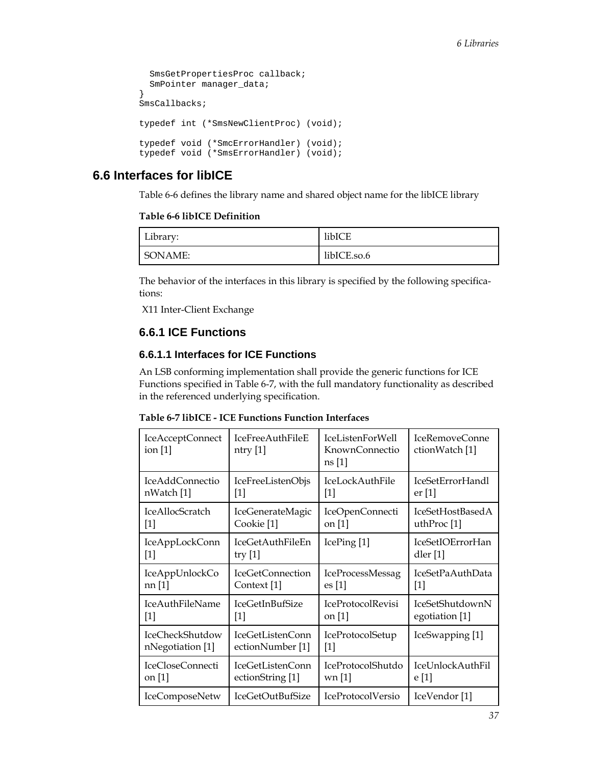```
  SmsGetPropertiesProc callback;
  SmPointer manager_data;
}
SmsCallbacks;

typedef int (*SmsNewClientProc) (void);

typedef void (*SmcErrorHandler) (void);
typedef void (*SmsErrorHandler) (void);
```

## 6.6 Interfaces for libICE

Table 6-6 defines the library name and shared object name for the libICE library

**Table 6-6 libICE Definition**

| Library: | libICE |
|---|---|
| SONAME: | libICE.so.6 |

The behavior of the interfaces in this library is specified by the following specifications:

X11 Inter-Client Exchange

### 6.6.1 ICE Functions

#### 6.6.1.1 Interfaces for ICE Functions

An LSB conforming implementation shall provide the generic functions for ICE Functions specified in Table 6-7, with the full mandatory functionality as described in the referenced underlying specification.

**Table 6-7 libICE - ICE Functions Function Interfaces**

| | | | |
|---|---|---|---|
| IceAcceptConnection [1] | IceFreeAuthFileEntry [1] | IceListenForWellKnownConnections [1] | IceRemoveConnectionWatch [1] |
| IceAddConnectionWatch [1] | IceFreeListenObjs [1] | IceLockAuthFile [1] | IceSetErrorHandler [1] |
| IceAllocScratch [1] | IceGenerateMagicCookie [1] | IceOpenConnection [1] | IceSetHostBasedAuthProc [1] |
| IceAppLockConn [1] | IceGetAuthFileEntry [1] | IcePing [1] | IceSetIOErrorHandler [1] |
| IceAppUnlockConn [1] | IceGetConnectionContext [1] | IceProcessMessages [1] | IceSetPaAuthData [1] |
| IceAuthFileName [1] | IceGetInBufSize [1] | IceProtocolRevision [1] | IceSetShutdownNegotiation [1] |
| IceCheckShutdownNegotiation [1] | IceGetListenConnectionNumber [1] | IceProtocolSetup [1] | IceSwapping [1] |
| IceCloseConnection [1] | IceGetListenConnectionString [1] | IceProtocolShutdown [1] | IceUnlockAuthFile [1] |
| IceComposeNetw | IceGetOutBufSize | IceProtocolVersio | IceVendor [1] |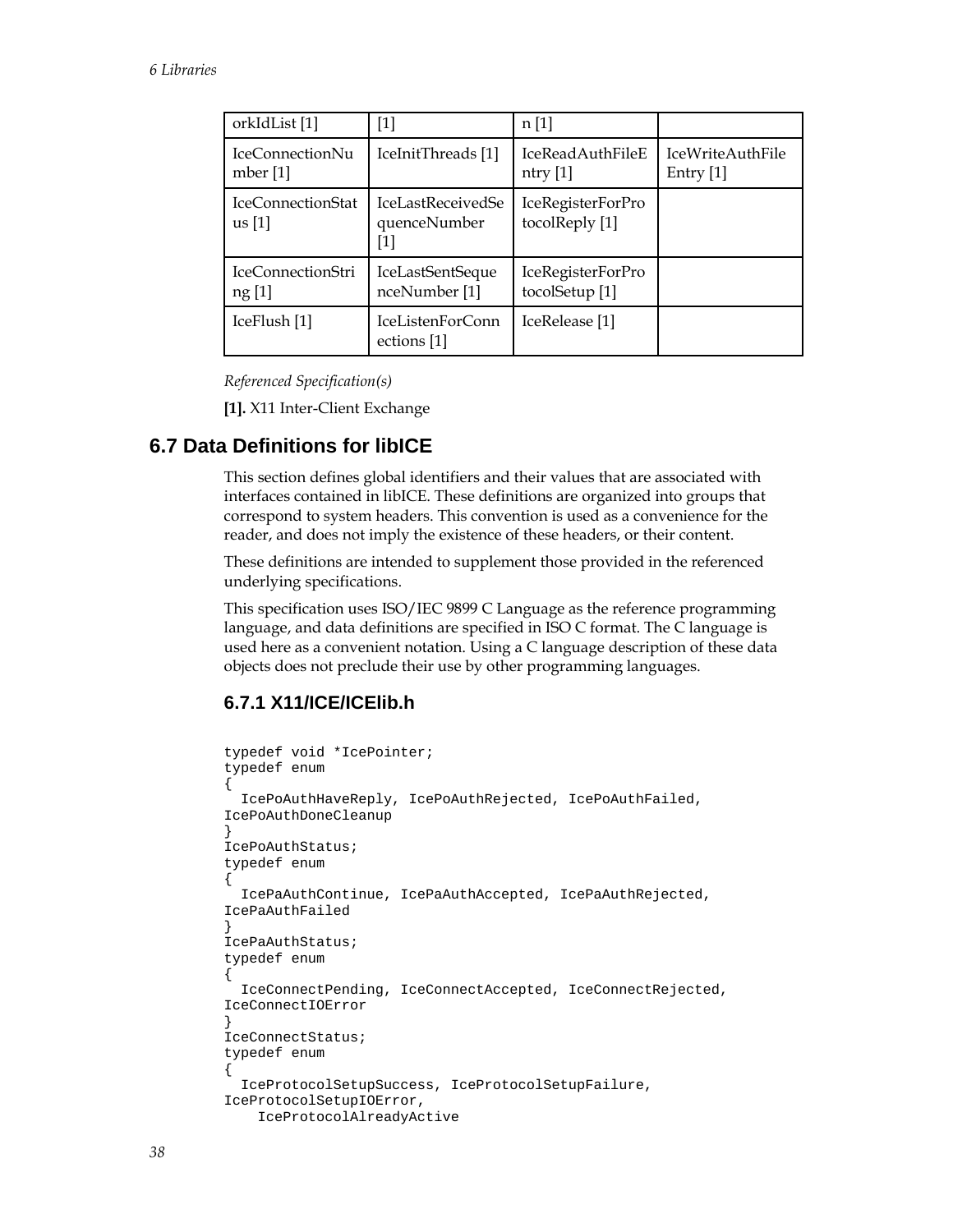| orkIdList [1] | [1] | n [1] | |
|---|---|---|---|
| IceConnectionNumber [1] | IceInitThreads [1] | IceReadAuthFileEntry [1] | IceWriteAuthFileEntry [1] |
| IceConnectionStatus [1] | IceLastReceivedSequenceNumber [1] | IceRegisterForProtocolReply [1] | |
| IceConnectionString [1] | IceLastSentSequenceNumber [1] | IceRegisterForProtocolSetup [1] | |
| IceFlush [1] | IceListenForConnections [1] | IceRelease [1] | |

*Referenced Specification(s)*

**[1].** X11 Inter-Client Exchange

## 6.7 Data Definitions for libICE

This section defines global identifiers and their values that are associated with interfaces contained in libICE. These definitions are organized into groups that correspond to system headers. This convention is used as a convenience for the reader, and does not imply the existence of these headers, or their content.

These definitions are intended to supplement those provided in the referenced underlying specifications.

This specification uses ISO/IEC 9899 C Language as the reference programming language, and data definitions are specified in ISO C format. The C language is used here as a convenient notation. Using a C language description of these data objects does not preclude their use by other programming languages.

### 6.7.1 X11/ICE/ICElib.h

```
typedef void *IcePointer;
typedef enum
{
  IcePoAuthHaveReply, IcePoAuthRejected, IcePoAuthFailed,
IcePoAuthDoneCleanup
}
IcePoAuthStatus;
typedef enum
{
  IcePaAuthContinue, IcePaAuthAccepted, IcePaAuthRejected,
IcePaAuthFailed
}
IcePaAuthStatus;
typedef enum
{
  IceConnectPending, IceConnectAccepted, IceConnectRejected,
IceConnectIOError
}
IceConnectStatus;
typedef enum
{
  IceProtocolSetupSuccess, IceProtocolSetupFailure,
IceProtocolSetupIOError,
    IceProtocolAlreadyActive
```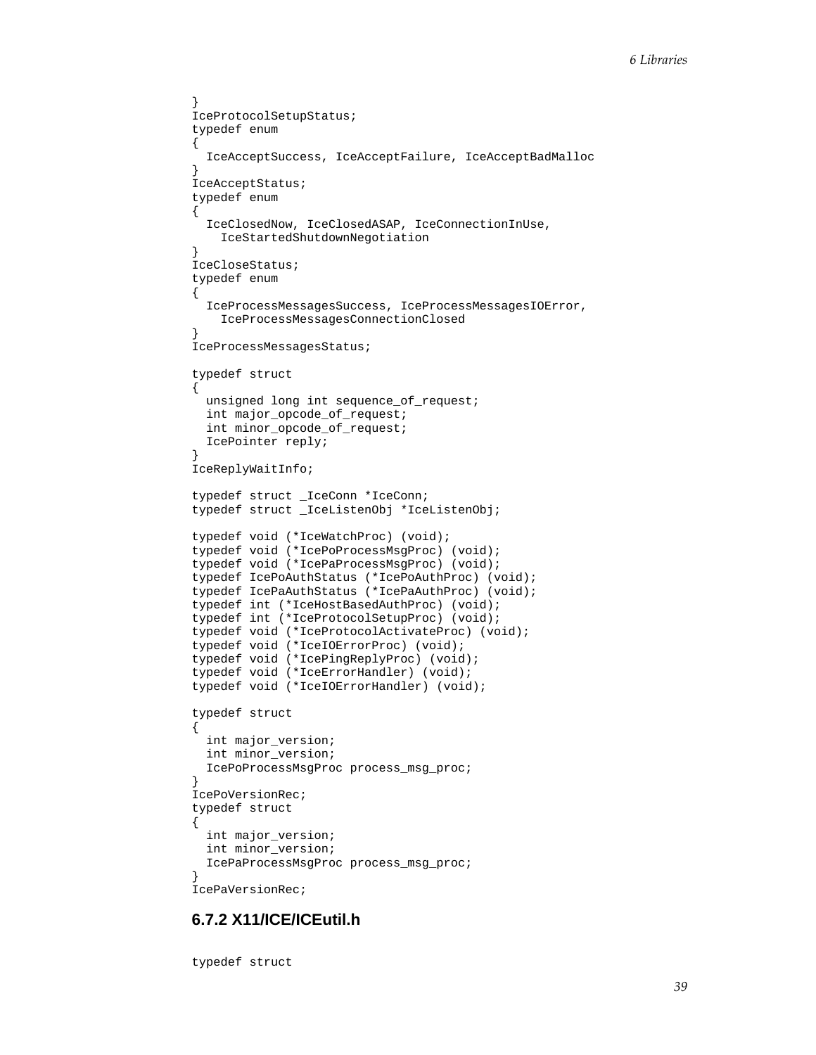```
}
IceProtocolSetupStatus;
typedef enum
{
  IceAcceptSuccess, IceAcceptFailure, IceAcceptBadMalloc
}
IceAcceptStatus;
typedef enum
{
  IceClosedNow, IceClosedASAP, IceConnectionInUse,
    IceStartedShutdownNegotiation
}
IceCloseStatus;
typedef enum
{
  IceProcessMessagesSuccess, IceProcessMessagesIOError,
    IceProcessMessagesConnectionClosed
}
IceProcessMessagesStatus;

typedef struct
{
  unsigned long int sequence_of_request;
  int major_opcode_of_request;
  int minor_opcode_of_request;
  IcePointer reply;
}
IceReplyWaitInfo;

typedef struct _IceConn *IceConn;
typedef struct _IceListenObj *IceListenObj;

typedef void (*IceWatchProc) (void);
typedef void (*IcePoProcessMsgProc) (void);
typedef void (*IcePaProcessMsgProc) (void);
typedef IcePoAuthStatus (*IcePoAuthProc) (void);
typedef IcePaAuthStatus (*IcePaAuthProc) (void);
typedef int (*IceHostBasedAuthProc) (void);
typedef int (*IceProtocolSetupProc) (void);
typedef void (*IceProtocolActivateProc) (void);
typedef void (*IceIOErrorProc) (void);
typedef void (*IcePingReplyProc) (void);
typedef void (*IceErrorHandler) (void);
typedef void (*IceIOErrorHandler) (void);

typedef struct
{
  int major_version;
  int minor_version;
  IcePoProcessMsgProc process_msg_proc;
}
IcePoVersionRec;
typedef struct
{
  int major_version;
  int minor_version;
  IcePaProcessMsgProc process_msg_proc;
}
IcePaVersionRec;
```

### 6.7.2 X11/ICE/ICEutil.h

```
typedef struct
```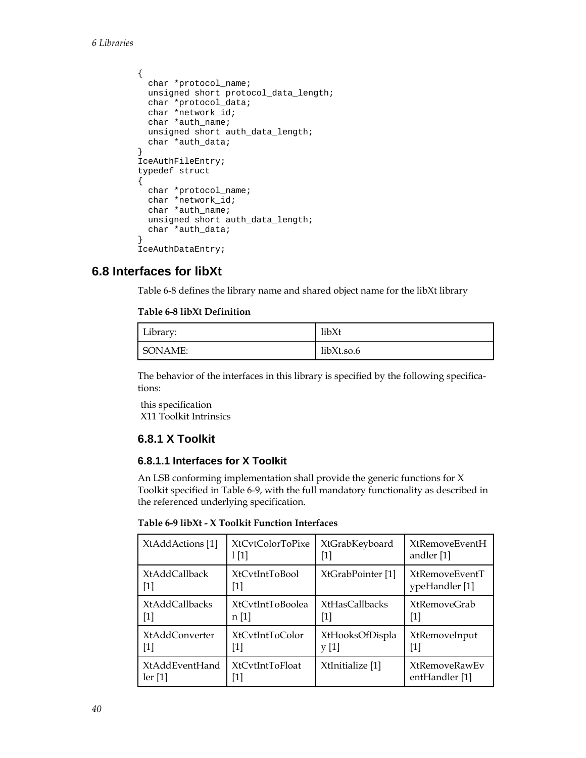```
{
  char *protocol_name;
  unsigned short protocol_data_length;
  char *protocol_data;
  char *network_id;
  char *auth_name;
  unsigned short auth_data_length;
  char *auth_data;
}
IceAuthFileEntry;
typedef struct
{
  char *protocol_name;
  char *network_id;
  char *auth_name;
  unsigned short auth_data_length;
  char *auth_data;
}
IceAuthDataEntry;
```

## 6.8 Interfaces for libXt

Table 6-8 defines the library name and shared object name for the libXt library

**Table 6-8 libXt Definition**

| | |
|---|---|
| Library: | libXt |
| SONAME: | libXt.so.6 |

The behavior of the interfaces in this library is specified by the following specifications:

this specification
X11 Toolkit Intrinsics

### 6.8.1 X Toolkit

#### 6.8.1.1 Interfaces for X Toolkit

An LSB conforming implementation shall provide the generic functions for X Toolkit specified in Table 6-9, with the full mandatory functionality as described in the referenced underlying specification.

**Table 6-9 libXt - X Toolkit Function Interfaces**

| | | | |
|---|---|---|---|
| XtAddActions [1] | XtCvtColorToPixel [1] | XtGrabKeyboard [1] | XtRemoveEventHandler [1] |
| XtAddCallback [1] | XtCvtIntToBool [1] | XtGrabPointer [1] | XtRemoveEventTypeHandler [1] |
| XtAddCallbacks [1] | XtCvtIntToBoolean [1] | XtHasCallbacks [1] | XtRemoveGrab [1] |
| XtAddConverter [1] | XtCvtIntToColor [1] | XtHooksOfDisplay [1] | XtRemoveInput [1] |
| XtAddEventHandler [1] | XtCvtIntToFloat [1] | XtInitialize [1] | XtRemoveRawEventHandler [1] |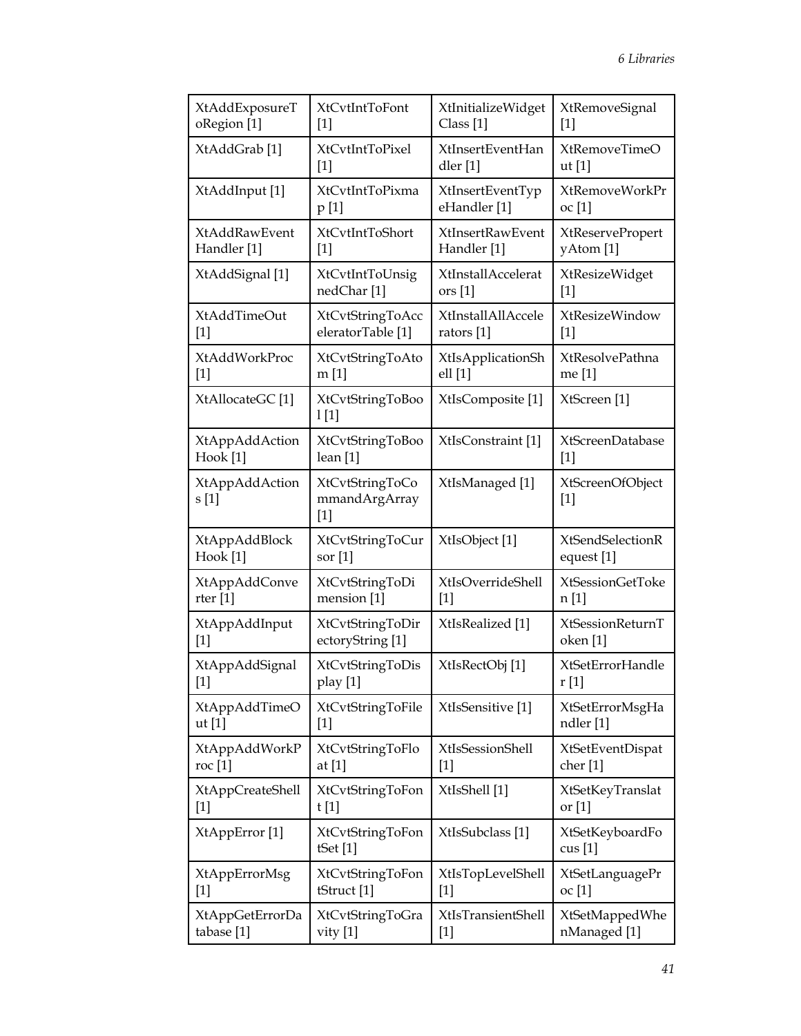| XtAddExposureToRegion [1] | XtCvtIntToFont [1] | XtInitializeWidgetClass [1] | XtRemoveSignal [1] |
|---|---|---|---|
| XtAddGrab [1] | XtCvtIntToPixel [1] | XtInsertEventHandler [1] | XtRemoveTimeOut [1] |
| XtAddInput [1] | XtCvtIntToPixmap [1] | XtInsertEventTypeHandler [1] | XtRemoveWorkProc [1] |
| XtAddRawEventHandler [1] | XtCvtIntToShort [1] | XtInsertRawEventHandler [1] | XtReservePropertyAtom [1] |
| XtAddSignal [1] | XtCvtIntToUnsignedChar [1] | XtInstallAccelerators [1] | XtResizeWidget [1] |
| XtAddTimeOut [1] | XtCvtStringToAcceleratorTable [1] | XtInstallAllAccelerators [1] | XtResizeWindow [1] |
| XtAddWorkProc [1] | XtCvtStringToAtom [1] | XtIsApplicationShell [1] | XtResolvePathname [1] |
| XtAllocateGC [1] | XtCvtStringToBool [1] | XtIsComposite [1] | XtScreen [1] |
| XtAppAddActionHook [1] | XtCvtStringToBoolean [1] | XtIsConstraint [1] | XtScreenDatabase [1] |
| XtAppAddActions [1] | XtCvtStringToCommandArgArray [1] | XtIsManaged [1] | XtScreenOfObject [1] |
| XtAppAddBlockHook [1] | XtCvtStringToCursor [1] | XtIsObject [1] | XtSendSelectionRequest [1] |
| XtAppAddConverter [1] | XtCvtStringToDimension [1] | XtIsOverrideShell [1] | XtSessionGetToken [1] |
| XtAppAddInput [1] | XtCvtStringToDirectoryString [1] | XtIsRealized [1] | XtSessionReturnToken [1] |
| XtAppAddSignal [1] | XtCvtStringToDisplay [1] | XtIsRectObj [1] | XtSetErrorHandler [1] |
| XtAppAddTimeOut [1] | XtCvtStringToFile [1] | XtIsSensitive [1] | XtSetErrorMsgHandler [1] |
| XtAppAddWorkProc [1] | XtCvtStringToFloat [1] | XtIsSessionShell [1] | XtSetEventDispatcher [1] |
| XtAppCreateShell [1] | XtCvtStringToFont [1] | XtIsShell [1] | XtSetKeyTranslator [1] |
| XtAppError [1] | XtCvtStringToFontSet [1] | XtIsSubclass [1] | XtSetKeyboardFocus [1] |
| XtAppErrorMsg [1] | XtCvtStringToFontStruct [1] | XtIsTopLevelShell [1] | XtSetLanguageProc [1] |
| XtAppGetErrorDatabase [1] | XtCvtStringToGravity [1] | XtIsTransientShell [1] | XtSetMappedWhenManaged [1] |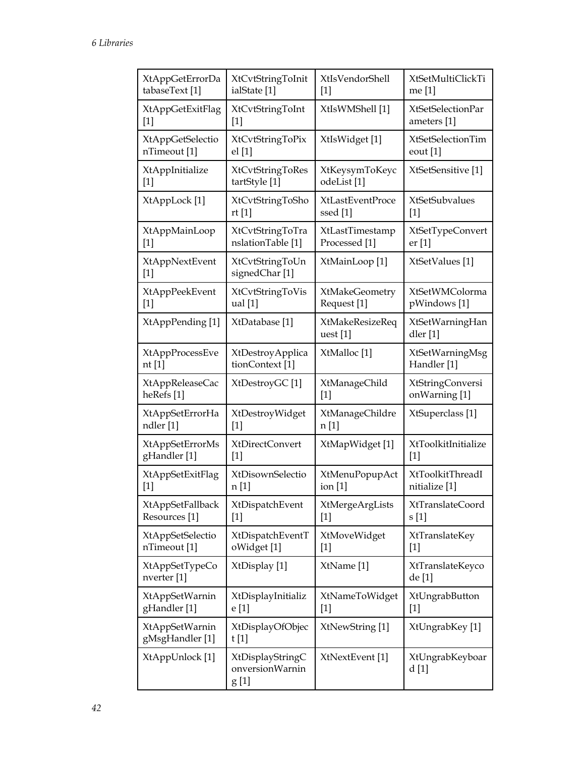| XtAppGetErrorDatabaseText [1] | XtCvtStringToInitialState [1] | XtIsVendorShell [1] | XtSetMultiClickTime [1] |
|---|---|---|---|
| XtAppGetExitFlag [1] | XtCvtStringToInt [1] | XtIsWMShell [1] | XtSetSelectionParameters [1] |
| XtAppGetSelectionTimeout [1] | XtCvtStringToPixel [1] | XtIsWidget [1] | XtSetSelectionTimeout [1] |
| XtAppInitialize [1] | XtCvtStringToRestartStyle [1] | XtKeysymToKeycodeList [1] | XtSetSensitive [1] |
| XtAppLock [1] | XtCvtStringToShort [1] | XtLastEventProcessed [1] | XtSetSubvalues [1] |
| XtAppMainLoop [1] | XtCvtStringToTranslationTable [1] | XtLastTimestampProcessed [1] | XtSetTypeConverter [1] |
| XtAppNextEvent [1] | XtCvtStringToUnsignedChar [1] | XtMainLoop [1] | XtSetValues [1] |
| XtAppPeekEvent [1] | XtCvtStringToVisual [1] | XtMakeGeometryRequest [1] | XtSetWMColormapWindows [1] |
| XtAppPending [1] | XtDatabase [1] | XtMakeResizeRequest [1] | XtSetWarningHandler [1] |
| XtAppProcessEvent [1] | XtDestroyApplicationContext [1] | XtMalloc [1] | XtSetWarningMsgHandler [1] |
| XtAppReleaseCacheRefs [1] | XtDestroyGC [1] | XtManageChild [1] | XtStringConversionWarning [1] |
| XtAppSetErrorHandler [1] | XtDestroyWidget [1] | XtManageChildren [1] | XtSuperclass [1] |
| XtAppSetErrorMsgHandler [1] | XtDirectConvert [1] | XtMapWidget [1] | XtToolkitInitialize [1] |
| XtAppSetExitFlag [1] | XtDisownSelection [1] | XtMenuPopupAction [1] | XtToolkitThreadInitialize [1] |
| XtAppSetFallbackResources [1] | XtDispatchEvent [1] | XtMergeArgLists [1] | XtTranslateCoords [1] |
| XtAppSetSelectionTimeout [1] | XtDispatchEventToWidget [1] | XtMoveWidget [1] | XtTranslateKey [1] |
| XtAppSetTypeConverter [1] | XtDisplay [1] | XtName [1] | XtTranslateKeycode [1] |
| XtAppSetWarningHandler [1] | XtDisplayInitialize [1] | XtNameToWidget [1] | XtUngrabButton [1] |
| XtAppSetWarningMsgHandler [1] | XtDisplayOfObject [1] | XtNewString [1] | XtUngrabKey [1] |
| XtAppUnlock [1] | XtDisplayStringConversionWarning [1] | XtNextEvent [1] | XtUngrabKeyboard [1] |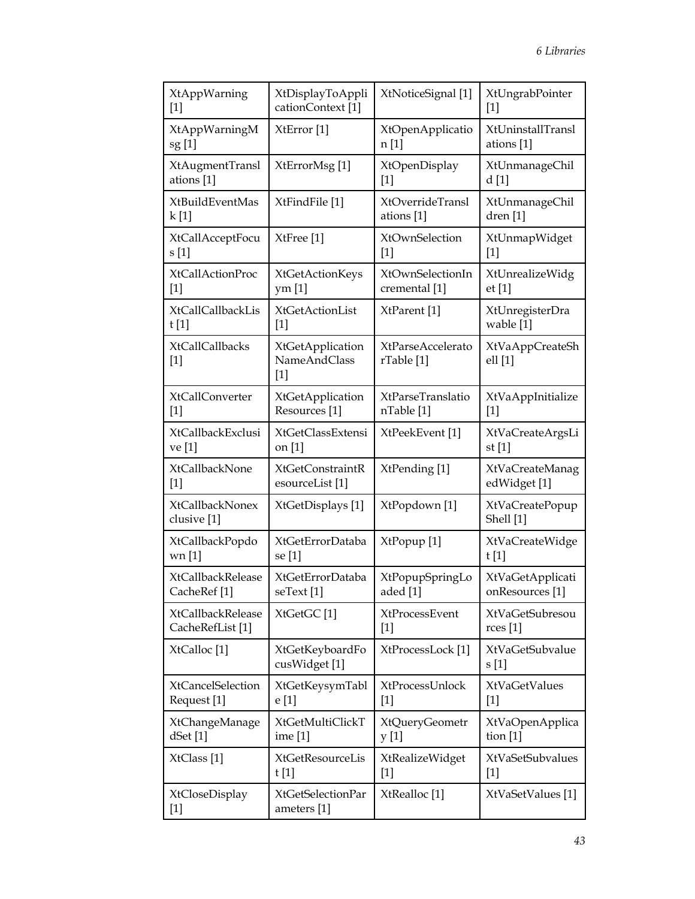| XtAppWarning [1] | XtDisplayToApplicationContext [1] | XtNoticeSignal [1] | XtUngrabPointer [1] |
|---|---|---|---|
| XtAppWarningMsg [1] | XtError [1] | XtOpenApplication [1] | XtUninstallTranslations [1] |
| XtAugmentTranslations [1] | XtErrorMsg [1] | XtOpenDisplay [1] | XtUnmanageChild [1] |
| XtBuildEventMask [1] | XtFindFile [1] | XtOverrideTranslations [1] | XtUnmanageChildren [1] |
| XtCallAcceptFocus [1] | XtFree [1] | XtOwnSelection [1] | XtUnmapWidget [1] |
| XtCallActionProc [1] | XtGetActionKeysym [1] | XtOwnSelectionIncremental [1] | XtUnrealizeWidget [1] |
| XtCallCallbackList [1] | XtGetActionList [1] | XtParent [1] | XtUnregisterDrawable [1] |
| XtCallCallbacks [1] | XtGetApplicationNameAndClass [1] | XtParseAcceleratorTable [1] | XtVaAppCreateShell [1] |
| XtCallConverter [1] | XtGetApplicationResources [1] | XtParseTranslationTable [1] | XtVaAppInitialize [1] |
| XtCallbackExclusive [1] | XtGetClassExtension [1] | XtPeekEvent [1] | XtVaCreateArgsList [1] |
| XtCallbackNone [1] | XtGetConstraintResourceList [1] | XtPending [1] | XtVaCreateManagedWidget [1] |
| XtCallbackNonexclusive [1] | XtGetDisplays [1] | XtPopdown [1] | XtVaCreatePopupShell [1] |
| XtCallbackPopdown [1] | XtGetErrorDatabase [1] | XtPopup [1] | XtVaCreateWidget [1] |
| XtCallbackReleaseCacheRef [1] | XtGetErrorDatabaseText [1] | XtPopupSpringLoaded [1] | XtVaGetApplicationResources [1] |
| XtCallbackReleaseCacheRefList [1] | XtGetGC [1] | XtProcessEvent [1] | XtVaGetSubresources [1] |
| XtCalloc [1] | XtGetKeyboardFocusWidget [1] | XtProcessLock [1] | XtVaGetSubvalues [1] |
| XtCancelSelectionRequest [1] | XtGetKeysymTable [1] | XtProcessUnlock [1] | XtVaGetValues [1] |
| XtChangeManagedSet [1] | XtGetMultiClickTime [1] | XtQueryGeometry [1] | XtVaOpenApplication [1] |
| XtClass [1] | XtGetResourceList [1] | XtRealizeWidget [1] | XtVaSetSubvalues [1] |
| XtCloseDisplay [1] | XtGetSelectionParameters [1] | XtRealloc [1] | XtVaSetValues [1] |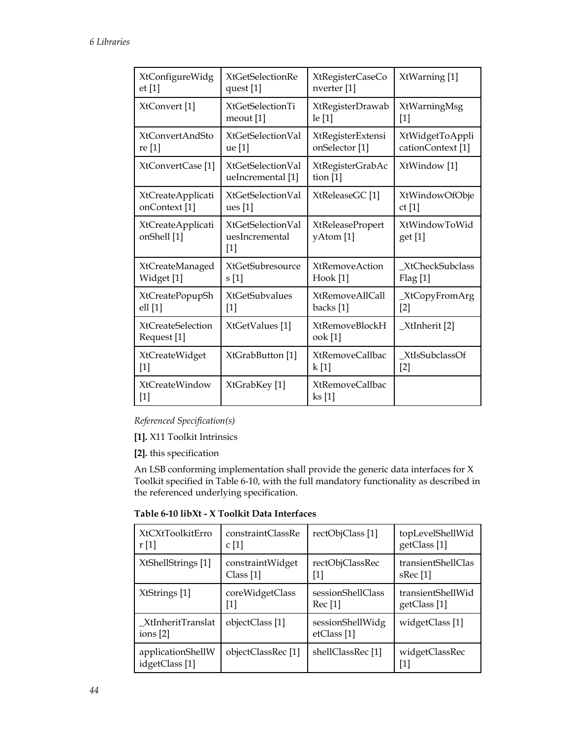| XtConfigureWidget [1] | XtGetSelectionRequest [1] | XtRegisterCaseConverter [1] | XtWarning [1] |
|---|---|---|---|
| XtConvert [1] | XtGetSelectionTimeout [1] | XtRegisterDrawable [1] | XtWarningMsg [1] |
| XtConvertAndStore [1] | XtGetSelectionValue [1] | XtRegisterExtensionSelector [1] | XtWidgetToApplicationContext [1] |
| XtConvertCase [1] | XtGetSelectionValueIncremental [1] | XtRegisterGrabAction [1] | XtWindow [1] |
| XtCreateApplicationContext [1] | XtGetSelectionValues [1] | XtReleaseGC [1] | XtWindowOfObject [1] |
| XtCreateApplicationShell [1] | XtGetSelectionValuesIncremental [1] | XtReleasePropertyAtom [1] | XtWindowToWidget [1] |
| XtCreateManagedWidget [1] | XtGetSubresources [1] | XtRemoveActionHook [1] | _XtCheckSubclassFlag [1] |
| XtCreatePopupShell [1] | XtGetSubvalues [1] | XtRemoveAllCallbacks [1] | _XtCopyFromArg [2] |
| XtCreateSelectionRequest [1] | XtGetValues [1] | XtRemoveBlockHook [1] | _XtInherit [2] |
| XtCreateWidget [1] | XtGrabButton [1] | XtRemoveCallback [1] | _XtIsSubclassOf [2] |
| XtCreateWindow [1] | XtGrabKey [1] | XtRemoveCallbacks [1] | |

*Referenced Specification(s)*

**[1].** X11 Toolkit Intrinsics

**[2].** this specification

An LSB conforming implementation shall provide the generic data interfaces for X Toolkit specified in Table 6-10, with the full mandatory functionality as described in the referenced underlying specification.

**Table 6-10 libXt - X Toolkit Data Interfaces**

| XtCXtToolkitError [1] | constraintClassRec [1] | rectObjClass [1] | topLevelShellWidgetClass [1] |
|---|---|---|---|
| XtShellStrings [1] | constraintWidgetClass [1] | rectObjClassRec [1] | transientShellClassRec [1] |
| XtStrings [1] | coreWidgetClass [1] | sessionShellClassRec [1] | transientShellWidgetClass [1] |
| _XtInheritTranslations [2] | objectClass [1] | sessionShellWidgetClass [1] | widgetClass [1] |
| applicationShellWidgetClass [1] | objectClassRec [1] | shellClassRec [1] | widgetClassRec [1] |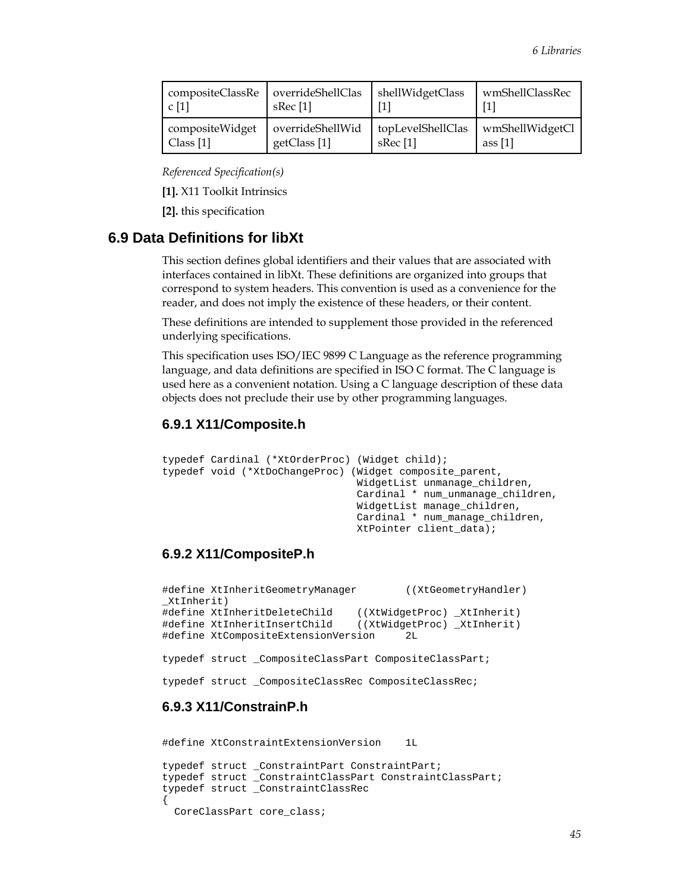| compositeClassRec [1] | overrideShellClassRec [1] | shellWidgetClass [1] | wmShellClassRec [1] |
|---|---|---|---|
| compositeWidgetClass [1] | overrideShellWidgetClass [1] | topLevelShellClassRec [1] | wmShellWidgetClass [1] |

*Referenced Specification(s)*

**[1].** X11 Toolkit Intrinsics

**[2].** this specification

## 6.9 Data Definitions for libXt

This section defines global identifiers and their values that are associated with interfaces contained in libXt. These definitions are organized into groups that correspond to system headers. This convention is used as a convenience for the reader, and does not imply the existence of these headers, or their content.

These definitions are intended to supplement those provided in the referenced underlying specifications.

This specification uses ISO/IEC 9899 C Language as the reference programming language, and data definitions are specified in ISO C format. The C language is used here as a convenient notation. Using a C language description of these data objects does not preclude their use by other programming languages.

### 6.9.1 X11/Composite.h

```
typedef Cardinal (*XtOrderProc) (Widget child);
typedef void (*XtDoChangeProc) (Widget composite_parent,
                                WidgetList unmanage_children,
                                Cardinal * num_unmanage_children,
                                WidgetList manage_children,
                                Cardinal * num_manage_children,
                                XtPointer client_data);
```

### 6.9.2 X11/CompositeP.h

```
#define XtInheritGeometryManager        ((XtGeometryHandler)
_XtInherit)
#define XtInheritDeleteChild    ((XtWidgetProc) _XtInherit)
#define XtInheritInsertChild    ((XtWidgetProc) _XtInherit)
#define XtCompositeExtensionVersion     2L

typedef struct _CompositeClassPart CompositeClassPart;

typedef struct _CompositeClassRec CompositeClassRec;
```

### 6.9.3 X11/ConstrainP.h

```
#define XtConstraintExtensionVersion    1L

typedef struct _ConstraintPart ConstraintPart;
typedef struct _ConstraintClassPart ConstraintClassPart;
typedef struct _ConstraintClassRec
{
  CoreClassPart core_class;
```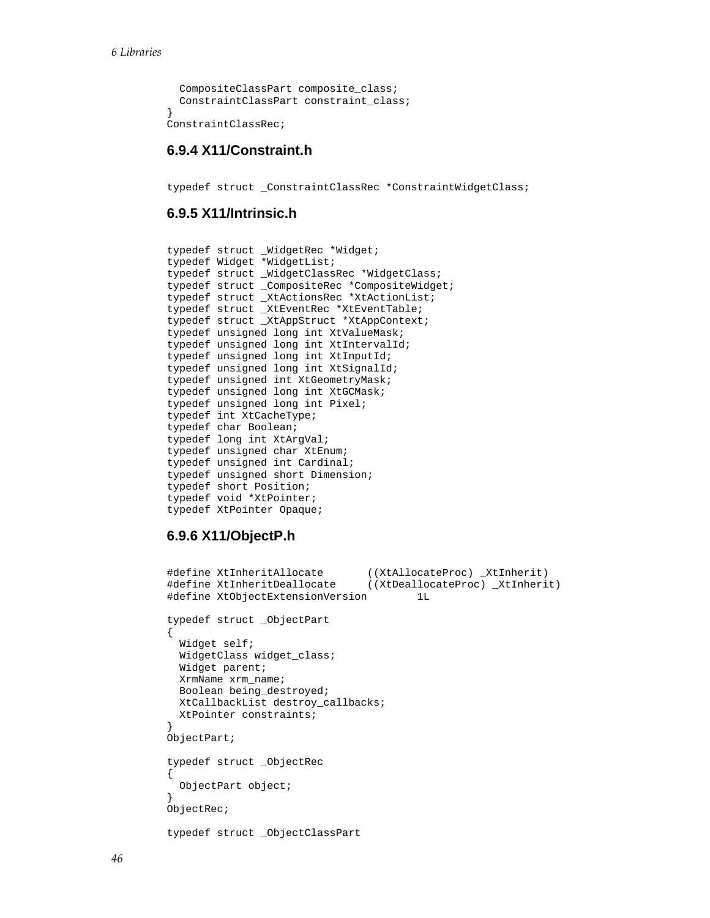```
  CompositeClassPart composite_class;
  ConstraintClassPart constraint_class;
}
ConstraintClassRec;
```

### 6.9.4 X11/Constraint.h

```
typedef struct _ConstraintClassRec *ConstraintWidgetClass;
```

### 6.9.5 X11/Intrinsic.h

```
typedef struct _WidgetRec *Widget;
typedef Widget *WidgetList;
typedef struct _WidgetClassRec *WidgetClass;
typedef struct _CompositeRec *CompositeWidget;
typedef struct _XtActionsRec *XtActionList;
typedef struct _XtEventRec *XtEventTable;
typedef struct _XtAppStruct *XtAppContext;
typedef unsigned long int XtValueMask;
typedef unsigned long int XtIntervalId;
typedef unsigned long int XtInputId;
typedef unsigned long int XtSignalId;
typedef unsigned int XtGeometryMask;
typedef unsigned long int XtGCMask;
typedef unsigned long int Pixel;
typedef int XtCacheType;
typedef char Boolean;
typedef long int XtArgVal;
typedef unsigned char XtEnum;
typedef unsigned int Cardinal;
typedef unsigned short Dimension;
typedef short Position;
typedef void *XtPointer;
typedef XtPointer Opaque;
```

### 6.9.6 X11/ObjectP.h

```
#define XtInheritAllocate       ((XtAllocateProc) _XtInherit)
#define XtInheritDeallocate     ((XtDeallocateProc) _XtInherit)
#define XtObjectExtensionVersion        1L

typedef struct _ObjectPart
{
  Widget self;
  WidgetClass widget_class;
  Widget parent;
  XrmName xrm_name;
  Boolean being_destroyed;
  XtCallbackList destroy_callbacks;
  XtPointer constraints;
}
ObjectPart;

typedef struct _ObjectRec
{
  ObjectPart object;
}
ObjectRec;

typedef struct _ObjectClassPart
```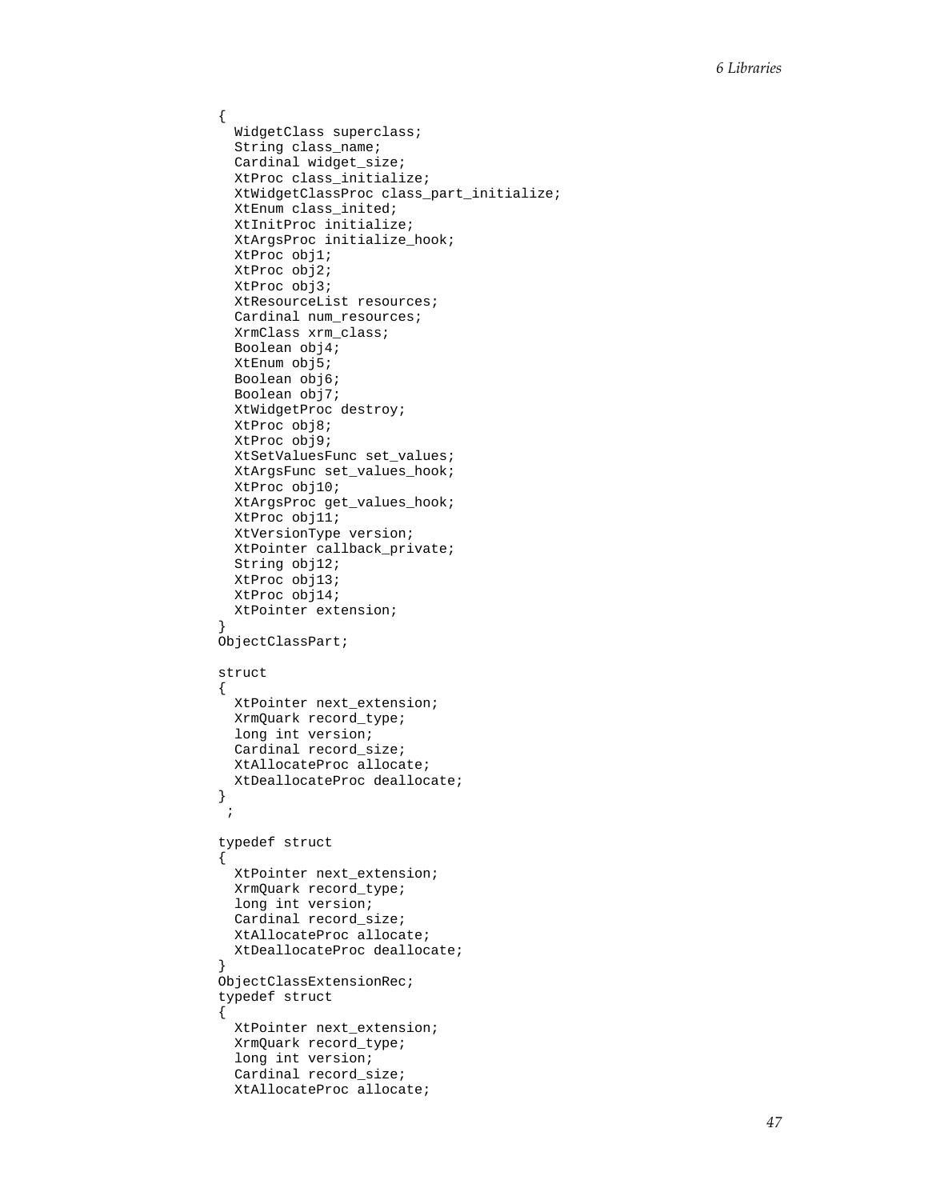```
{
  WidgetClass superclass;
  String class_name;
  Cardinal widget_size;
  XtProc class_initialize;
  XtWidgetClassProc class_part_initialize;
  XtEnum class_inited;
  XtInitProc initialize;
  XtArgsProc initialize_hook;
  XtProc obj1;
  XtProc obj2;
  XtProc obj3;
  XtResourceList resources;
  Cardinal num_resources;
  XrmClass xrm_class;
  Boolean obj4;
  XtEnum obj5;
  Boolean obj6;
  Boolean obj7;
  XtWidgetProc destroy;
  XtProc obj8;
  XtProc obj9;
  XtSetValuesFunc set_values;
  XtArgsFunc set_values_hook;
  XtProc obj10;
  XtArgsProc get_values_hook;
  XtProc obj11;
  XtVersionType version;
  XtPointer callback_private;
  String obj12;
  XtProc obj13;
  XtProc obj14;
  XtPointer extension;
}
ObjectClassPart;

struct
{
  XtPointer next_extension;
  XrmQuark record_type;
  long int version;
  Cardinal record_size;
  XtAllocateProc allocate;
  XtDeallocateProc deallocate;
}
 ;

typedef struct
{
  XtPointer next_extension;
  XrmQuark record_type;
  long int version;
  Cardinal record_size;
  XtAllocateProc allocate;
  XtDeallocateProc deallocate;
}
ObjectClassExtensionRec;
typedef struct
{
  XtPointer next_extension;
  XrmQuark record_type;
  long int version;
  Cardinal record_size;
  XtAllocateProc allocate;
```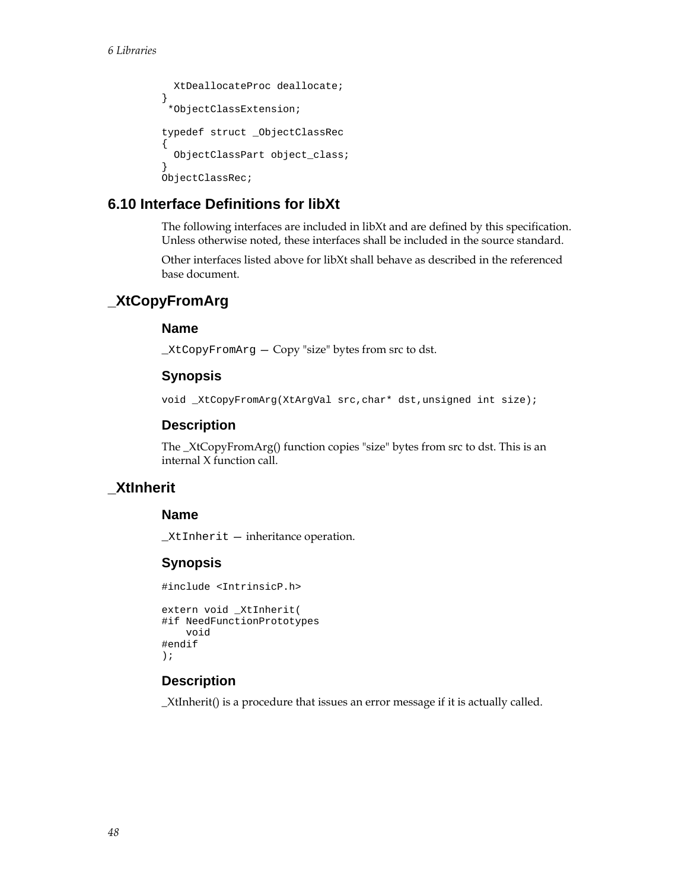```
  XtDeallocateProc deallocate;
}
 *ObjectClassExtension;

typedef struct _ObjectClassRec
{
  ObjectClassPart object_class;
}
ObjectClassRec;
```

## 6.10 Interface Definitions for libXt

The following interfaces are included in libXt and are defined by this specification. Unless otherwise noted, these interfaces shall be included in the source standard.

Other interfaces listed above for libXt shall behave as described in the referenced base document.

## _XtCopyFromArg

### Name

`_XtCopyFromArg` — Copy "size" bytes from src to dst.

### Synopsis

```
void _XtCopyFromArg(XtArgVal src,char* dst,unsigned int size);
```

### Description

The _XtCopyFromArg() function copies "size" bytes from src to dst. This is an internal X function call.

## _XtInherit

### Name

`_XtInherit` — inheritance operation.

### Synopsis

```
#include <IntrinsicP.h>

extern void _XtInherit(
#if NeedFunctionPrototypes
    void
#endif
);
```

### Description

_XtInherit() is a procedure that issues an error message if it is actually called.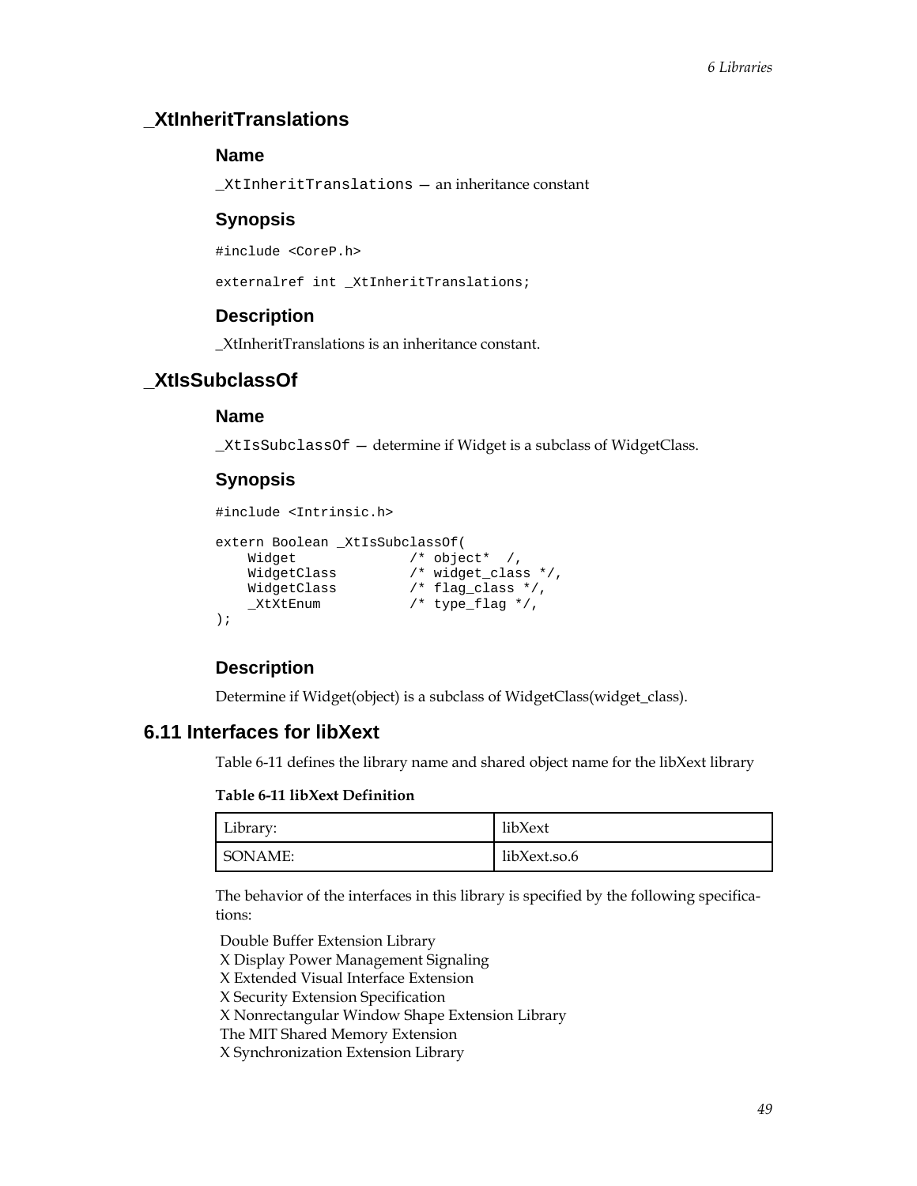## _XtInheritTranslations

### Name

`_XtInheritTranslations` — an inheritance constant

### Synopsis

```
#include <CoreP.h>
```

```
externalref int _XtInheritTranslations;
```

### Description

_XtInheritTranslations is an inheritance constant.

## _XtIsSubclassOf

### Name

`_XtIsSubclassOf` — determine if Widget is a subclass of WidgetClass.

### Synopsis

```
#include <Intrinsic.h>

extern Boolean _XtIsSubclassOf(
    Widget              /* object*  /,
    WidgetClass         /* widget_class */,
    WidgetClass         /* flag_class */,
    _XtXtEnum           /* type_flag */,
);
```

### Description

Determine if Widget(object) is a subclass of WidgetClass(widget_class).

## 6.11 Interfaces for libXext

Table 6-11 defines the library name and shared object name for the libXext library

**Table 6-11 libXext Definition**

| Library: | libXext |
|---|---|
| SONAME: | libXext.so.6 |

The behavior of the interfaces in this library is specified by the following specifications:

Double Buffer Extension Library
X Display Power Management Signaling
X Extended Visual Interface Extension
X Security Extension Specification
X Nonrectangular Window Shape Extension Library
The MIT Shared Memory Extension
X Synchronization Extension Library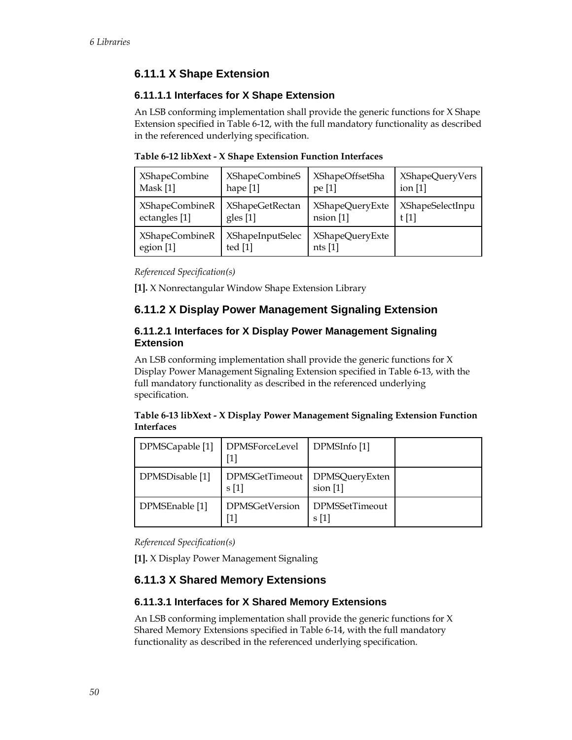## 6.11.1 X Shape Extension

### 6.11.1.1 Interfaces for X Shape Extension

An LSB conforming implementation shall provide the generic functions for X Shape Extension specified in Table 6-12, with the full mandatory functionality as described in the referenced underlying specification.

**Table 6-12 libXext - X Shape Extension Function Interfaces**

| | | | |
|---|---|---|---|
| XShapeCombineMask [1] | XShapeCombineShape [1] | XShapeOffsetShape [1] | XShapeQueryVersion [1] |
| XShapeCombineRectangles [1] | XShapeGetRectangles [1] | XShapeQueryExtension [1] | XShapeSelectInput [1] |
| XShapeCombineRegion [1] | XShapeInputSelected [1] | XShapeQueryExtents [1] | |

*Referenced Specification(s)*

**[1].** X Nonrectangular Window Shape Extension Library

## 6.11.2 X Display Power Management Signaling Extension

### 6.11.2.1 Interfaces for X Display Power Management Signaling Extension

An LSB conforming implementation shall provide the generic functions for X Display Power Management Signaling Extension specified in Table 6-13, with the full mandatory functionality as described in the referenced underlying specification.

**Table 6-13 libXext - X Display Power Management Signaling Extension Function Interfaces**

| | | | |
|---|---|---|---|
| DPMSCapable [1] | DPMSForceLevel [1] | DPMSInfo [1] | |
| DPMSDisable [1] | DPMSGetTimeouts [1] | DPMSQueryExtension [1] | |
| DPMSEnable [1] | DPMSGetVersion [1] | DPMSSetTimeouts [1] | |

*Referenced Specification(s)*

**[1].** X Display Power Management Signaling

## 6.11.3 X Shared Memory Extensions

### 6.11.3.1 Interfaces for X Shared Memory Extensions

An LSB conforming implementation shall provide the generic functions for X Shared Memory Extensions specified in Table 6-14, with the full mandatory functionality as described in the referenced underlying specification.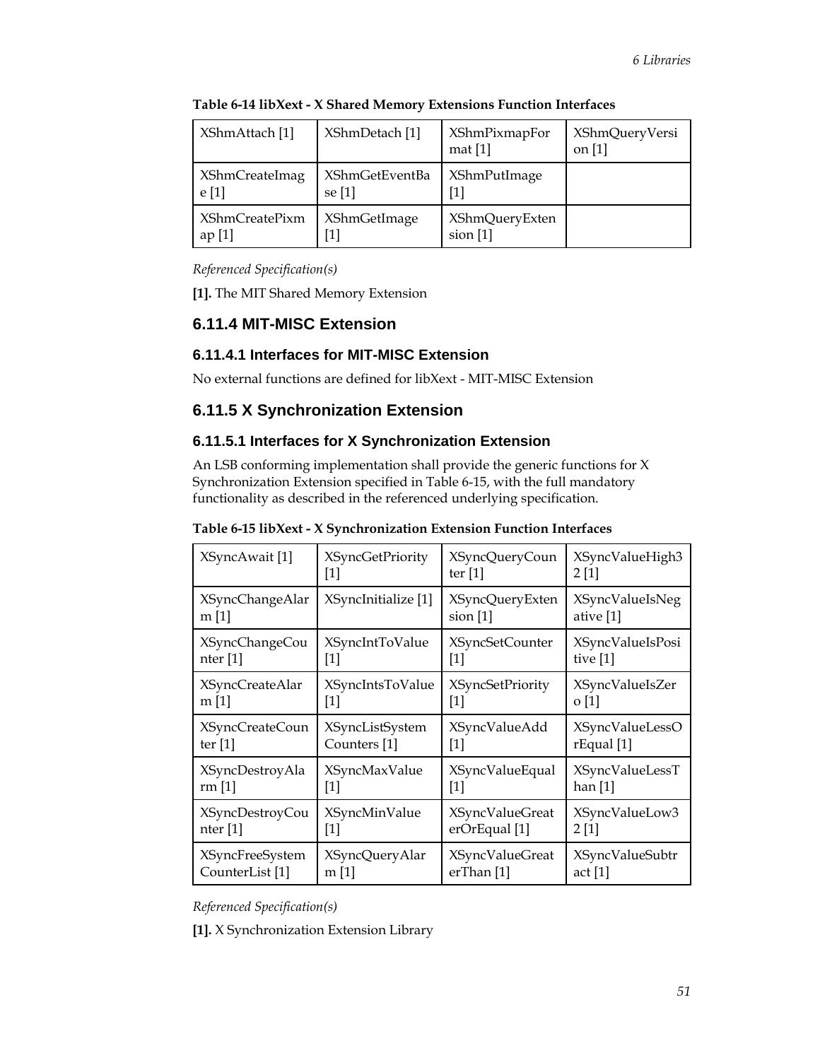**Table 6-14 libXext - X Shared Memory Extensions Function Interfaces**

| XShmAttach [1] | XShmDetach [1] | XShmPixmapFormat [1] | XShmQueryVersion [1] |
|---|---|---|---|
| XShmCreateImage [1] | XShmGetEventBase [1] | XShmPutImage [1] | |
| XShmCreatePixmap [1] | XShmGetImage [1] | XShmQueryExtension [1] | |

*Referenced Specification(s)*

**[1].** The MIT Shared Memory Extension

## 6.11.4 MIT-MISC Extension

### 6.11.4.1 Interfaces for MIT-MISC Extension

No external functions are defined for libXext - MIT-MISC Extension

## 6.11.5 X Synchronization Extension

### 6.11.5.1 Interfaces for X Synchronization Extension

An LSB conforming implementation shall provide the generic functions for X Synchronization Extension specified in Table 6-15, with the full mandatory functionality as described in the referenced underlying specification.

**Table 6-15 libXext - X Synchronization Extension Function Interfaces**

| XSyncAwait [1] | XSyncGetPriority [1] | XSyncQueryCounter [1] | XSyncValueHigh32 [1] |
|---|---|---|---|
| XSyncChangeAlarm [1] | XSyncInitialize [1] | XSyncQueryExtension [1] | XSyncValueIsNegative [1] |
| XSyncChangeCounter [1] | XSyncIntToValue [1] | XSyncSetCounter [1] | XSyncValueIsPositive [1] |
| XSyncCreateAlarm [1] | XSyncIntsToValue [1] | XSyncSetPriority [1] | XSyncValueIsZero [1] |
| XSyncCreateCounter [1] | XSyncListSystemCounters [1] | XSyncValueAdd [1] | XSyncValueLessOrEqual [1] |
| XSyncDestroyAlarm [1] | XSyncMaxValue [1] | XSyncValueEqual [1] | XSyncValueLessThan [1] |
| XSyncDestroyCounter [1] | XSyncMinValue [1] | XSyncValueGreaterOrEqual [1] | XSyncValueLow32 [1] |
| XSyncFreeSystemCounterList [1] | XSyncQueryAlarm [1] | XSyncValueGreaterThan [1] | XSyncValueSubtract [1] |

*Referenced Specification(s)*

**[1].** X Synchronization Extension Library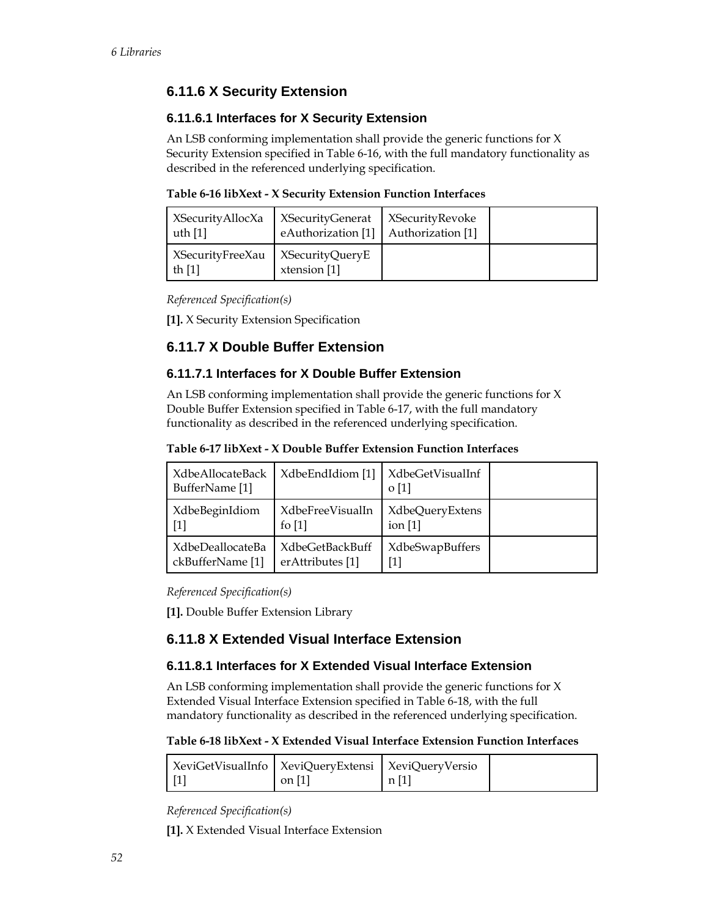### 6.11.6 X Security Extension

#### 6.11.6.1 Interfaces for X Security Extension

An LSB conforming implementation shall provide the generic functions for X Security Extension specified in Table 6-16, with the full mandatory functionality as described in the referenced underlying specification.

**Table 6-16 libXext - X Security Extension Function Interfaces**

| | | | |
|---|---|---|---|
| XSecurityAllocXauth [1] | XSecurityGenerateAuthorization [1] | XSecurityRevokeAuthorization [1] | |
| XSecurityFreeXauth [1] | XSecurityQueryExtension [1] | | |

*Referenced Specification(s)*

**[1].** X Security Extension Specification

### 6.11.7 X Double Buffer Extension

#### 6.11.7.1 Interfaces for X Double Buffer Extension

An LSB conforming implementation shall provide the generic functions for X Double Buffer Extension specified in Table 6-17, with the full mandatory functionality as described in the referenced underlying specification.

**Table 6-17 libXext - X Double Buffer Extension Function Interfaces**

| | | | |
|---|---|---|---|
| XdbeAllocateBackBufferName [1] | XdbeEndIdiom [1] | XdbeGetVisualInfo [1] | |
| XdbeBeginIdiom [1] | XdbeFreeVisualInfo [1] | XdbeQueryExtension [1] | |
| XdbeDeallocateBackBufferName [1] | XdbeGetBackBufferAttributes [1] | XdbeSwapBuffers [1] | |

*Referenced Specification(s)*

**[1].** Double Buffer Extension Library

### 6.11.8 X Extended Visual Interface Extension

#### 6.11.8.1 Interfaces for X Extended Visual Interface Extension

An LSB conforming implementation shall provide the generic functions for X Extended Visual Interface Extension specified in Table 6-18, with the full mandatory functionality as described in the referenced underlying specification.

**Table 6-18 libXext - X Extended Visual Interface Extension Function Interfaces**

| | | | |
|---|---|---|---|
| XeviGetVisualInfo [1] | XeviQueryExtension [1] | XeviQueryVersion [1] | |

*Referenced Specification(s)*

**[1].** X Extended Visual Interface Extension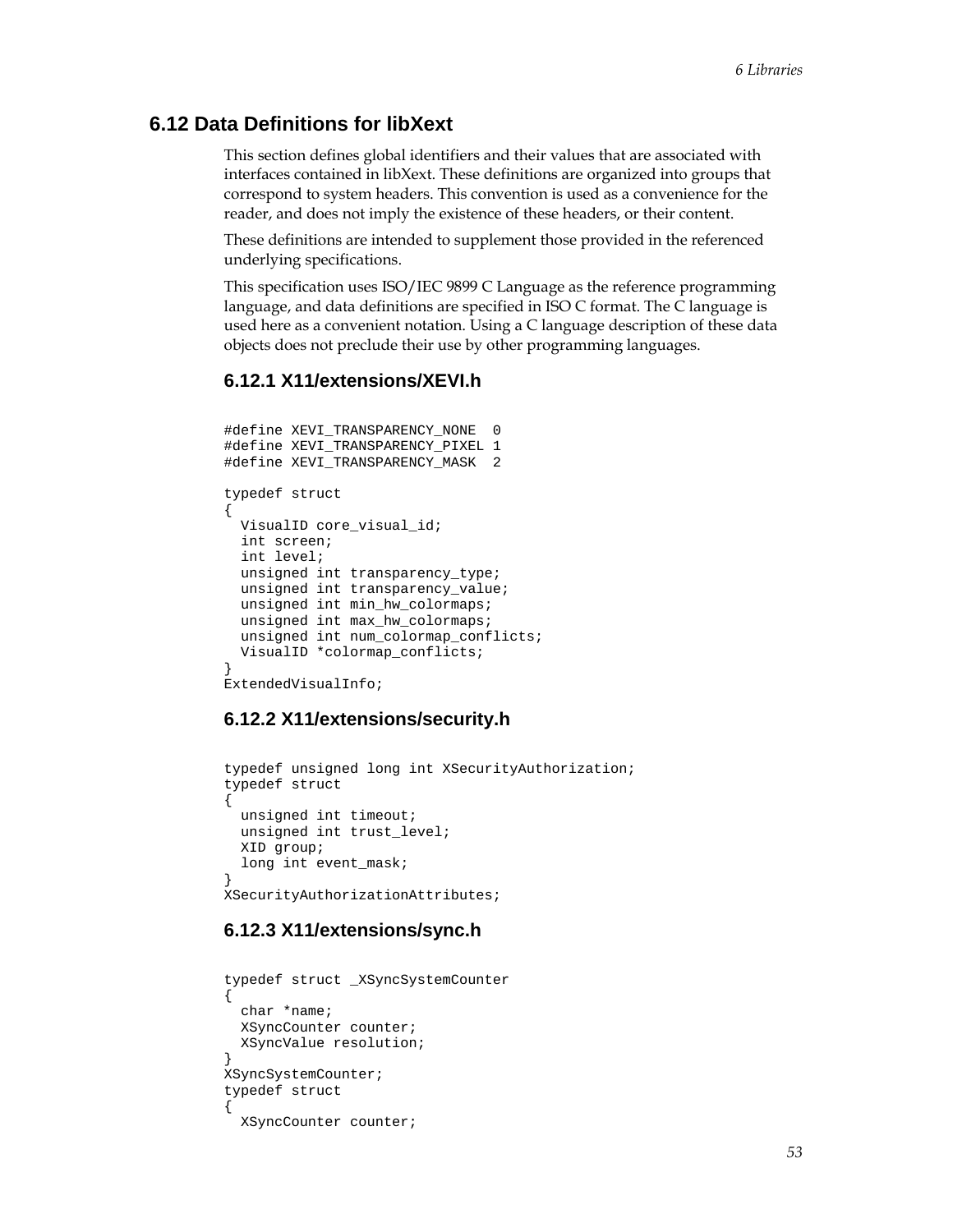## 6.12 Data Definitions for libXext

This section defines global identifiers and their values that are associated with interfaces contained in libXext. These definitions are organized into groups that correspond to system headers. This convention is used as a convenience for the reader, and does not imply the existence of these headers, or their content.

These definitions are intended to supplement those provided in the referenced underlying specifications.

This specification uses ISO/IEC 9899 C Language as the reference programming language, and data definitions are specified in ISO C format. The C language is used here as a convenient notation. Using a C language description of these data objects does not preclude their use by other programming languages.

### 6.12.1 X11/extensions/XEVI.h

```
#define XEVI_TRANSPARENCY_NONE  0
#define XEVI_TRANSPARENCY_PIXEL 1
#define XEVI_TRANSPARENCY_MASK  2

typedef struct
{
  VisualID core_visual_id;
  int screen;
  int level;
  unsigned int transparency_type;
  unsigned int transparency_value;
  unsigned int min_hw_colormaps;
  unsigned int max_hw_colormaps;
  unsigned int num_colormap_conflicts;
  VisualID *colormap_conflicts;
}
ExtendedVisualInfo;
```

### 6.12.2 X11/extensions/security.h

```
typedef unsigned long int XSecurityAuthorization;
typedef struct
{
  unsigned int timeout;
  unsigned int trust_level;
  XID group;
  long int event_mask;
}
XSecurityAuthorizationAttributes;
```

### 6.12.3 X11/extensions/sync.h

```
typedef struct _XSyncSystemCounter
{
  char *name;
  XSyncCounter counter;
  XSyncValue resolution;
}
XSyncSystemCounter;
typedef struct
{
  XSyncCounter counter;
```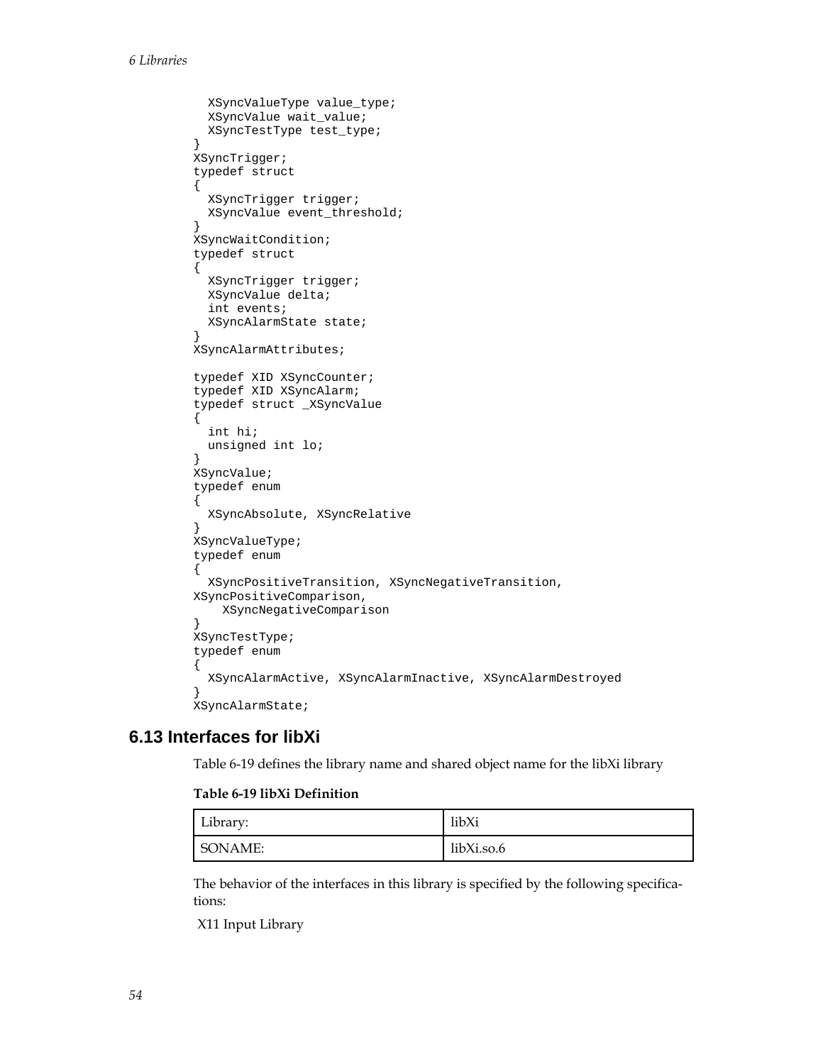```
  XSyncValueType value_type;
  XSyncValue wait_value;
  XSyncTestType test_type;
}
XSyncTrigger;
typedef struct
{
  XSyncTrigger trigger;
  XSyncValue event_threshold;
}
XSyncWaitCondition;
typedef struct
{
  XSyncTrigger trigger;
  XSyncValue delta;
  int events;
  XSyncAlarmState state;
}
XSyncAlarmAttributes;

typedef XID XSyncCounter;
typedef XID XSyncAlarm;
typedef struct _XSyncValue
{
  int hi;
  unsigned int lo;
}
XSyncValue;
typedef enum
{
  XSyncAbsolute, XSyncRelative
}
XSyncValueType;
typedef enum
{
  XSyncPositiveTransition, XSyncNegativeTransition,
XSyncPositiveComparison,
    XSyncNegativeComparison
}
XSyncTestType;
typedef enum
{
  XSyncAlarmActive, XSyncAlarmInactive, XSyncAlarmDestroyed
}
XSyncAlarmState;
```

## 6.13 Interfaces for libXi

Table 6-19 defines the library name and shared object name for the libXi library

**Table 6-19 libXi Definition**

| Library: | libXi |
|---|---|
| SONAME: | libXi.so.6 |

The behavior of the interfaces in this library is specified by the following specifications:

X11 Input Library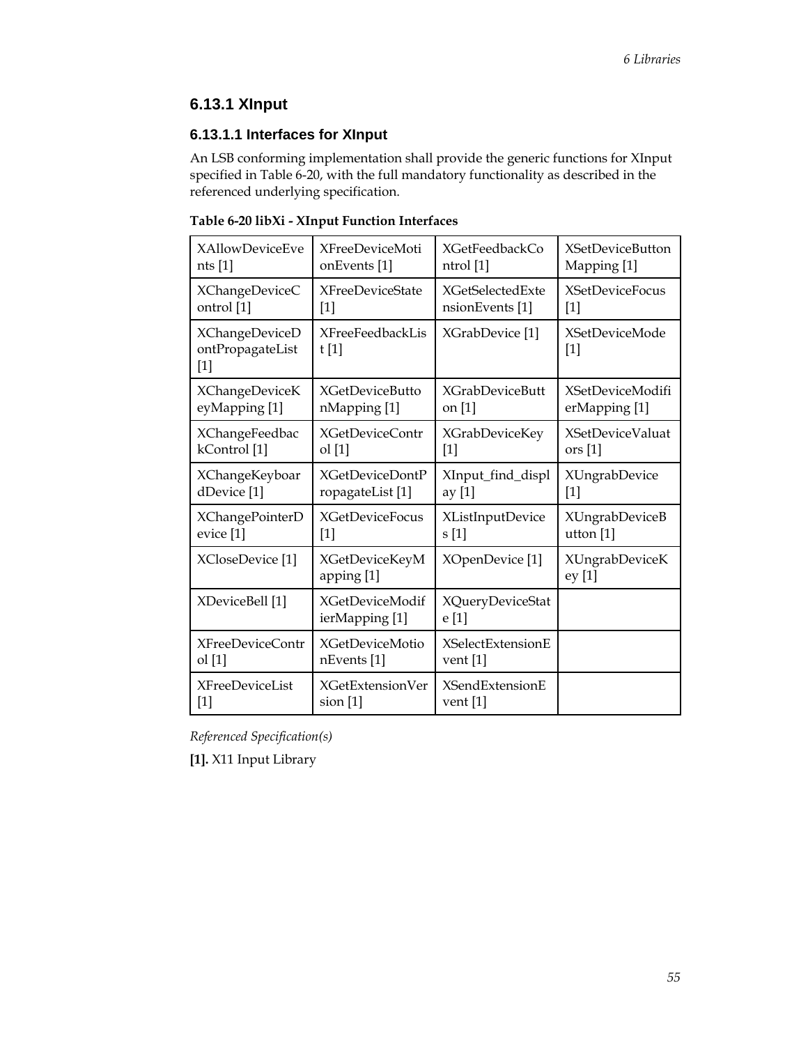## 6.13.1 XInput

### 6.13.1.1 Interfaces for XInput

An LSB conforming implementation shall provide the generic functions for XInput specified in Table 6-20, with the full mandatory functionality as described in the referenced underlying specification.

**Table 6-20 libXi - XInput Function Interfaces**

| | | | |
|---|---|---|---|
| XAllowDeviceEvents [1] | XFreeDeviceMotionEvents [1] | XGetFeedbackControl [1] | XSetDeviceButtonMapping [1] |
| XChangeDeviceControl [1] | XFreeDeviceState [1] | XGetSelectedExtensionEvents [1] | XSetDeviceFocus [1] |
| XChangeDeviceDontPropagateList [1] | XFreeFeedbackList [1] | XGrabDevice [1] | XSetDeviceMode [1] |
| XChangeDeviceKeyMapping [1] | XGetDeviceButtonMapping [1] | XGrabDeviceButton [1] | XSetDeviceModifierMapping [1] |
| XChangeFeedbackControl [1] | XGetDeviceControl [1] | XGrabDeviceKey [1] | XSetDeviceValuators [1] |
| XChangeKeyboardDevice [1] | XGetDeviceDontPropagateList [1] | XInput_find_display [1] | XUngrabDevice [1] |
| XChangePointerDevice [1] | XGetDeviceFocus [1] | XListInputDevices [1] | XUngrabDeviceButton [1] |
| XCloseDevice [1] | XGetDeviceKeyMapping [1] | XOpenDevice [1] | XUngrabDeviceKey [1] |
| XDeviceBell [1] | XGetDeviceModifierMapping [1] | XQueryDeviceState [1] | |
| XFreeDeviceControl [1] | XGetDeviceMotionEvents [1] | XSelectExtensionEvent [1] | |
| XFreeDeviceList [1] | XGetExtensionVersion [1] | XSendExtensionEvent [1] | |

*Referenced Specification(s)*

**[1].** X11 Input Library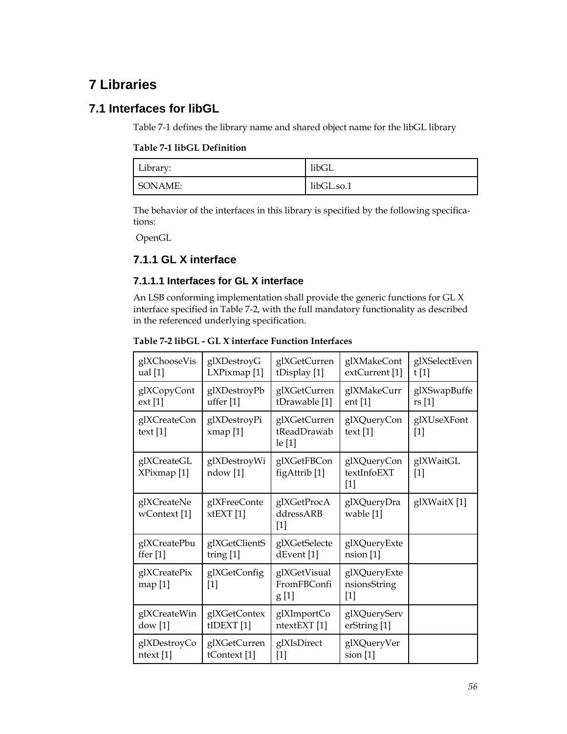# 7 Libraries

## 7.1 Interfaces for libGL

Table 7-1 defines the library name and shared object name for the libGL library

**Table 7-1 libGL Definition**

| Library: | libGL |
|---|---|
| SONAME: | libGL.so.1 |

The behavior of the interfaces in this library is specified by the following specifications:

OpenGL

### 7.1.1 GL X interface

#### 7.1.1.1 Interfaces for GL X interface

An LSB conforming implementation shall provide the generic functions for GL X interface specified in Table 7-2, with the full mandatory functionality as described in the referenced underlying specification.

**Table 7-2 libGL - GL X interface Function Interfaces**

| | | | | |
|---|---|---|---|---|
| glXChooseVisual [1] | glXDestroyGLXPixmap [1] | glXGetCurrentDisplay [1] | glXMakeContextCurrent [1] | glXSelectEvent [1] |
| glXCopyContext [1] | glXDestroyPbuffer [1] | glXGetCurrentDrawable [1] | glXMakeCurrent [1] | glXSwapBuffers [1] |
| glXCreateContext [1] | glXDestroyPixmap [1] | glXGetCurrentReadDrawable [1] | glXQueryContext [1] | glXUseXFont [1] |
| glXCreateGLXPixmap [1] | glXDestroyWindow [1] | glXGetFBConfigAttrib [1] | glXQueryContextInfoEXT [1] | glXWaitGL [1] |
| glXCreateNewContext [1] | glXFreeContextEXT [1] | glXGetProcAddressARB [1] | glXQueryDrawable [1] | glXWaitX [1] |
| glXCreatePbuffer [1] | glXGetClientString [1] | glXGetSelectedEvent [1] | glXQueryExtension [1] | |
| glXCreatePixmap [1] | glXGetConfig [1] | glXGetVisualFromFBConfig [1] | glXQueryExtensionsString [1] | |
| glXCreateWindow [1] | glXGetContextIDEXT [1] | glXImportContextEXT [1] | glXQueryServerString [1] | |
| glXDestroyContext [1] | glXGetCurrentContext [1] | glXIsDirect [1] | glXQueryVersion [1] | |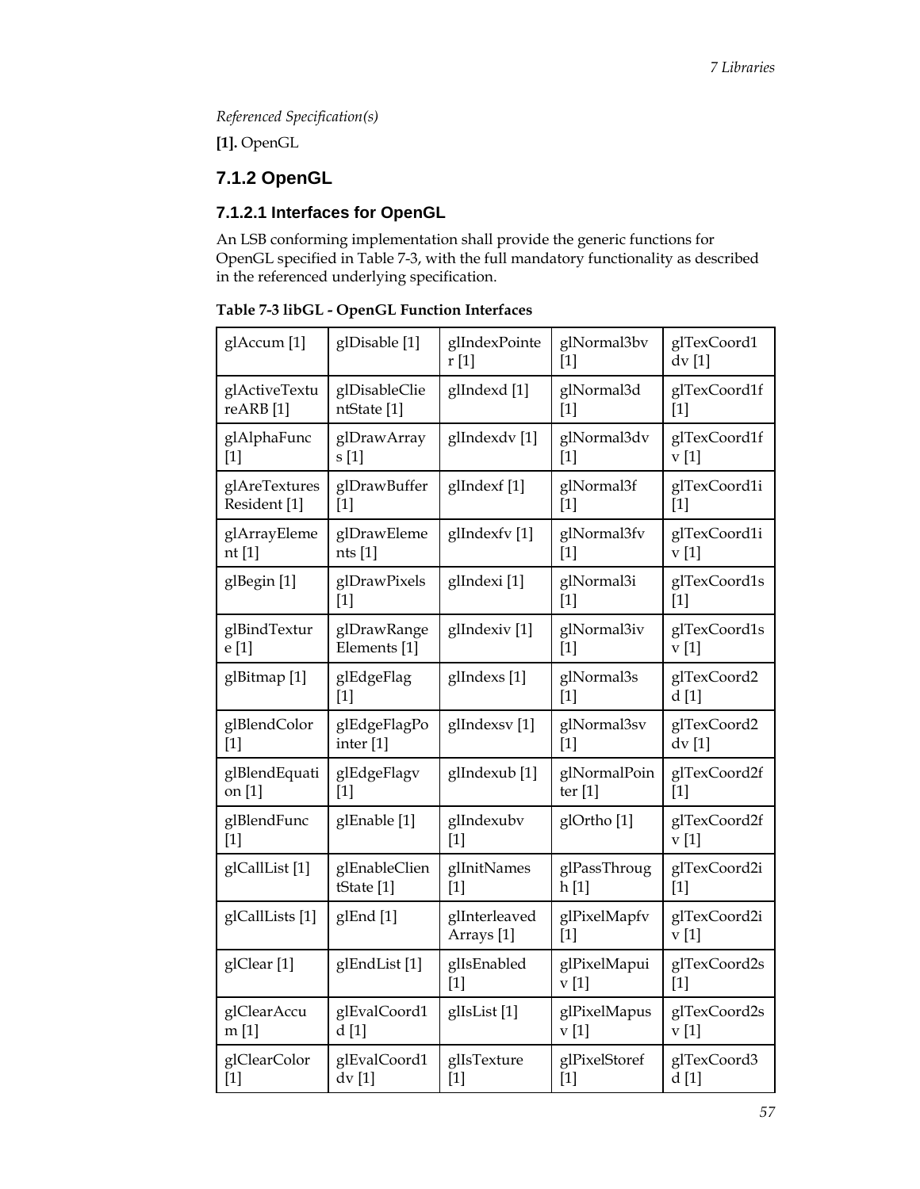*Referenced Specification(s)*

**[1].** OpenGL

## 7.1.2 OpenGL

### 7.1.2.1 Interfaces for OpenGL

An LSB conforming implementation shall provide the generic functions for OpenGL specified in Table 7-3, with the full mandatory functionality as described in the referenced underlying specification.

**Table 7-3 libGL - OpenGL Function Interfaces**

| | | | | |
|---|---|---|---|---|
| glAccum [1] | glDisable [1] | glIndexPointer [1] | glNormal3bv [1] | glTexCoord1dv [1] |
| glActiveTextureARB [1] | glDisableClientState [1] | glIndexd [1] | glNormal3d [1] | glTexCoord1f [1] |
| glAlphaFunc [1] | glDrawArrays [1] | glIndexdv [1] | glNormal3dv [1] | glTexCoord1fv [1] |
| glAreTexturesResident [1] | glDrawBuffer [1] | glIndexf [1] | glNormal3f [1] | glTexCoord1i [1] |
| glArrayElement [1] | glDrawElements [1] | glIndexfv [1] | glNormal3fv [1] | glTexCoord1iv [1] |
| glBegin [1] | glDrawPixels [1] | glIndexi [1] | glNormal3i [1] | glTexCoord1s [1] |
| glBindTexture [1] | glDrawRangeElements [1] | glIndexiv [1] | glNormal3iv [1] | glTexCoord1sv [1] |
| glBitmap [1] | glEdgeFlag [1] | glIndexs [1] | glNormal3s [1] | glTexCoord2d [1] |
| glBlendColor [1] | glEdgeFlagPointer [1] | glIndexsv [1] | glNormal3sv [1] | glTexCoord2dv [1] |
| glBlendEquation [1] | glEdgeFlagv [1] | glIndexub [1] | glNormalPointer [1] | glTexCoord2f [1] |
| glBlendFunc [1] | glEnable [1] | glIndexubv [1] | glOrtho [1] | glTexCoord2fv [1] |
| glCallList [1] | glEnableClientState [1] | glInitNames [1] | glPassThrough [1] | glTexCoord2i [1] |
| glCallLists [1] | glEnd [1] | glInterleavedArrays [1] | glPixelMapfv [1] | glTexCoord2iv [1] |
| glClear [1] | glEndList [1] | glIsEnabled [1] | glPixelMapuiv [1] | glTexCoord2s [1] |
| glClearAccum [1] | glEvalCoord1d [1] | glIsList [1] | glPixelMapusv [1] | glTexCoord2sv [1] |
| glClearColor [1] | glEvalCoord1dv [1] | glIsTexture [1] | glPixelStoref [1] | glTexCoord3d [1] |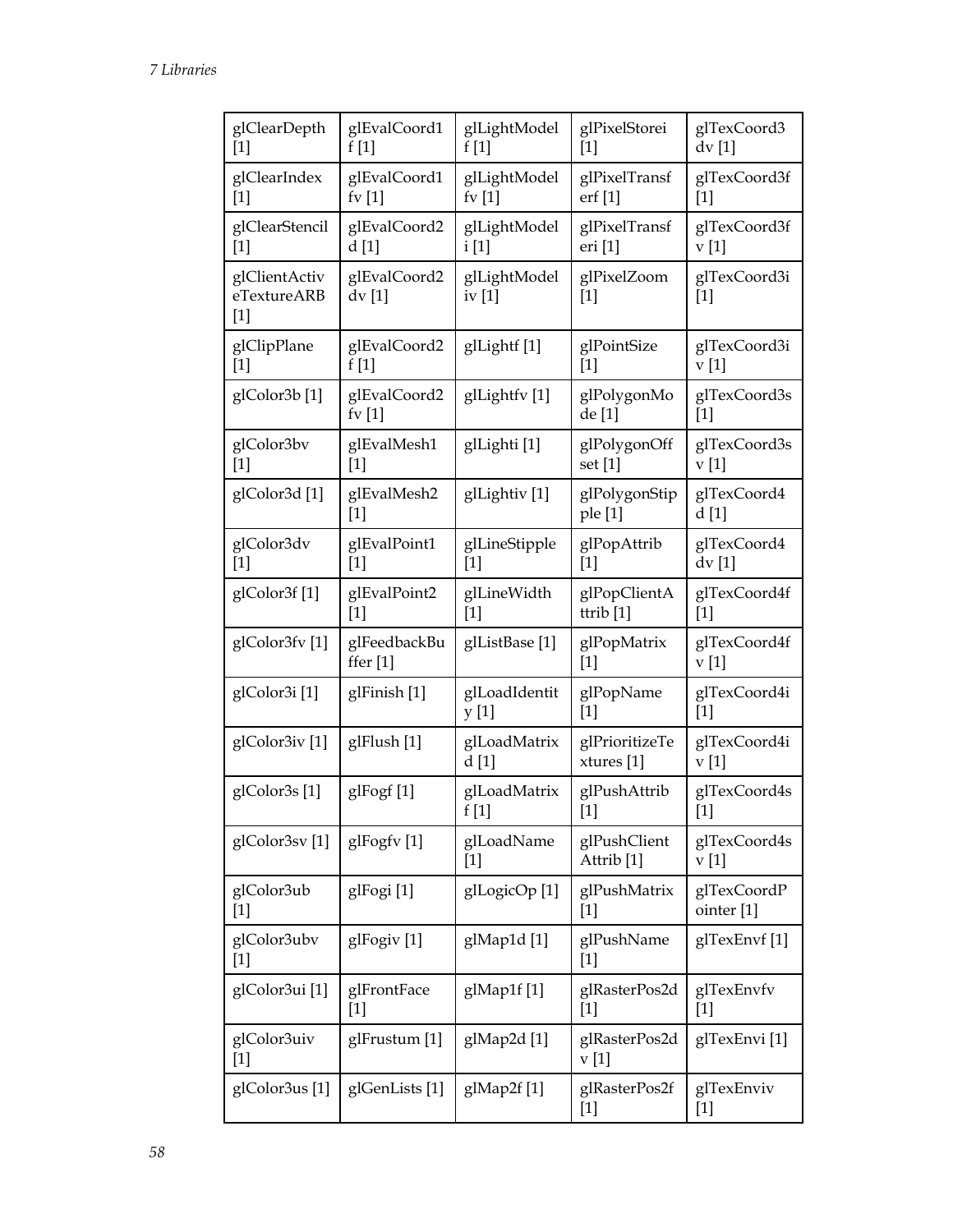| glClearDepth [1] | glEvalCoord1f [1] | glLightModelf [1] | glPixelStorei [1] | glTexCoord3dv [1] |
|---|---|---|---|---|
| glClearIndex [1] | glEvalCoord1fv [1] | glLightModelfv [1] | glPixelTransferf [1] | glTexCoord3f [1] |
| glClearStencil [1] | glEvalCoord2d [1] | glLightModeli [1] | glPixelTransferi [1] | glTexCoord3fv [1] |
| glClientActiveTextureARB [1] | glEvalCoord2dv [1] | glLightModeliv [1] | glPixelZoom [1] | glTexCoord3i [1] |
| glClipPlane [1] | glEvalCoord2f [1] | glLightf [1] | glPointSize [1] | glTexCoord3iv [1] |
| glColor3b [1] | glEvalCoord2fv [1] | glLightfv [1] | glPolygonMode [1] | glTexCoord3s [1] |
| glColor3bv [1] | glEvalMesh1 [1] | glLighti [1] | glPolygonOffset [1] | glTexCoord3sv [1] |
| glColor3d [1] | glEvalMesh2 [1] | glLightiv [1] | glPolygonStipple [1] | glTexCoord4d [1] |
| glColor3dv [1] | glEvalPoint1 [1] | glLineStipple [1] | glPopAttrib [1] | glTexCoord4dv [1] |
| glColor3f [1] | glEvalPoint2 [1] | glLineWidth [1] | glPopClientAttrib [1] | glTexCoord4f [1] |
| glColor3fv [1] | glFeedbackBuffer [1] | glListBase [1] | glPopMatrix [1] | glTexCoord4fv [1] |
| glColor3i [1] | glFinish [1] | glLoadIdentity [1] | glPopName [1] | glTexCoord4i [1] |
| glColor3iv [1] | glFlush [1] | glLoadMatrixd [1] | glPrioritizeTextures [1] | glTexCoord4iv [1] |
| glColor3s [1] | glFogf [1] | glLoadMatrixf [1] | glPushAttrib [1] | glTexCoord4s [1] |
| glColor3sv [1] | glFogfv [1] | glLoadName [1] | glPushClientAttrib [1] | glTexCoord4sv [1] |
| glColor3ub [1] | glFogi [1] | glLogicOp [1] | glPushMatrix [1] | glTexCoordPointer [1] |
| glColor3ubv [1] | glFogiv [1] | glMap1d [1] | glPushName [1] | glTexEnvf [1] |
| glColor3ui [1] | glFrontFace [1] | glMap1f [1] | glRasterPos2d [1] | glTexEnvfv [1] |
| glColor3uiv [1] | glFrustum [1] | glMap2d [1] | glRasterPos2dv [1] | glTexEnvi [1] |
| glColor3us [1] | glGenLists [1] | glMap2f [1] | glRasterPos2f [1] | glTexEnviv [1] |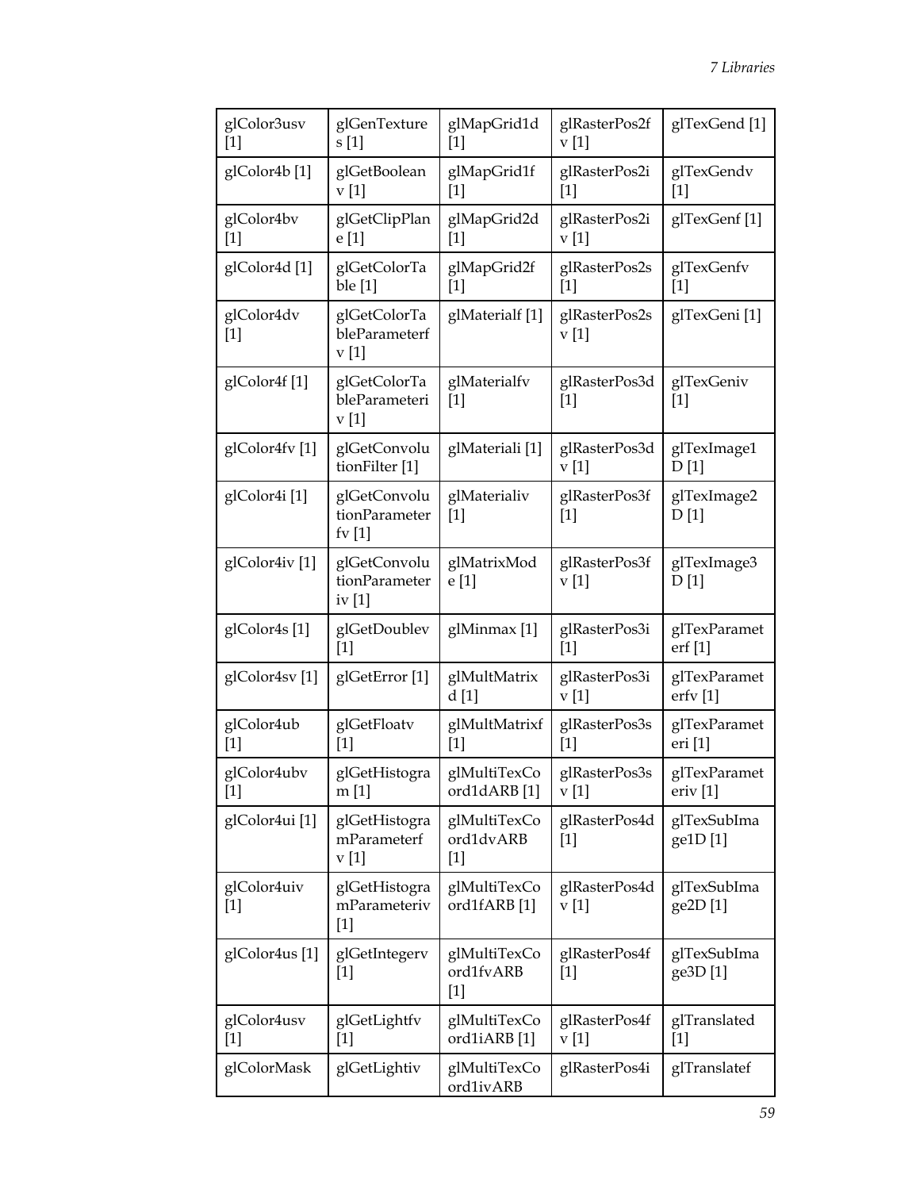| glColor3usv [1] | glGenTextures [1] | glMapGrid1d [1] | glRasterPos2fv [1] | glTexGend [1] |
|---|---|---|---|---|
| glColor4b [1] | glGetBooleanv [1] | glMapGrid1f [1] | glRasterPos2i [1] | glTexGendv [1] |
| glColor4bv [1] | glGetClipPlane [1] | glMapGrid2d [1] | glRasterPos2iv [1] | glTexGenf [1] |
| glColor4d [1] | glGetColorTable [1] | glMapGrid2f [1] | glRasterPos2s [1] | glTexGenfv [1] |
| glColor4dv [1] | glGetColorTableParameterfv [1] | glMaterialf [1] | glRasterPos2sv [1] | glTexGeni [1] |
| glColor4f [1] | glGetColorTableParameteriv [1] | glMaterialfv [1] | glRasterPos3d [1] | glTexGeniv [1] |
| glColor4fv [1] | glGetConvolutionFilter [1] | glMateriali [1] | glRasterPos3dv [1] | glTexImage1D [1] |
| glColor4i [1] | glGetConvolutionParameterfv [1] | glMaterialiv [1] | glRasterPos3f [1] | glTexImage2D [1] |
| glColor4iv [1] | glGetConvolutionParameteriv [1] | glMatrixMode [1] | glRasterPos3fv [1] | glTexImage3D [1] |
| glColor4s [1] | glGetDoublev [1] | glMinmax [1] | glRasterPos3i [1] | glTexParameterf [1] |
| glColor4sv [1] | glGetError [1] | glMultMatrixd [1] | glRasterPos3iv [1] | glTexParameterfv [1] |
| glColor4ub [1] | glGetFloatv [1] | glMultMatrixf [1] | glRasterPos3s [1] | glTexParameteri [1] |
| glColor4ubv [1] | glGetHistogram [1] | glMultiTexCoord1dARB [1] | glRasterPos3sv [1] | glTexParameteriv [1] |
| glColor4ui [1] | glGetHistogramParameterfv [1] | glMultiTexCoord1dvARB [1] | glRasterPos4d [1] | glTexSubImage1D [1] |
| glColor4uiv [1] | glGetHistogramParameteriv [1] | glMultiTexCoord1fARB [1] | glRasterPos4dv [1] | glTexSubImage2D [1] |
| glColor4us [1] | glGetIntegerv [1] | glMultiTexCoord1fvARB [1] | glRasterPos4f [1] | glTexSubImage3D [1] |
| glColor4usv [1] | glGetLightfv [1] | glMultiTexCoord1iARB [1] | glRasterPos4fv [1] | glTranslated [1] |
| glColorMask | glGetLightiv | glMultiTexCoord1ivARB | glRasterPos4i | glTranslatef |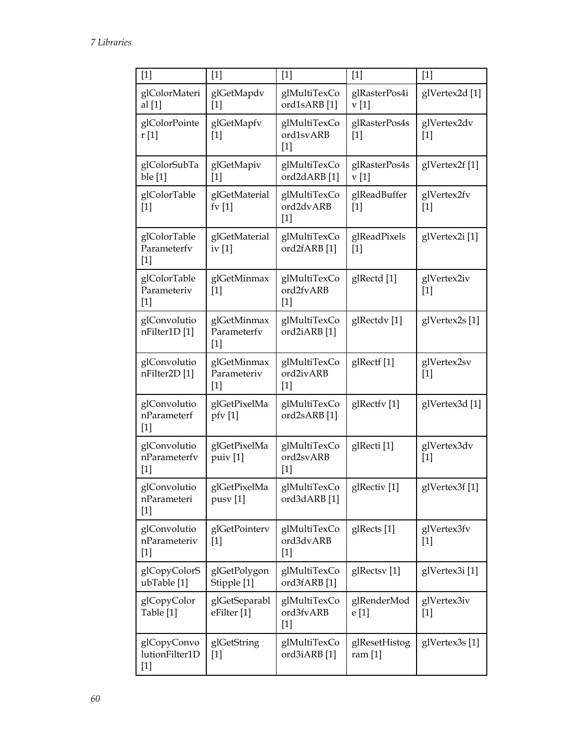| [1] | [1] | [1] | [1] | [1] |
|---|---|---|---|---|
| glColorMaterial [1] | glGetMapdv [1] | glMultiTexCoord1sARB [1] | glRasterPos4iv [1] | glVertex2d [1] |
| glColorPointer [1] | glGetMapfv [1] | glMultiTexCoord1svARB [1] | glRasterPos4s [1] | glVertex2dv [1] |
| glColorSubTable [1] | glGetMapiv [1] | glMultiTexCoord2dARB [1] | glRasterPos4sv [1] | glVertex2f [1] |
| glColorTable [1] | glGetMaterialfv [1] | glMultiTexCoord2dvARB [1] | glReadBuffer [1] | glVertex2fv [1] |
| glColorTableParameterfv [1] | glGetMaterialiv [1] | glMultiTexCoord2fARB [1] | glReadPixels [1] | glVertex2i [1] |
| glColorTableParameteriv [1] | glGetMinmax [1] | glMultiTexCoord2fvARB [1] | glRectd [1] | glVertex2iv [1] |
| glConvolutionFilter1D [1] | glGetMinmaxParameterfv [1] | glMultiTexCoord2iARB [1] | glRectdv [1] | glVertex2s [1] |
| glConvolutionFilter2D [1] | glGetMinmaxParameteriv [1] | glMultiTexCoord2ivARB [1] | glRectf [1] | glVertex2sv [1] |
| glConvolutionParameterf [1] | glGetPixelMapfv [1] | glMultiTexCoord2sARB [1] | glRectfv [1] | glVertex3d [1] |
| glConvolutionParameterfv [1] | glGetPixelMapuiv [1] | glMultiTexCoord2svARB [1] | glRecti [1] | glVertex3dv [1] |
| glConvolutionParameteri [1] | glGetPixelMapusv [1] | glMultiTexCoord3dARB [1] | glRectiv [1] | glVertex3f [1] |
| glConvolutionParameteriv [1] | glGetPointerv [1] | glMultiTexCoord3dvARB [1] | glRects [1] | glVertex3fv [1] |
| glCopyColorSubTable [1] | glGetPolygonStipple [1] | glMultiTexCoord3fARB [1] | glRectsv [1] | glVertex3i [1] |
| glCopyColorTable [1] | glGetSeparableFilter [1] | glMultiTexCoord3fvARB [1] | glRenderMode [1] | glVertex3iv [1] |
| glCopyConvolutionFilter1D [1] | glGetString [1] | glMultiTexCoord3iARB [1] | glResetHistogram [1] | glVertex3s [1] |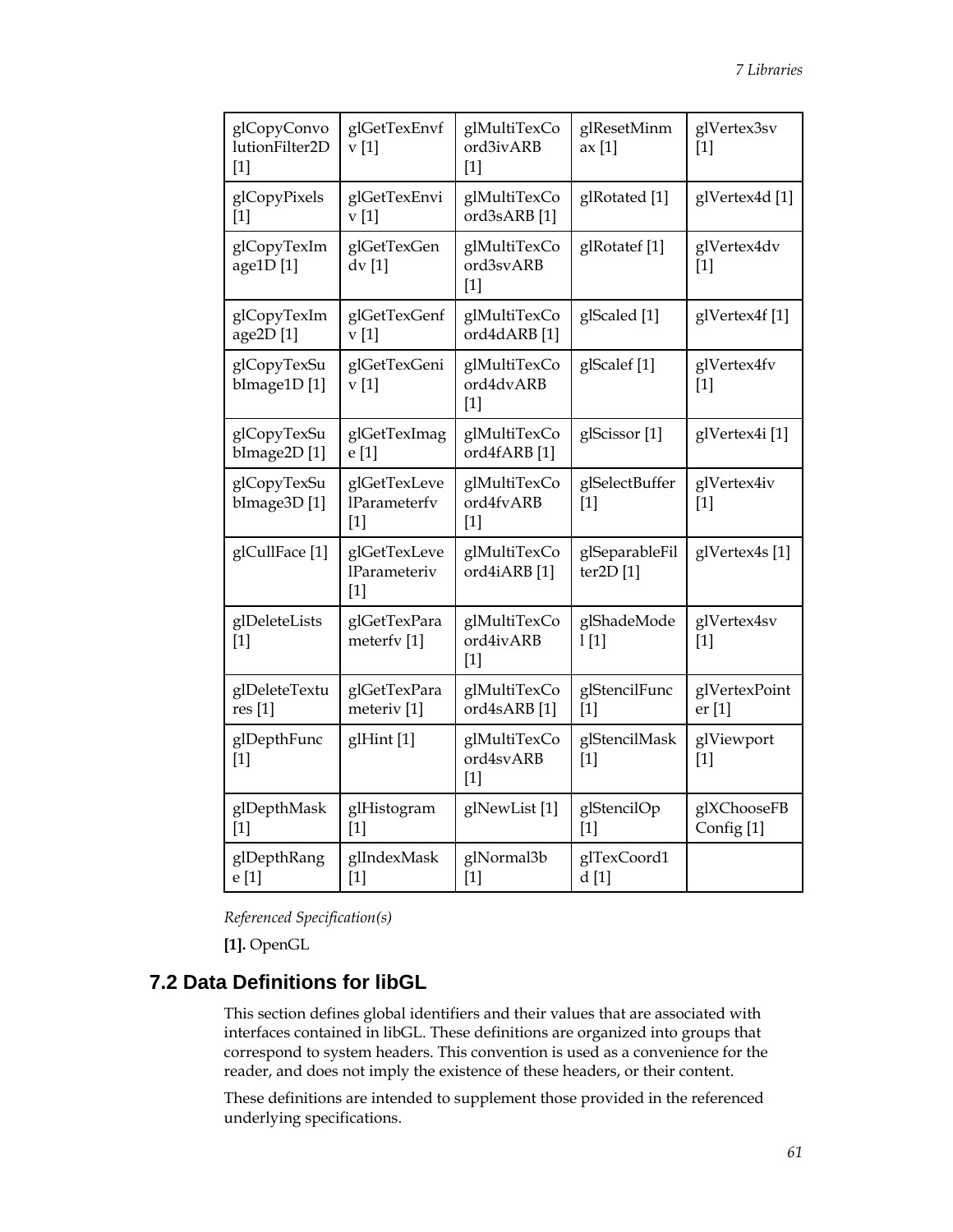| glCopyConvolutionFilter2D [1] | glGetTexEnvfv [1] | glMultiTexCoord3ivARB [1] | glResetMinmax [1] | glVertex3sv [1] |
|---|---|---|---|---|
| glCopyPixels [1] | glGetTexEnviv [1] | glMultiTexCoord3sARB [1] | glRotated [1] | glVertex4d [1] |
| glCopyTexImage1D [1] | glGetTexGendv [1] | glMultiTexCoord3svARB [1] | glRotatef [1] | glVertex4dv [1] |
| glCopyTexImage2D [1] | glGetTexGenfv [1] | glMultiTexCoord4dARB [1] | glScaled [1] | glVertex4f [1] |
| glCopyTexSubImage1D [1] | glGetTexGeniv [1] | glMultiTexCoord4dvARB [1] | glScalef [1] | glVertex4fv [1] |
| glCopyTexSubImage2D [1] | glGetTexImage [1] | glMultiTexCoord4fARB [1] | glScissor [1] | glVertex4i [1] |
| glCopyTexSubImage3D [1] | glGetTexLevelParameterfv [1] | glMultiTexCoord4fvARB [1] | glSelectBuffer [1] | glVertex4iv [1] |
| glCullFace [1] | glGetTexLevelParameteriv [1] | glMultiTexCoord4iARB [1] | glSeparableFilter2D [1] | glVertex4s [1] |
| glDeleteLists [1] | glGetTexParameterfv [1] | glMultiTexCoord4ivARB [1] | glShadeModel [1] | glVertex4sv [1] |
| glDeleteTextures [1] | glGetTexParameteriv [1] | glMultiTexCoord4sARB [1] | glStencilFunc [1] | glVertexPointer [1] |
| glDepthFunc [1] | glHint [1] | glMultiTexCoord4svARB [1] | glStencilMask [1] | glViewport [1] |
| glDepthMask [1] | glHistogram [1] | glNewList [1] | glStencilOp [1] | glXChooseFBConfig [1] |
| glDepthRange [1] | glIndexMask [1] | glNormal3b [1] | glTexCoord1d [1] | |

*Referenced Specification(s)*

**[1].** OpenGL

## 7.2 Data Definitions for libGL

This section defines global identifiers and their values that are associated with interfaces contained in libGL. These definitions are organized into groups that correspond to system headers. This convention is used as a convenience for the reader, and does not imply the existence of these headers, or their content.

These definitions are intended to supplement those provided in the referenced underlying specifications.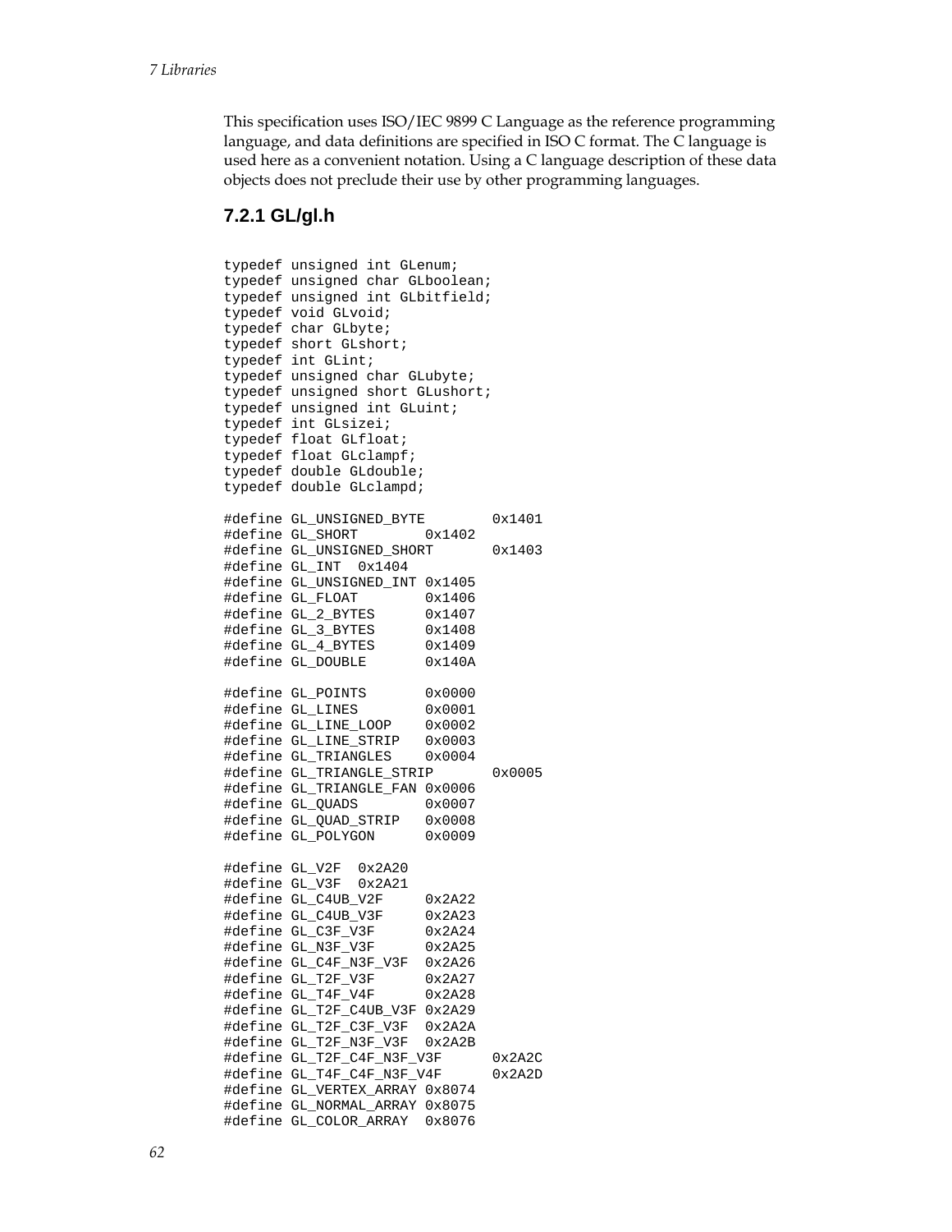This specification uses ISO/IEC 9899 C Language as the reference programming language, and data definitions are specified in ISO C format. The C language is used here as a convenient notation. Using a C language description of these data objects does not preclude their use by other programming languages.

### 7.2.1 GL/gl.h

```
typedef unsigned int GLenum;
typedef unsigned char GLboolean;
typedef unsigned int GLbitfield;
typedef void GLvoid;
typedef char GLbyte;
typedef short GLshort;
typedef int GLint;
typedef unsigned char GLubyte;
typedef unsigned short GLushort;
typedef unsigned int GLuint;
typedef int GLsizei;
typedef float GLfloat;
typedef float GLclampf;
typedef double GLdouble;
typedef double GLclampd;

#define GL_UNSIGNED_BYTE        0x1401
#define GL_SHORT        0x1402
#define GL_UNSIGNED_SHORT       0x1403
#define GL_INT  0x1404
#define GL_UNSIGNED_INT 0x1405
#define GL_FLOAT        0x1406
#define GL_2_BYTES      0x1407
#define GL_3_BYTES      0x1408
#define GL_4_BYTES      0x1409
#define GL_DOUBLE       0x140A

#define GL_POINTS       0x0000
#define GL_LINES        0x0001
#define GL_LINE_LOOP    0x0002
#define GL_LINE_STRIP   0x0003
#define GL_TRIANGLES    0x0004
#define GL_TRIANGLE_STRIP       0x0005
#define GL_TRIANGLE_FAN 0x0006
#define GL_QUADS        0x0007
#define GL_QUAD_STRIP   0x0008
#define GL_POLYGON      0x0009

#define GL_V2F  0x2A20
#define GL_V3F  0x2A21
#define GL_C4UB_V2F     0x2A22
#define GL_C4UB_V3F     0x2A23
#define GL_C3F_V3F      0x2A24
#define GL_N3F_V3F      0x2A25
#define GL_C4F_N3F_V3F  0x2A26
#define GL_T2F_V3F      0x2A27
#define GL_T4F_V4F      0x2A28
#define GL_T2F_C4UB_V3F 0x2A29
#define GL_T2F_C3F_V3F  0x2A2A
#define GL_T2F_N3F_V3F  0x2A2B
#define GL_T2F_C4F_N3F_V3F      0x2A2C
#define GL_T4F_C4F_N3F_V4F      0x2A2D
#define GL_VERTEX_ARRAY 0x8074
#define GL_NORMAL_ARRAY 0x8075
#define GL_COLOR_ARRAY  0x8076
```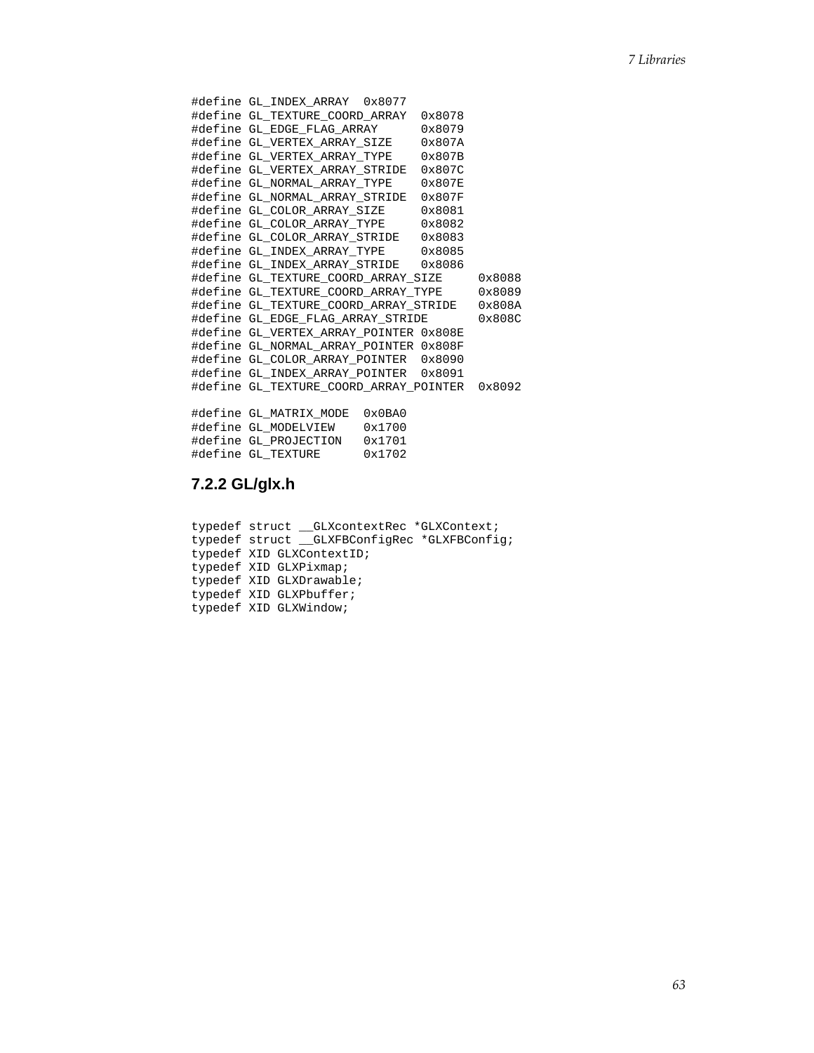```
#define GL_INDEX_ARRAY  0x8077
#define GL_TEXTURE_COORD_ARRAY  0x8078
#define GL_EDGE_FLAG_ARRAY      0x8079
#define GL_VERTEX_ARRAY_SIZE    0x807A
#define GL_VERTEX_ARRAY_TYPE    0x807B
#define GL_VERTEX_ARRAY_STRIDE  0x807C
#define GL_NORMAL_ARRAY_TYPE    0x807E
#define GL_NORMAL_ARRAY_STRIDE  0x807F
#define GL_COLOR_ARRAY_SIZE     0x8081
#define GL_COLOR_ARRAY_TYPE     0x8082
#define GL_COLOR_ARRAY_STRIDE   0x8083
#define GL_INDEX_ARRAY_TYPE     0x8085
#define GL_INDEX_ARRAY_STRIDE   0x8086
#define GL_TEXTURE_COORD_ARRAY_SIZE     0x8088
#define GL_TEXTURE_COORD_ARRAY_TYPE     0x8089
#define GL_TEXTURE_COORD_ARRAY_STRIDE   0x808A
#define GL_EDGE_FLAG_ARRAY_STRIDE       0x808C
#define GL_VERTEX_ARRAY_POINTER 0x808E
#define GL_NORMAL_ARRAY_POINTER 0x808F
#define GL_COLOR_ARRAY_POINTER  0x8090
#define GL_INDEX_ARRAY_POINTER  0x8091
#define GL_TEXTURE_COORD_ARRAY_POINTER  0x8092

#define GL_MATRIX_MODE  0x0BA0
#define GL_MODELVIEW    0x1700
#define GL_PROJECTION   0x1701
#define GL_TEXTURE      0x1702
```

### 7.2.2 GL/glx.h

```
typedef struct __GLXcontextRec *GLXContext;
typedef struct __GLXFBConfigRec *GLXFBConfig;
typedef XID GLXContextID;
typedef XID GLXPixmap;
typedef XID GLXDrawable;
typedef XID GLXPbuffer;
typedef XID GLXWindow;
```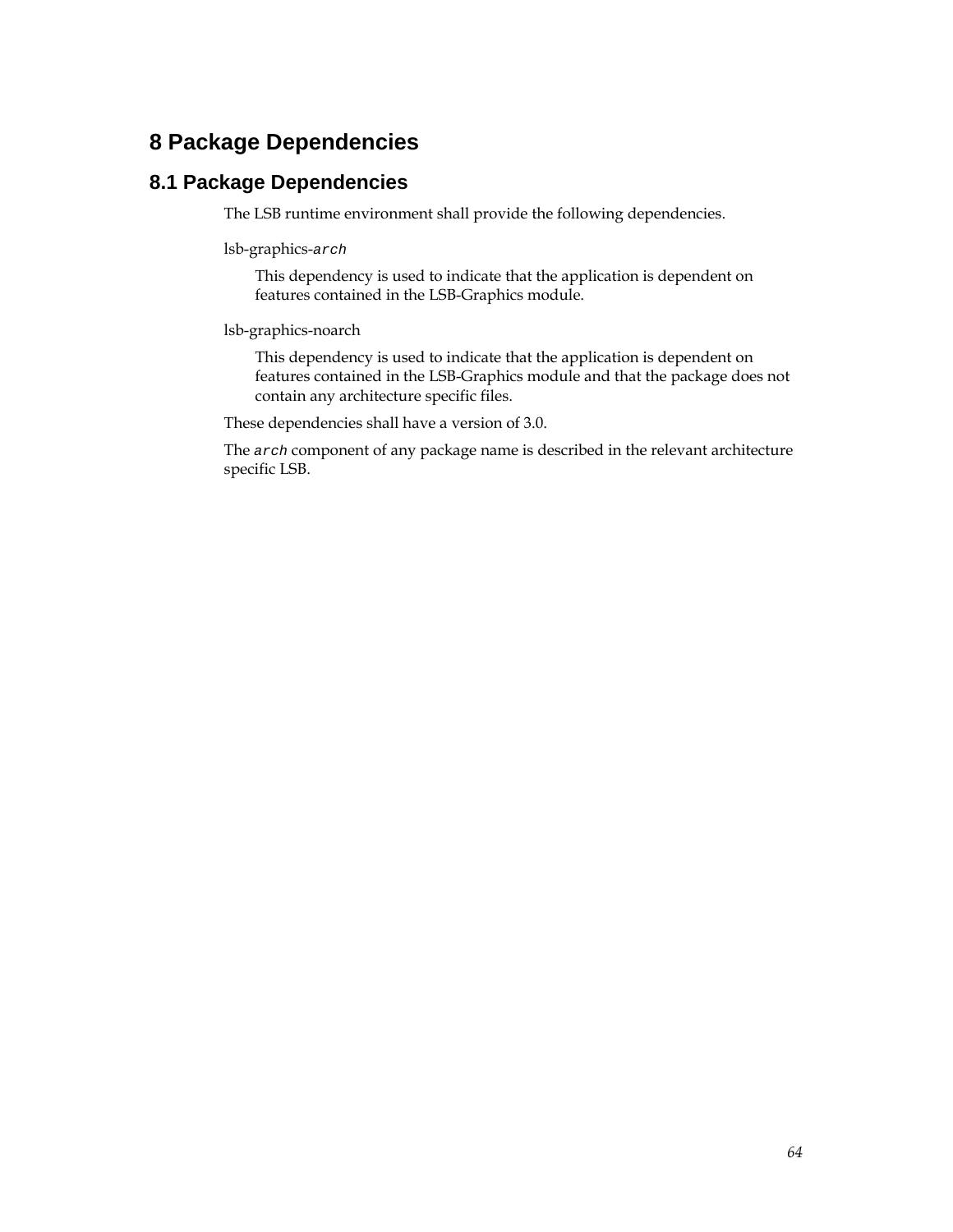# 8 Package Dependencies

## 8.1 Package Dependencies

The LSB runtime environment shall provide the following dependencies.

lsb-graphics-*arch*

> This dependency is used to indicate that the application is dependent on features contained in the LSB-Graphics module.

lsb-graphics-noarch

> This dependency is used to indicate that the application is dependent on features contained in the LSB-Graphics module and that the package does not contain any architecture specific files.

These dependencies shall have a version of 3.0.

The *arch* component of any package name is described in the relevant architecture specific LSB.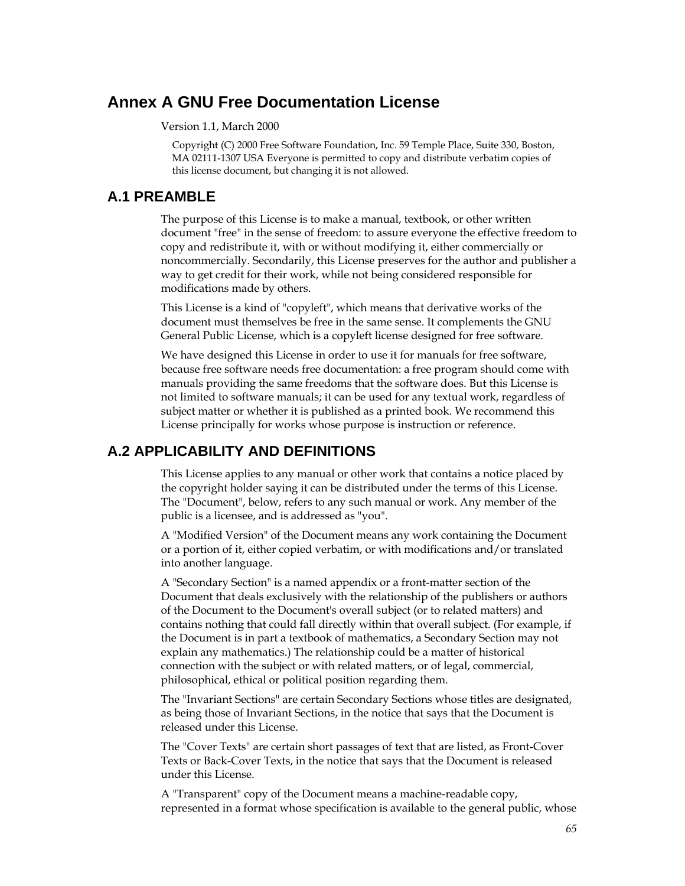# Annex A GNU Free Documentation License

Version 1.1, March 2000

Copyright (C) 2000 Free Software Foundation, Inc. 59 Temple Place, Suite 330, Boston, MA 02111-1307 USA Everyone is permitted to copy and distribute verbatim copies of this license document, but changing it is not allowed.

## A.1 PREAMBLE

The purpose of this License is to make a manual, textbook, or other written document "free" in the sense of freedom: to assure everyone the effective freedom to copy and redistribute it, with or without modifying it, either commercially or noncommercially. Secondarily, this License preserves for the author and publisher a way to get credit for their work, while not being considered responsible for modifications made by others.

This License is a kind of "copyleft", which means that derivative works of the document must themselves be free in the same sense. It complements the GNU General Public License, which is a copyleft license designed for free software.

We have designed this License in order to use it for manuals for free software, because free software needs free documentation: a free program should come with manuals providing the same freedoms that the software does. But this License is not limited to software manuals; it can be used for any textual work, regardless of subject matter or whether it is published as a printed book. We recommend this License principally for works whose purpose is instruction or reference.

## A.2 APPLICABILITY AND DEFINITIONS

This License applies to any manual or other work that contains a notice placed by the copyright holder saying it can be distributed under the terms of this License. The "Document", below, refers to any such manual or work. Any member of the public is a licensee, and is addressed as "you".

A "Modified Version" of the Document means any work containing the Document or a portion of it, either copied verbatim, or with modifications and/or translated into another language.

A "Secondary Section" is a named appendix or a front-matter section of the Document that deals exclusively with the relationship of the publishers or authors of the Document to the Document's overall subject (or to related matters) and contains nothing that could fall directly within that overall subject. (For example, if the Document is in part a textbook of mathematics, a Secondary Section may not explain any mathematics.) The relationship could be a matter of historical connection with the subject or with related matters, or of legal, commercial, philosophical, ethical or political position regarding them.

The "Invariant Sections" are certain Secondary Sections whose titles are designated, as being those of Invariant Sections, in the notice that says that the Document is released under this License.

The "Cover Texts" are certain short passages of text that are listed, as Front-Cover Texts or Back-Cover Texts, in the notice that says that the Document is released under this License.

A "Transparent" copy of the Document means a machine-readable copy, represented in a format whose specification is available to the general public, whose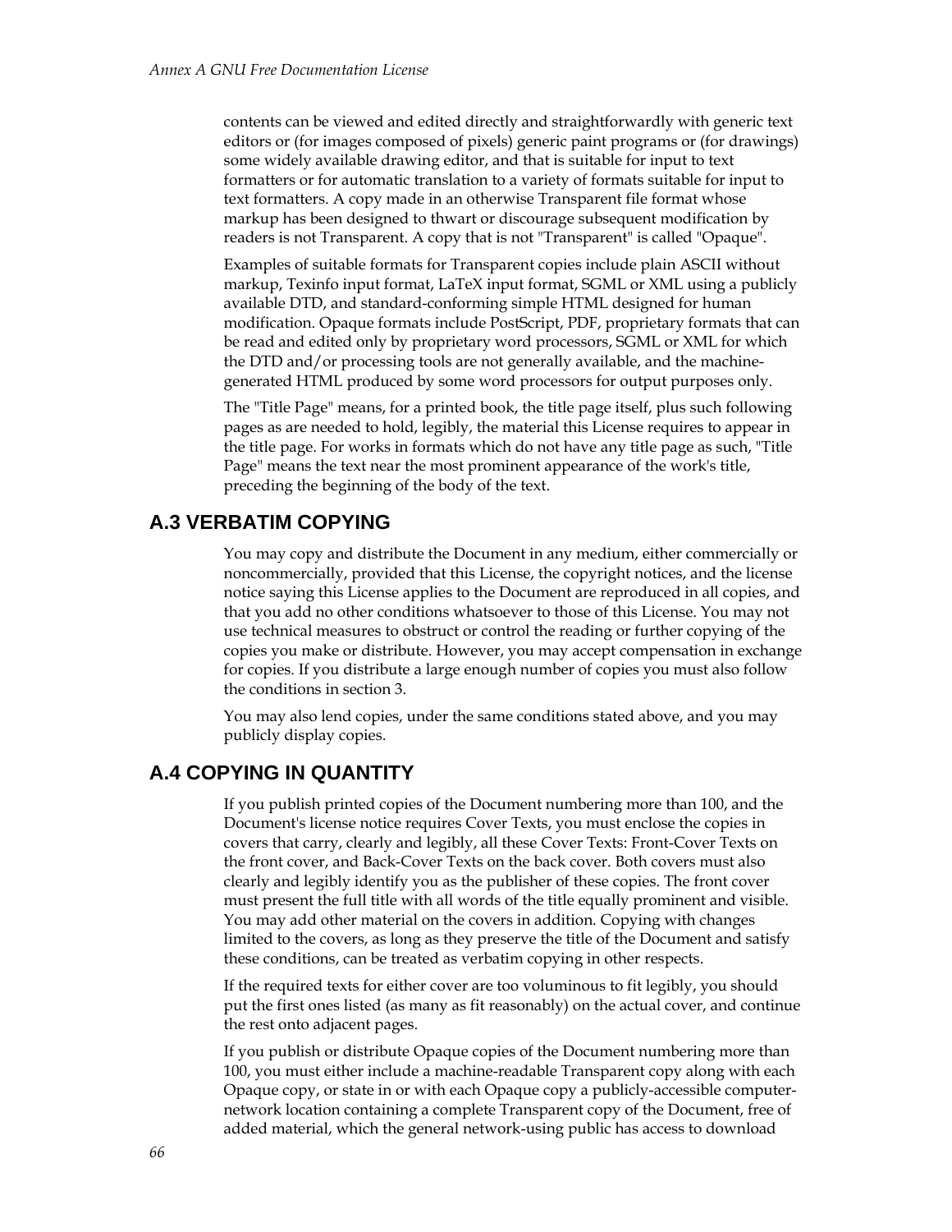contents can be viewed and edited directly and straightforwardly with generic text editors or (for images composed of pixels) generic paint programs or (for drawings) some widely available drawing editor, and that is suitable for input to text formatters or for automatic translation to a variety of formats suitable for input to text formatters. A copy made in an otherwise Transparent file format whose markup has been designed to thwart or discourage subsequent modification by readers is not Transparent. A copy that is not "Transparent" is called "Opaque".

Examples of suitable formats for Transparent copies include plain ASCII without markup, Texinfo input format, LaTeX input format, SGML or XML using a publicly available DTD, and standard-conforming simple HTML designed for human modification. Opaque formats include PostScript, PDF, proprietary formats that can be read and edited only by proprietary word processors, SGML or XML for which the DTD and/or processing tools are not generally available, and the machine-generated HTML produced by some word processors for output purposes only.

The "Title Page" means, for a printed book, the title page itself, plus such following pages as are needed to hold, legibly, the material this License requires to appear in the title page. For works in formats which do not have any title page as such, "Title Page" means the text near the most prominent appearance of the work's title, preceding the beginning of the body of the text.

## A.3 VERBATIM COPYING

You may copy and distribute the Document in any medium, either commercially or noncommercially, provided that this License, the copyright notices, and the license notice saying this License applies to the Document are reproduced in all copies, and that you add no other conditions whatsoever to those of this License. You may not use technical measures to obstruct or control the reading or further copying of the copies you make or distribute. However, you may accept compensation in exchange for copies. If you distribute a large enough number of copies you must also follow the conditions in section 3.

You may also lend copies, under the same conditions stated above, and you may publicly display copies.

## A.4 COPYING IN QUANTITY

If you publish printed copies of the Document numbering more than 100, and the Document's license notice requires Cover Texts, you must enclose the copies in covers that carry, clearly and legibly, all these Cover Texts: Front-Cover Texts on the front cover, and Back-Cover Texts on the back cover. Both covers must also clearly and legibly identify you as the publisher of these copies. The front cover must present the full title with all words of the title equally prominent and visible. You may add other material on the covers in addition. Copying with changes limited to the covers, as long as they preserve the title of the Document and satisfy these conditions, can be treated as verbatim copying in other respects.

If the required texts for either cover are too voluminous to fit legibly, you should put the first ones listed (as many as fit reasonably) on the actual cover, and continue the rest onto adjacent pages.

If you publish or distribute Opaque copies of the Document numbering more than 100, you must either include a machine-readable Transparent copy along with each Opaque copy, or state in or with each Opaque copy a publicly-accessible computer-network location containing a complete Transparent copy of the Document, free of added material, which the general network-using public has access to download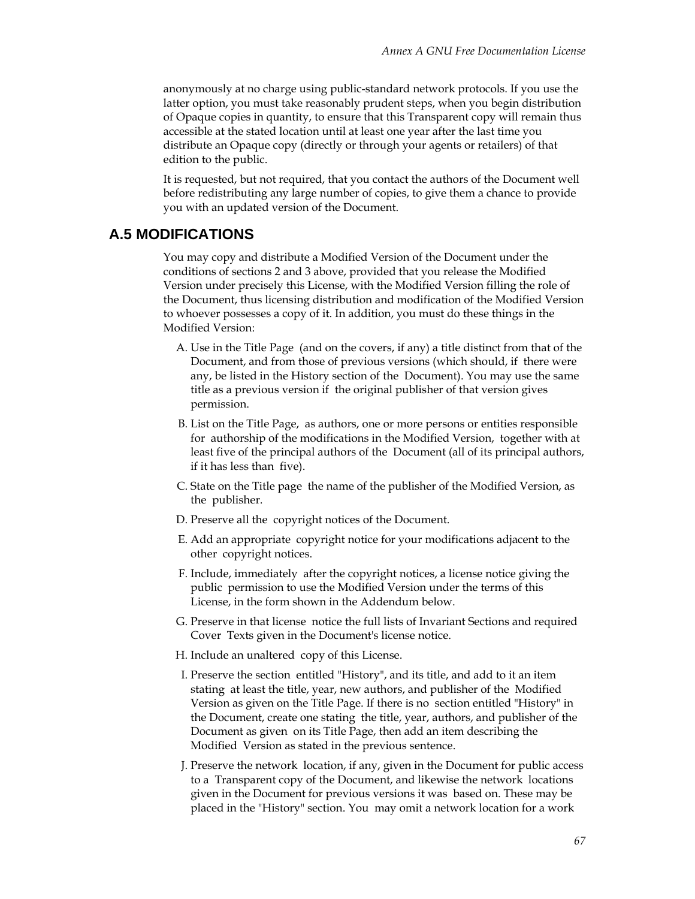anonymously at no charge using public-standard network protocols. If you use the latter option, you must take reasonably prudent steps, when you begin distribution of Opaque copies in quantity, to ensure that this Transparent copy will remain thus accessible at the stated location until at least one year after the last time you distribute an Opaque copy (directly or through your agents or retailers) of that edition to the public.

It is requested, but not required, that you contact the authors of the Document well before redistributing any large number of copies, to give them a chance to provide you with an updated version of the Document.

## A.5 MODIFICATIONS

You may copy and distribute a Modified Version of the Document under the conditions of sections 2 and 3 above, provided that you release the Modified Version under precisely this License, with the Modified Version filling the role of the Document, thus licensing distribution and modification of the Modified Version to whoever possesses a copy of it. In addition, you must do these things in the Modified Version:

A. Use in the Title Page (and on the covers, if any) a title distinct from that of the Document, and from those of previous versions (which should, if there were any, be listed in the History section of the Document). You may use the same title as a previous version if the original publisher of that version gives permission.

B. List on the Title Page, as authors, one or more persons or entities responsible for authorship of the modifications in the Modified Version, together with at least five of the principal authors of the Document (all of its principal authors, if it has less than five).

C. State on the Title page the name of the publisher of the Modified Version, as the publisher.

D. Preserve all the copyright notices of the Document.

E. Add an appropriate copyright notice for your modifications adjacent to the other copyright notices.

F. Include, immediately after the copyright notices, a license notice giving the public permission to use the Modified Version under the terms of this License, in the form shown in the Addendum below.

G. Preserve in that license notice the full lists of Invariant Sections and required Cover Texts given in the Document's license notice.

H. Include an unaltered copy of this License.

I. Preserve the section entitled "History", and its title, and add to it an item stating at least the title, year, new authors, and publisher of the Modified Version as given on the Title Page. If there is no section entitled "History" in the Document, create one stating the title, year, authors, and publisher of the Document as given on its Title Page, then add an item describing the Modified Version as stated in the previous sentence.

J. Preserve the network location, if any, given in the Document for public access to a Transparent copy of the Document, and likewise the network locations given in the Document for previous versions it was based on. These may be placed in the "History" section. You may omit a network location for a work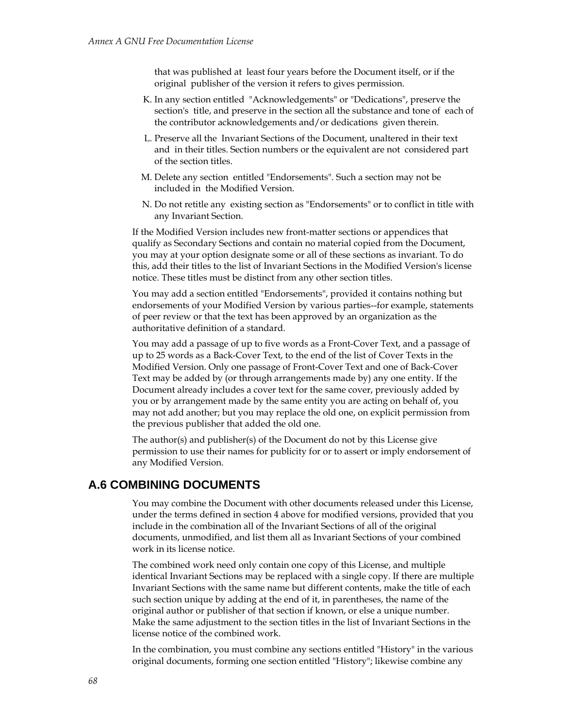that was published at least four years before the Document itself, or if the original publisher of the version it refers to gives permission.

K. In any section entitled "Acknowledgements" or "Dedications", preserve the section's title, and preserve in the section all the substance and tone of each of the contributor acknowledgements and/or dedications given therein.

L. Preserve all the Invariant Sections of the Document, unaltered in their text and in their titles. Section numbers or the equivalent are not considered part of the section titles.

M. Delete any section entitled "Endorsements". Such a section may not be included in the Modified Version.

N. Do not retitle any existing section as "Endorsements" or to conflict in title with any Invariant Section.

If the Modified Version includes new front-matter sections or appendices that qualify as Secondary Sections and contain no material copied from the Document, you may at your option designate some or all of these sections as invariant. To do this, add their titles to the list of Invariant Sections in the Modified Version's license notice. These titles must be distinct from any other section titles.

You may add a section entitled "Endorsements", provided it contains nothing but endorsements of your Modified Version by various parties--for example, statements of peer review or that the text has been approved by an organization as the authoritative definition of a standard.

You may add a passage of up to five words as a Front-Cover Text, and a passage of up to 25 words as a Back-Cover Text, to the end of the list of Cover Texts in the Modified Version. Only one passage of Front-Cover Text and one of Back-Cover Text may be added by (or through arrangements made by) any one entity. If the Document already includes a cover text for the same cover, previously added by you or by arrangement made by the same entity you are acting on behalf of, you may not add another; but you may replace the old one, on explicit permission from the previous publisher that added the old one.

The author(s) and publisher(s) of the Document do not by this License give permission to use their names for publicity for or to assert or imply endorsement of any Modified Version.

## A.6 COMBINING DOCUMENTS

You may combine the Document with other documents released under this License, under the terms defined in section 4 above for modified versions, provided that you include in the combination all of the Invariant Sections of all of the original documents, unmodified, and list them all as Invariant Sections of your combined work in its license notice.

The combined work need only contain one copy of this License, and multiple identical Invariant Sections may be replaced with a single copy. If there are multiple Invariant Sections with the same name but different contents, make the title of each such section unique by adding at the end of it, in parentheses, the name of the original author or publisher of that section if known, or else a unique number. Make the same adjustment to the section titles in the list of Invariant Sections in the license notice of the combined work.

In the combination, you must combine any sections entitled "History" in the various original documents, forming one section entitled "History"; likewise combine any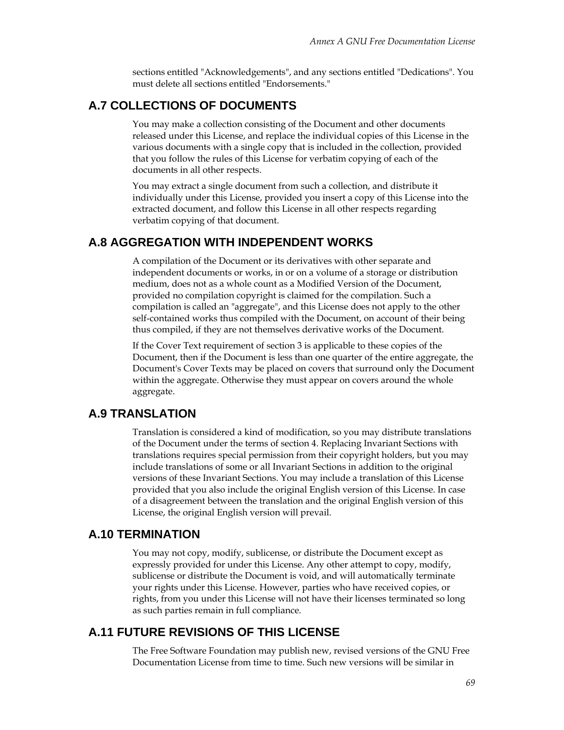sections entitled "Acknowledgements", and any sections entitled "Dedications". You must delete all sections entitled "Endorsements."

## A.7 COLLECTIONS OF DOCUMENTS

You may make a collection consisting of the Document and other documents released under this License, and replace the individual copies of this License in the various documents with a single copy that is included in the collection, provided that you follow the rules of this License for verbatim copying of each of the documents in all other respects.

You may extract a single document from such a collection, and distribute it individually under this License, provided you insert a copy of this License into the extracted document, and follow this License in all other respects regarding verbatim copying of that document.

## A.8 AGGREGATION WITH INDEPENDENT WORKS

A compilation of the Document or its derivatives with other separate and independent documents or works, in or on a volume of a storage or distribution medium, does not as a whole count as a Modified Version of the Document, provided no compilation copyright is claimed for the compilation. Such a compilation is called an "aggregate", and this License does not apply to the other self-contained works thus compiled with the Document, on account of their being thus compiled, if they are not themselves derivative works of the Document.

If the Cover Text requirement of section 3 is applicable to these copies of the Document, then if the Document is less than one quarter of the entire aggregate, the Document's Cover Texts may be placed on covers that surround only the Document within the aggregate. Otherwise they must appear on covers around the whole aggregate.

## A.9 TRANSLATION

Translation is considered a kind of modification, so you may distribute translations of the Document under the terms of section 4. Replacing Invariant Sections with translations requires special permission from their copyright holders, but you may include translations of some or all Invariant Sections in addition to the original versions of these Invariant Sections. You may include a translation of this License provided that you also include the original English version of this License. In case of a disagreement between the translation and the original English version of this License, the original English version will prevail.

## A.10 TERMINATION

You may not copy, modify, sublicense, or distribute the Document except as expressly provided for under this License. Any other attempt to copy, modify, sublicense or distribute the Document is void, and will automatically terminate your rights under this License. However, parties who have received copies, or rights, from you under this License will not have their licenses terminated so long as such parties remain in full compliance.

## A.11 FUTURE REVISIONS OF THIS LICENSE

The Free Software Foundation may publish new, revised versions of the GNU Free Documentation License from time to time. Such new versions will be similar in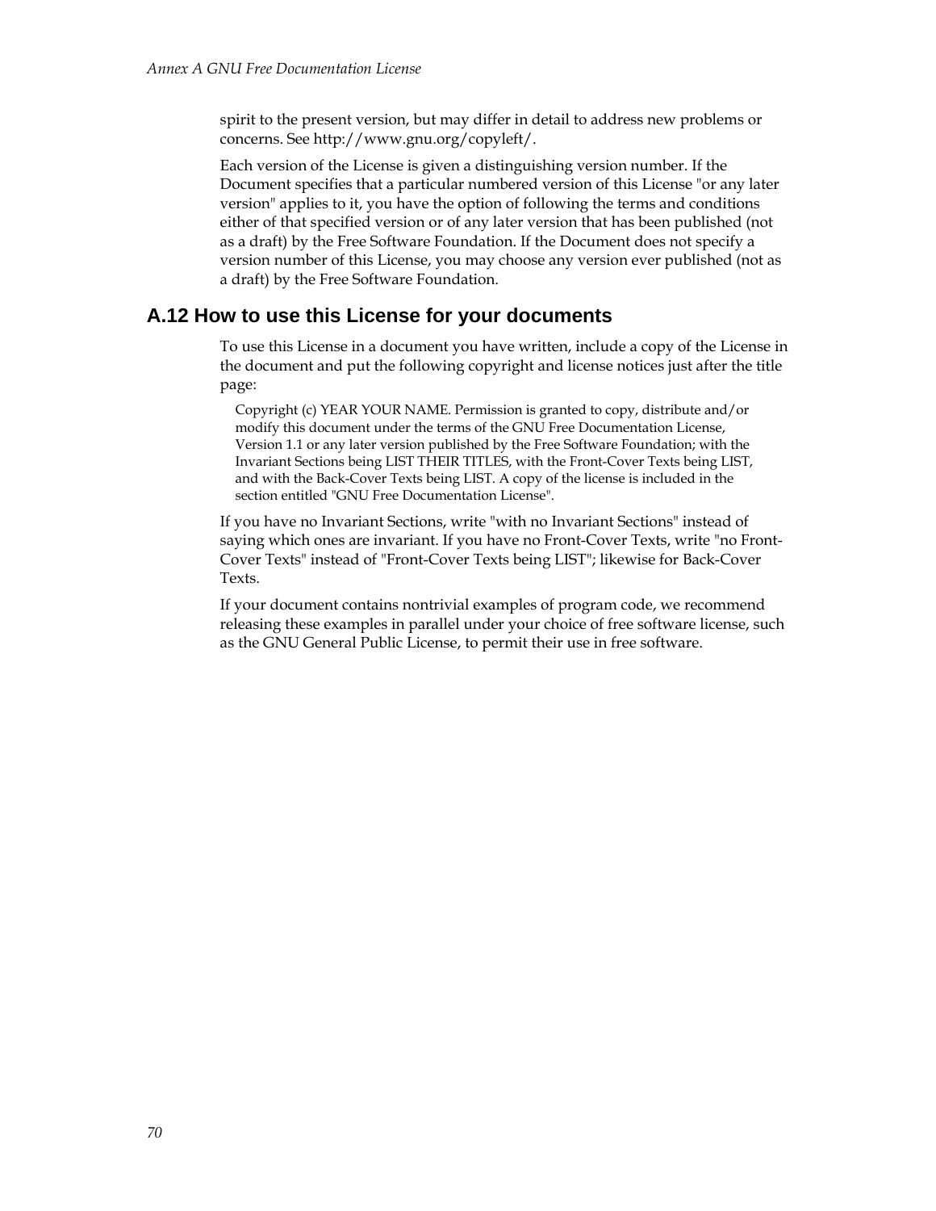spirit to the present version, but may differ in detail to address new problems or concerns. See http://www.gnu.org/copyleft/.

Each version of the License is given a distinguishing version number. If the Document specifies that a particular numbered version of this License "or any later version" applies to it, you have the option of following the terms and conditions either of that specified version or of any later version that has been published (not as a draft) by the Free Software Foundation. If the Document does not specify a version number of this License, you may choose any version ever published (not as a draft) by the Free Software Foundation.

## A.12 How to use this License for your documents

To use this License in a document you have written, include a copy of the License in the document and put the following copyright and license notices just after the title page:

> Copyright (c) YEAR YOUR NAME. Permission is granted to copy, distribute and/or modify this document under the terms of the GNU Free Documentation License, Version 1.1 or any later version published by the Free Software Foundation; with the Invariant Sections being LIST THEIR TITLES, with the Front-Cover Texts being LIST, and with the Back-Cover Texts being LIST. A copy of the license is included in the section entitled "GNU Free Documentation License".

If you have no Invariant Sections, write "with no Invariant Sections" instead of saying which ones are invariant. If you have no Front-Cover Texts, write "no Front-Cover Texts" instead of "Front-Cover Texts being LIST"; likewise for Back-Cover Texts.

If your document contains nontrivial examples of program code, we recommend releasing these examples in parallel under your choice of free software license, such as the GNU General Public License, to permit their use in free software.